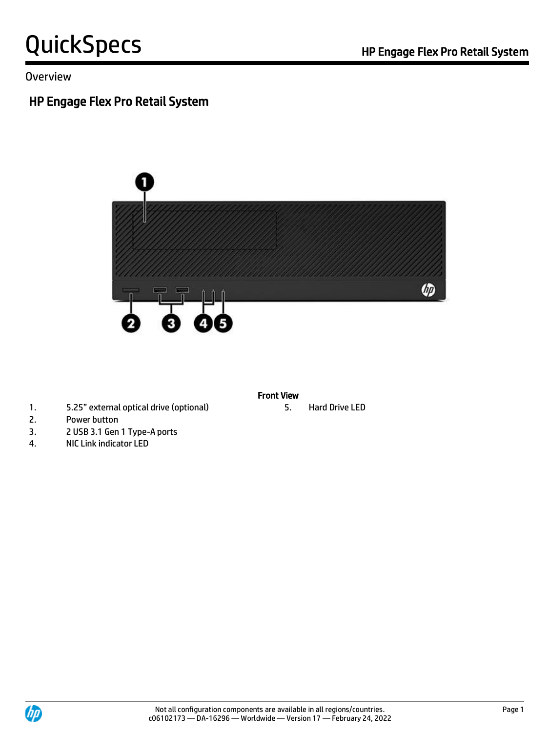# QuickSpecs

Overview

## HP Engage Flex Pro Retail System

**Front View**

1. 5.25" external optical drive (optional)
2. Power button
3. 2 USB 3.1 Gen 1 Type-A ports
4. NIC Link indicator LED
5. Hard Drive LED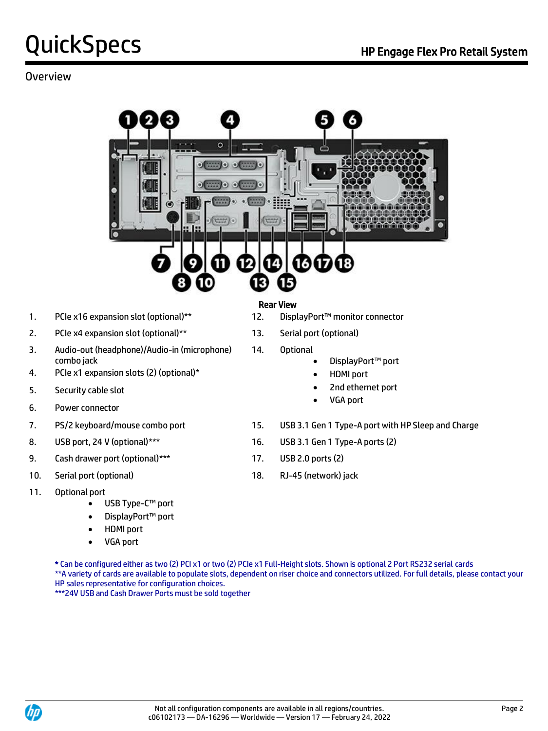## Overview

**Rear View**

1. PCIe x16 expansion slot (optional)**
2. PCIe x4 expansion slot (optional)**
3. Audio-out (headphone)/Audio-in (microphone) combo jack
4. PCIe x1 expansion slots (2) (optional)*
5. Security cable slot
6. Power connector
7. PS/2 keyboard/mouse combo port
8. USB port, 24 V (optional)***
9. Cash drawer port (optional)***
10. Serial port (optional)
11. Optional port
    - USB Type-C™ port
    - DisplayPort™ port
    - HDMI port
    - VGA port
12. DisplayPort™ monitor connector
13. Serial port (optional)
14. Optional
    - DisplayPort™ port
    - HDMI port
    - 2nd ethernet port
    - VGA port
15. USB 3.1 Gen 1 Type-A port with HP Sleep and Charge
16. USB 3.1 Gen 1 Type-A ports (2)
17. USB 2.0 ports (2)
18. RJ-45 (network) jack

* Can be configured either as two (2) PCI x1 or two (2) PCIe x1 Full-Height slots. Shown is optional 2 Port RS232 serial cards
**A variety of cards are available to populate slots, dependent on riser choice and connectors utilized. For full details, please contact your HP sales representative for configuration choices.
***24V USB and Cash Drawer Ports must be sold together

Not all configuration components are available in all regions/countries.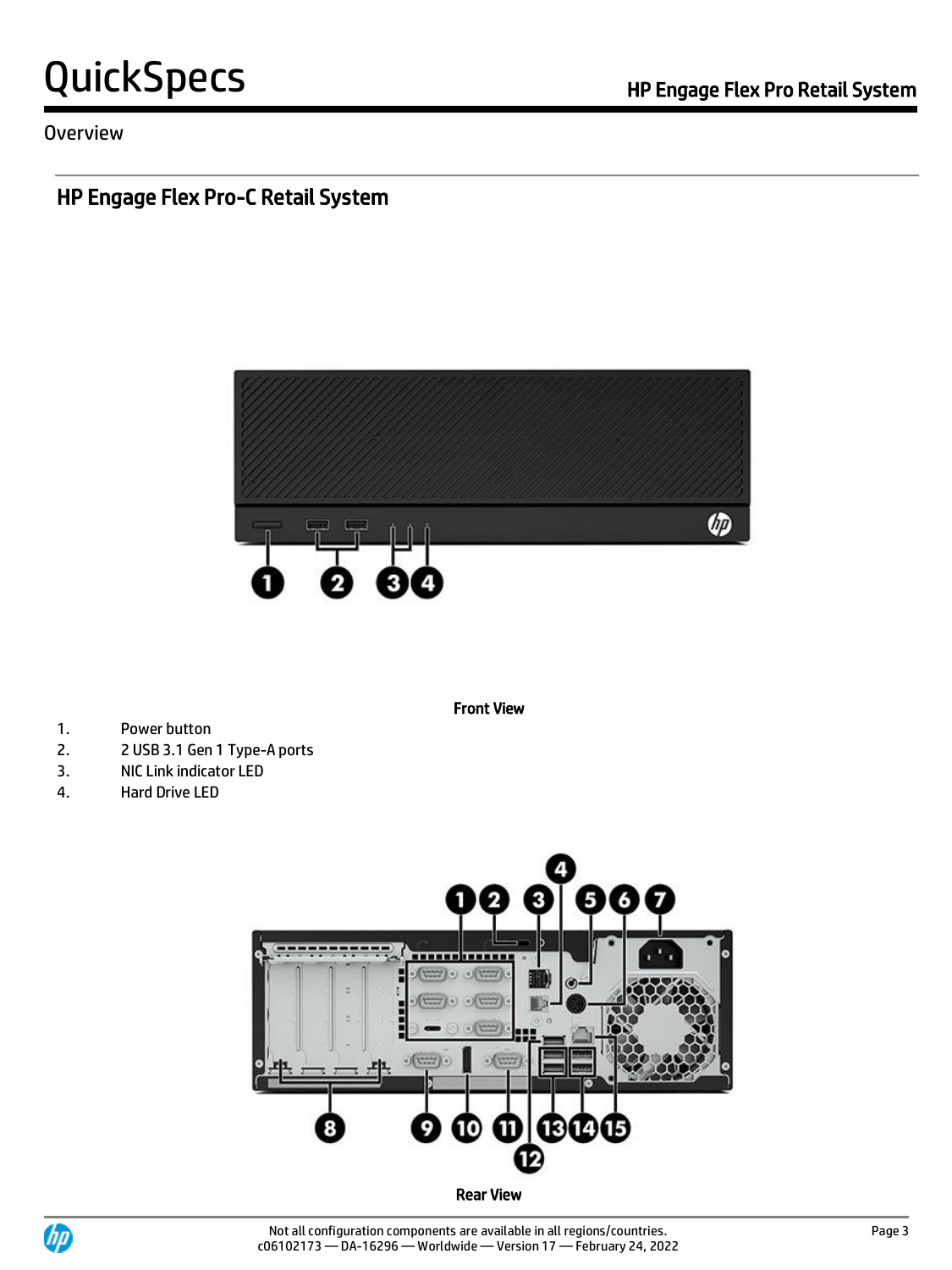Overview

## HP Engage Flex Pro-C Retail System

Front View

1. Power button
2. 2 USB 3.1 Gen 1 Type-A ports
3. NIC Link indicator LED
4. Hard Drive LED

Rear View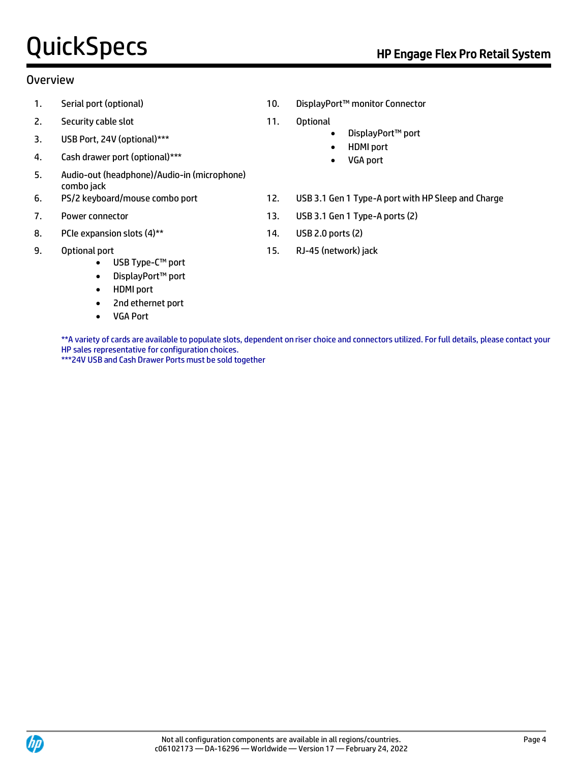## Overview

1. Serial port (optional)
2. Security cable slot
3. USB Port, 24V (optional)***
4. Cash drawer port (optional)***
5. Audio-out (headphone)/Audio-in (microphone) combo jack
6. PS/2 keyboard/mouse combo port
7. Power connector
8. PCIe expansion slots (4)**
9. Optional port
   - USB Type-C™ port
   - DisplayPort™ port
   - HDMI port
   - 2nd ethernet port
   - VGA Port
10. DisplayPort™ monitor Connector
11. Optional
    - DisplayPort™ port
    - HDMI port
    - VGA port
12. USB 3.1 Gen 1 Type-A port with HP Sleep and Charge
13. USB 3.1 Gen 1 Type-A ports (2)
14. USB 2.0 ports (2)
15. RJ-45 (network) jack

**A variety of cards are available to populate slots, dependent on riser choice and connectors utilized. For full details, please contact your HP sales representative for configuration choices.
***24V USB and Cash Drawer Ports must be sold together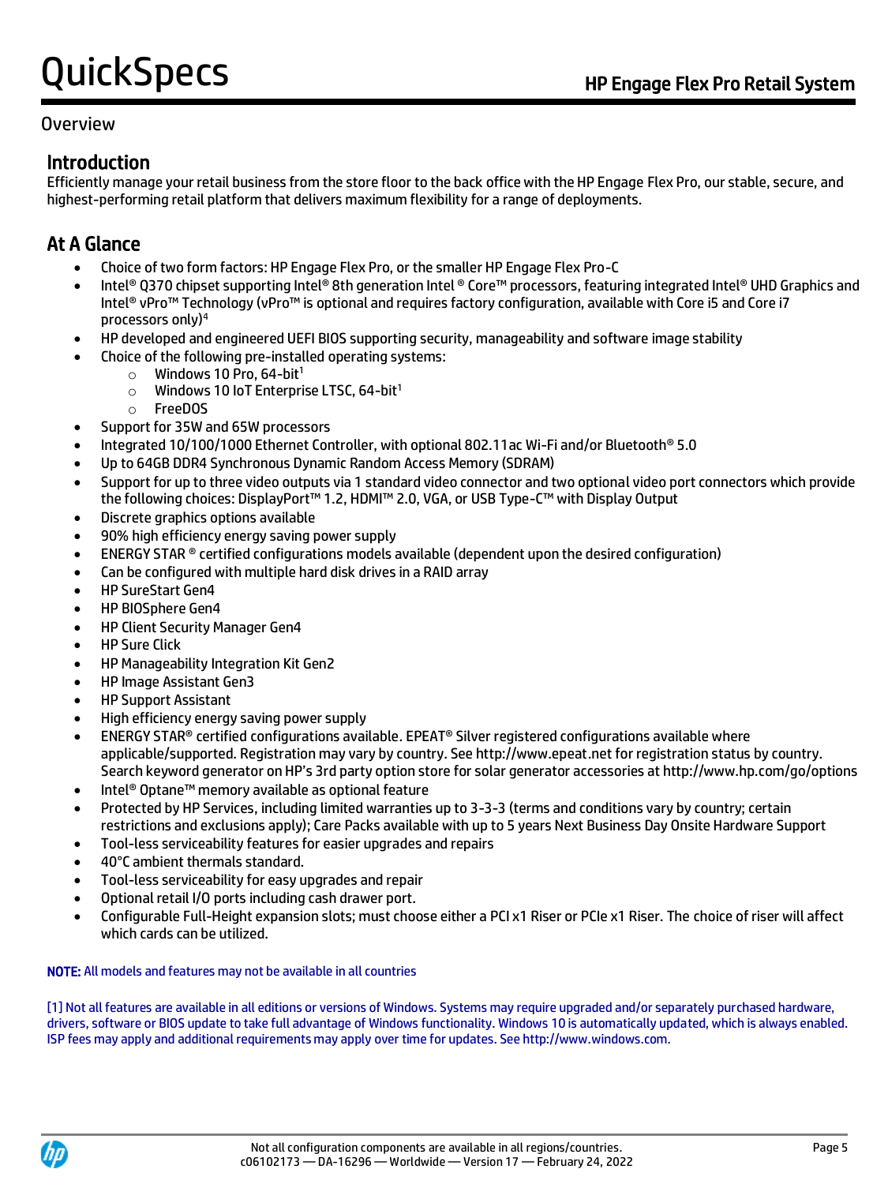## Overview

### Introduction

Efficiently manage your retail business from the store floor to the back office with the HP Engage Flex Pro, our stable, secure, and highest-performing retail platform that delivers maximum flexibility for a range of deployments.

### At A Glance

- Choice of two form factors: HP Engage Flex Pro, or the smaller HP Engage Flex Pro-C
- Intel® Q370 chipset supporting Intel® 8th generation Intel ® Core™ processors, featuring integrated Intel® UHD Graphics and Intel® vPro™ Technology (vPro™ is optional and requires factory configuration, available with Core i5 and Core i7 processors only)[4]
- HP developed and engineered UEFI BIOS supporting security, manageability and software image stability
- Choice of the following pre-installed operating systems:
  - Windows 10 Pro, 64-bit[1]
  - Windows 10 IoT Enterprise LTSC, 64-bit[1]
  - FreeDOS
- Support for 35W and 65W processors
- Integrated 10/100/1000 Ethernet Controller, with optional 802.11ac Wi-Fi and/or Bluetooth® 5.0
- Up to 64GB DDR4 Synchronous Dynamic Random Access Memory (SDRAM)
- Support for up to three video outputs via 1 standard video connector and two optional video port connectors which provide the following choices: DisplayPort™ 1.2, HDMI™ 2.0, VGA, or USB Type-C™ with Display Output
- Discrete graphics options available
- 90% high efficiency energy saving power supply
- ENERGY STAR ® certified configurations models available (dependent upon the desired configuration)
- Can be configured with multiple hard disk drives in a RAID array
- HP SureStart Gen4
- HP BIOSphere Gen4
- HP Client Security Manager Gen4
- HP Sure Click
- HP Manageability Integration Kit Gen2
- HP Image Assistant Gen3
- HP Support Assistant
- High efficiency energy saving power supply
- ENERGY STAR® certified configurations available. EPEAT® Silver registered configurations available where applicable/supported. Registration may vary by country. See http://www.epeat.net for registration status by country. Search keyword generator on HP's 3rd party option store for solar generator accessories at http://www.hp.com/go/options
- Intel® Optane™ memory available as optional feature
- Protected by HP Services, including limited warranties up to 3-3-3 (terms and conditions vary by country; certain restrictions and exclusions apply); Care Packs available with up to 5 years Next Business Day Onsite Hardware Support
- Tool-less serviceability features for easier upgrades and repairs
- 40°C ambient thermals standard.
- Tool-less serviceability for easy upgrades and repair
- Optional retail I/O ports including cash drawer port.
- Configurable Full-Height expansion slots; must choose either a PCI x1 Riser or PCIe x1 Riser. The choice of riser will affect which cards can be utilized.

**NOTE:** All models and features may not be available in all countries

[1] Not all features are available in all editions or versions of Windows. Systems may require upgraded and/or separately purchased hardware, drivers, software or BIOS update to take full advantage of Windows functionality. Windows 10 is automatically updated, which is always enabled. ISP fees may apply and additional requirements may apply over time for updates. See http://www.windows.com.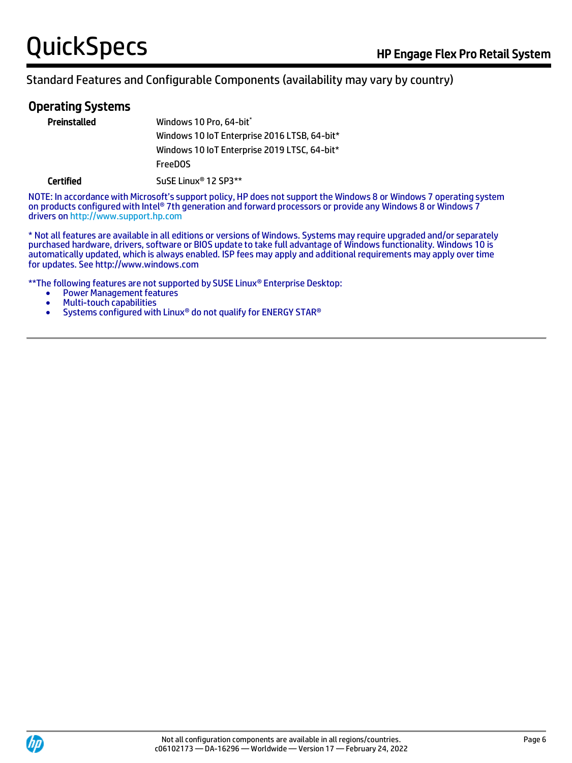Standard Features and Configurable Components (availability may vary by country)

## Operating Systems

| | |
|---|---|
| **Preinstalled** | Windows 10 Pro, 64-bit* |
| | Windows 10 IoT Enterprise 2016 LTSB, 64-bit* |
| | Windows 10 IoT Enterprise 2019 LTSC, 64-bit* |
| | FreeDOS |
| **Certified** | SuSE Linux® 12 SP3** |

NOTE: In accordance with Microsoft's support policy, HP does not support the Windows 8 or Windows 7 operating system on products configured with Intel® 7th generation and forward processors or provide any Windows 8 or Windows 7 drivers on http://www.support.hp.com

* Not all features are available in all editions or versions of Windows. Systems may require upgraded and/or separately purchased hardware, drivers, software or BIOS update to take full advantage of Windows functionality. Windows 10 is automatically updated, which is always enabled. ISP fees may apply and additional requirements may apply over time for updates. See http://www.windows.com

**The following features are not supported by SUSE Linux® Enterprise Desktop:

- Power Management features
- Multi-touch capabilities
- Systems configured with Linux® do not qualify for ENERGY STAR®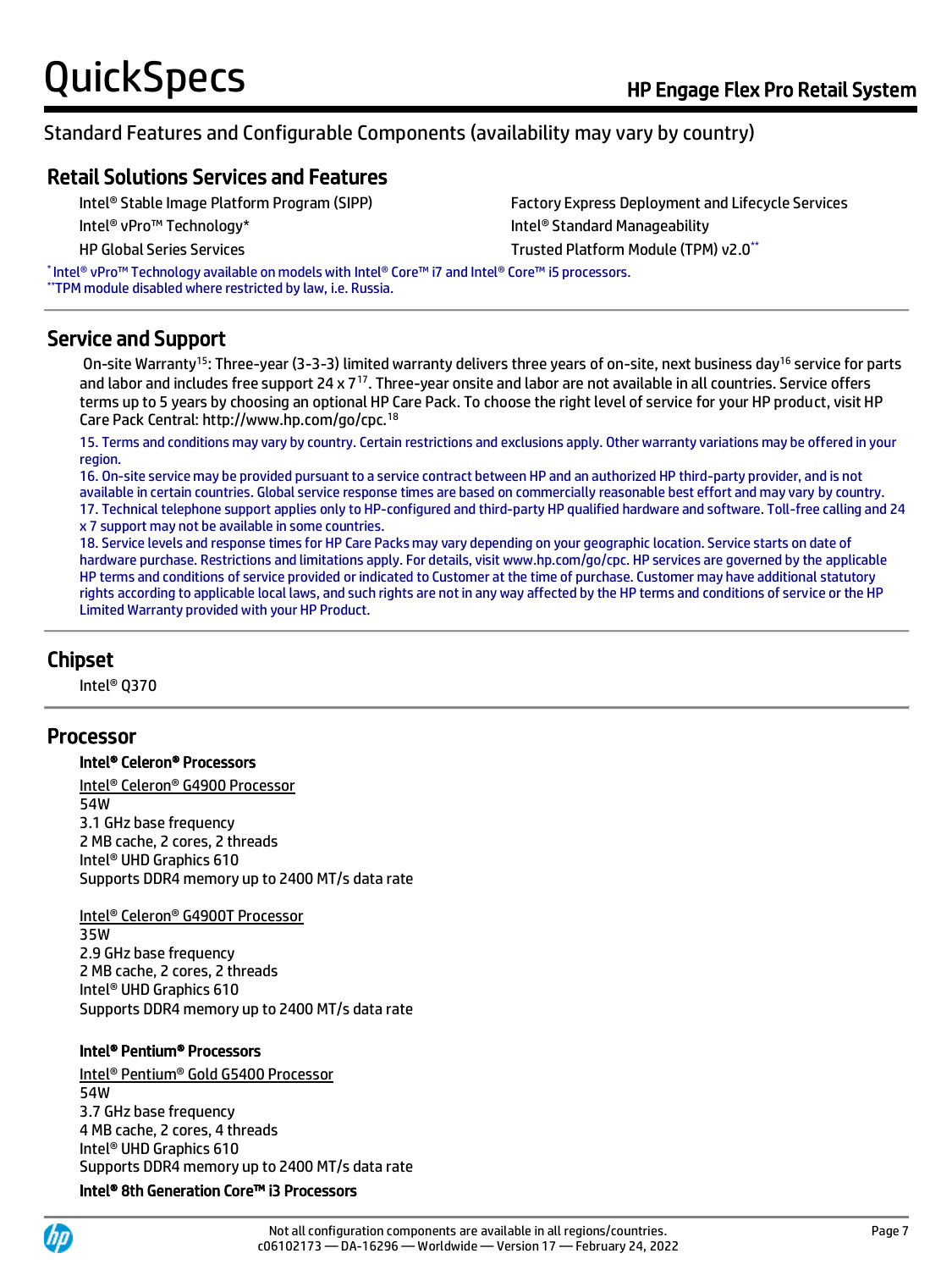## Standard Features and Configurable Components (availability may vary by country)

### Retail Solutions Services and Features

- Intel® Stable Image Platform Program (SIPP)
- Intel® vPro™ Technology*
- HP Global Series Services
- Factory Express Deployment and Lifecycle Services
- Intel® Standard Manageability
- Trusted Platform Module (TPM) v2.0**

* Intel® vPro™ Technology available on models with Intel® Core™ i7 and Intel® Core™ i5 processors.
**TPM module disabled where restricted by law, i.e. Russia.

### Service and Support

On-site Warranty[15]: Three-year (3-3-3) limited warranty delivers three years of on-site, next business day[16] service for parts and labor and includes free support 24 x 7[17]. Three-year onsite and labor are not available in all countries. Service offers terms up to 5 years by choosing an optional HP Care Pack. To choose the right level of service for your HP product, visit HP Care Pack Central: http://www.hp.com/go/cpc.[18]

15. Terms and conditions may vary by country. Certain restrictions and exclusions apply. Other warranty variations may be offered in your region.
16. On-site service may be provided pursuant to a service contract between HP and an authorized HP third-party provider, and is not available in certain countries. Global service response times are based on commercially reasonable best effort and may vary by country.
17. Technical telephone support applies only to HP-configured and third-party HP qualified hardware and software. Toll-free calling and 24 x 7 support may not be available in some countries.
18. Service levels and response times for HP Care Packs may vary depending on your geographic location. Service starts on date of hardware purchase. Restrictions and limitations apply. For details, visit www.hp.com/go/cpc. HP services are governed by the applicable HP terms and conditions of service provided or indicated to Customer at the time of purchase. Customer may have additional statutory rights according to applicable local laws, and such rights are not in any way affected by the HP terms and conditions of service or the HP Limited Warranty provided with your HP Product.

### Chipset

Intel® Q370

### Processor

**Intel® Celeron® Processors**

Intel® Celeron® G4900 Processor
54W
3.1 GHz base frequency
2 MB cache, 2 cores, 2 threads
Intel® UHD Graphics 610
Supports DDR4 memory up to 2400 MT/s data rate

Intel® Celeron® G4900T Processor
35W
2.9 GHz base frequency
2 MB cache, 2 cores, 2 threads
Intel® UHD Graphics 610
Supports DDR4 memory up to 2400 MT/s data rate

**Intel® Pentium® Processors**

Intel® Pentium® Gold G5400 Processor
54W
3.7 GHz base frequency
4 MB cache, 2 cores, 4 threads
Intel® UHD Graphics 610
Supports DDR4 memory up to 2400 MT/s data rate

**Intel® 8th Generation Core™ i3 Processors**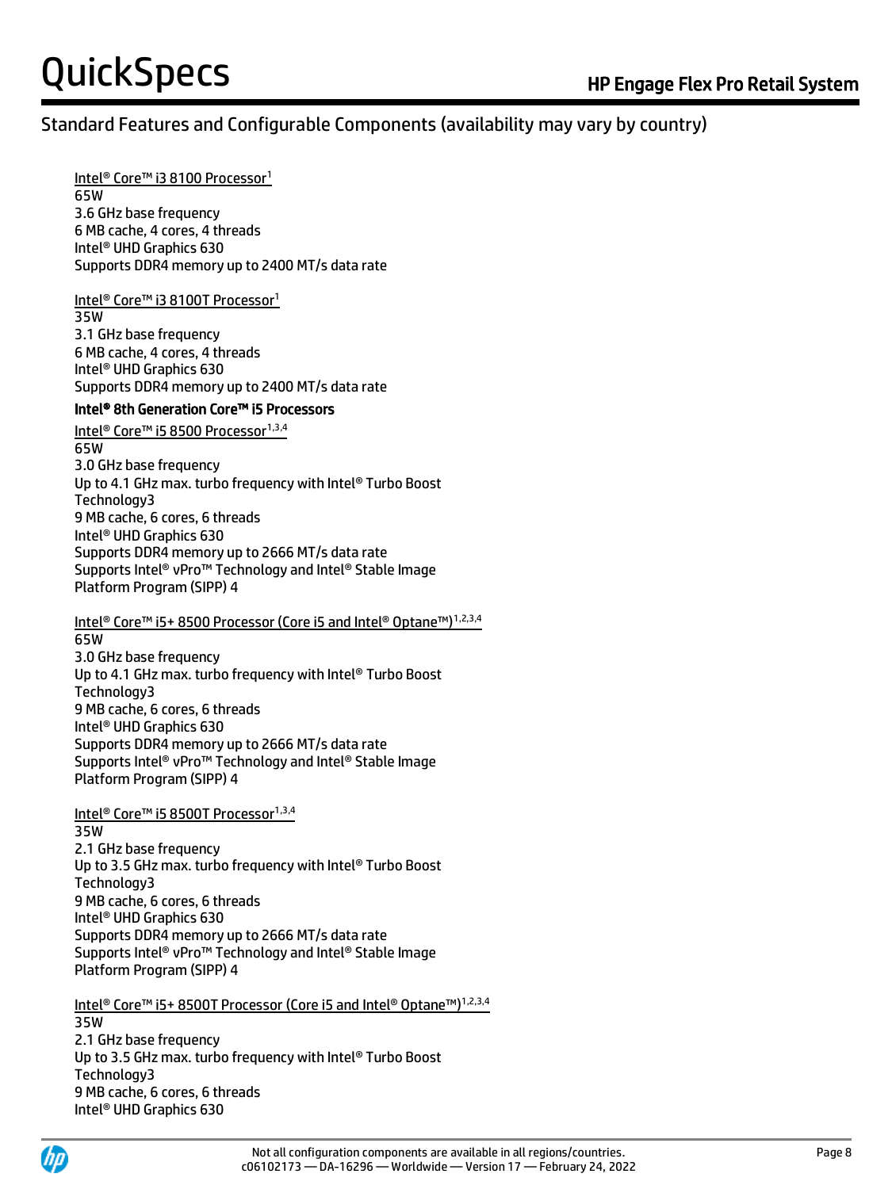## Standard Features and Configurable Components (availability may vary by country)

Intel® Core™ i3 8100 Processor[1]
65W
3.6 GHz base frequency
6 MB cache, 4 cores, 4 threads
Intel® UHD Graphics 630
Supports DDR4 memory up to 2400 MT/s data rate

Intel® Core™ i3 8100T Processor[1]
35W
3.1 GHz base frequency
6 MB cache, 4 cores, 4 threads
Intel® UHD Graphics 630
Supports DDR4 memory up to 2400 MT/s data rate

**Intel® 8th Generation Core™ i5 Processors**

Intel® Core™ i5 8500 Processor[1,3,4]
65W
3.0 GHz base frequency
Up to 4.1 GHz max. turbo frequency with Intel® Turbo Boost Technology3
9 MB cache, 6 cores, 6 threads
Intel® UHD Graphics 630
Supports DDR4 memory up to 2666 MT/s data rate
Supports Intel® vPro™ Technology and Intel® Stable Image Platform Program (SIPP) 4

Intel® Core™ i5+ 8500 Processor (Core i5 and Intel® Optane™)[1,2,3,4]
65W
3.0 GHz base frequency
Up to 4.1 GHz max. turbo frequency with Intel® Turbo Boost Technology3
9 MB cache, 6 cores, 6 threads
Intel® UHD Graphics 630
Supports DDR4 memory up to 2666 MT/s data rate
Supports Intel® vPro™ Technology and Intel® Stable Image Platform Program (SIPP) 4

Intel® Core™ i5 8500T Processor[1,3,4]
35W
2.1 GHz base frequency
Up to 3.5 GHz max. turbo frequency with Intel® Turbo Boost Technology3
9 MB cache, 6 cores, 6 threads
Intel® UHD Graphics 630
Supports DDR4 memory up to 2666 MT/s data rate
Supports Intel® vPro™ Technology and Intel® Stable Image Platform Program (SIPP) 4

Intel® Core™ i5+ 8500T Processor (Core i5 and Intel® Optane™)[1,2,3,4]
35W
2.1 GHz base frequency
Up to 3.5 GHz max. turbo frequency with Intel® Turbo Boost Technology3
9 MB cache, 6 cores, 6 threads
Intel® UHD Graphics 630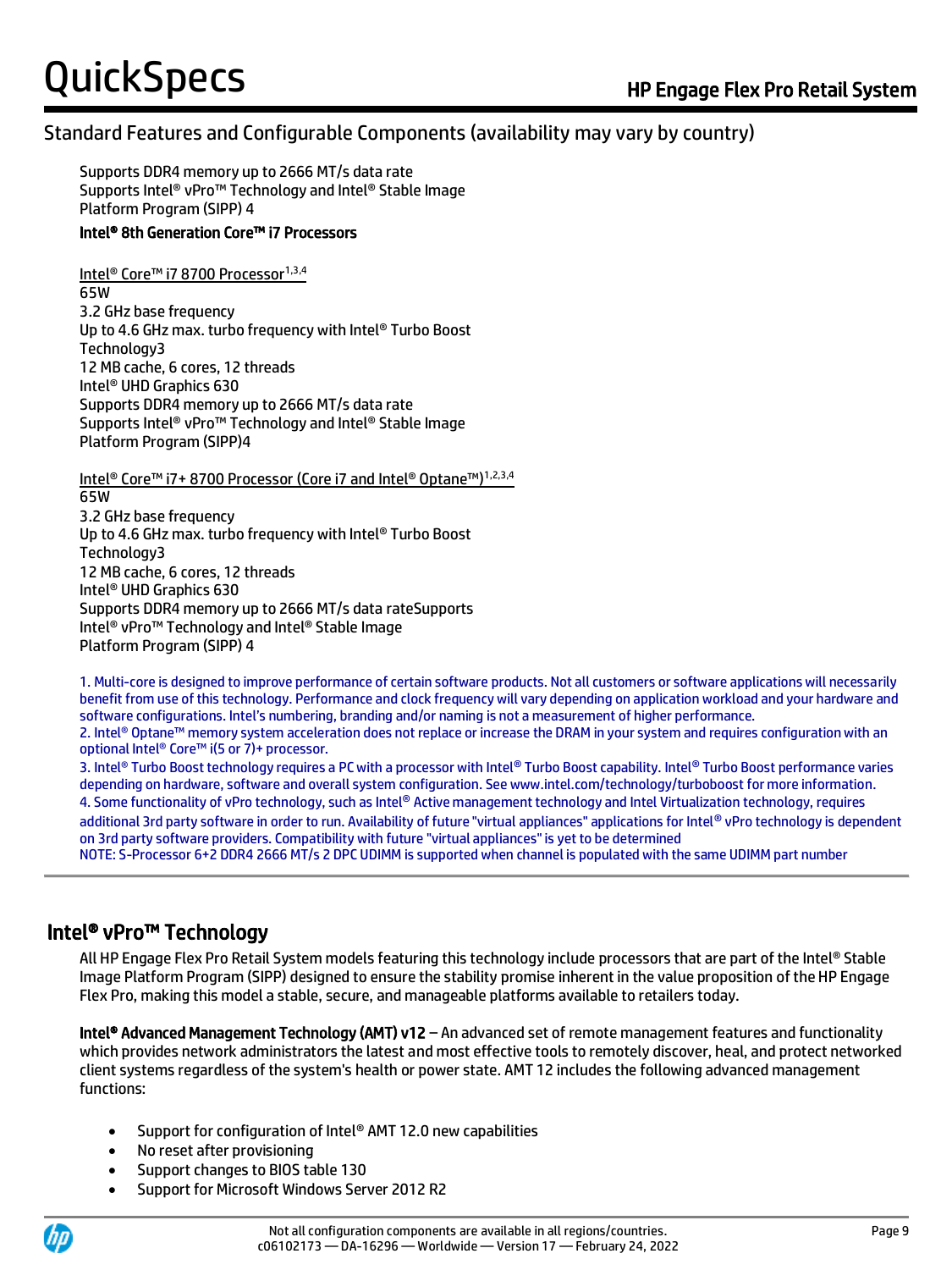## Standard Features and Configurable Components (availability may vary by country)

Supports DDR4 memory up to 2666 MT/s data rate
Supports Intel® vPro™ Technology and Intel® Stable Image Platform Program (SIPP) 4

**Intel® 8th Generation Core™ i7 Processors**

Intel® Core™ i7 8700 Processor[1,3,4]
65W
3.2 GHz base frequency
Up to 4.6 GHz max. turbo frequency with Intel® Turbo Boost Technology3
12 MB cache, 6 cores, 12 threads
Intel® UHD Graphics 630
Supports DDR4 memory up to 2666 MT/s data rate
Supports Intel® vPro™ Technology and Intel® Stable Image Platform Program (SIPP)4

Intel® Core™ i7+ 8700 Processor (Core i7 and Intel® Optane™)[1,2,3,4]
65W
3.2 GHz base frequency
Up to 4.6 GHz max. turbo frequency with Intel® Turbo Boost Technology3
12 MB cache, 6 cores, 12 threads
Intel® UHD Graphics 630
Supports DDR4 memory up to 2666 MT/s data rateSupports Intel® vPro™ Technology and Intel® Stable Image Platform Program (SIPP) 4

1. Multi-core is designed to improve performance of certain software products. Not all customers or software applications will necessarily benefit from use of this technology. Performance and clock frequency will vary depending on application workload and your hardware and software configurations. Intel's numbering, branding and/or naming is not a measurement of higher performance.
2. Intel® Optane™ memory system acceleration does not replace or increase the DRAM in your system and requires configuration with an optional Intel® Core™ i(5 or 7)+ processor.
3. Intel® Turbo Boost technology requires a PC with a processor with Intel® Turbo Boost capability. Intel® Turbo Boost performance varies depending on hardware, software and overall system configuration. See www.intel.com/technology/turboboost for more information.
4. Some functionality of vPro technology, such as Intel® Active management technology and Intel Virtualization technology, requires additional 3rd party software in order to run. Availability of future "virtual appliances" applications for Intel® vPro technology is dependent on 3rd party software providers. Compatibility with future "virtual appliances" is yet to be determined
NOTE: S-Processor 6+2 DDR4 2666 MT/s 2 DPC UDIMM is supported when channel is populated with the same UDIMM part number

## Intel® vPro™ Technology

All HP Engage Flex Pro Retail System models featuring this technology include processors that are part of the Intel® Stable Image Platform Program (SIPP) designed to ensure the stability promise inherent in the value proposition of the HP Engage Flex Pro, making this model a stable, secure, and manageable platforms available to retailers today.

**Intel® Advanced Management Technology (AMT) v12** – An advanced set of remote management features and functionality which provides network administrators the latest and most effective tools to remotely discover, heal, and protect networked client systems regardless of the system's health or power state. AMT 12 includes the following advanced management functions:

- Support for configuration of Intel® AMT 12.0 new capabilities
- No reset after provisioning
- Support changes to BIOS table 130
- Support for Microsoft Windows Server 2012 R2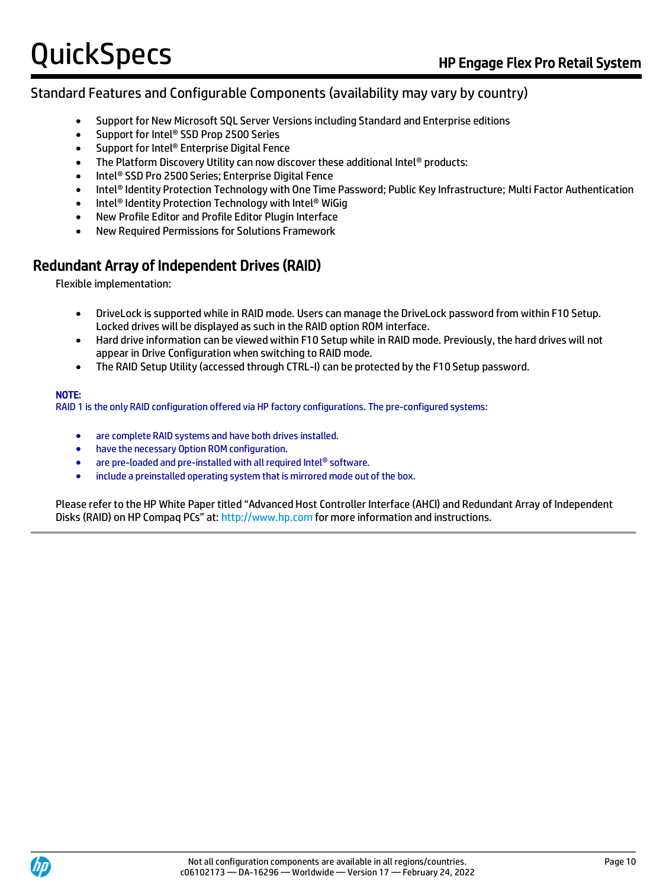## Standard Features and Configurable Components (availability may vary by country)

- Support for New Microsoft SQL Server Versions including Standard and Enterprise editions
- Support for Intel® SSD Prop 2500 Series
- Support for Intel® Enterprise Digital Fence
- The Platform Discovery Utility can now discover these additional Intel® products:
- Intel® SSD Pro 2500 Series; Enterprise Digital Fence
- Intel® Identity Protection Technology with One Time Password; Public Key Infrastructure; Multi Factor Authentication
- Intel® Identity Protection Technology with Intel® WiGig
- New Profile Editor and Profile Editor Plugin Interface
- New Required Permissions for Solutions Framework

### Redundant Array of Independent Drives (RAID)

Flexible implementation:

- DriveLock is supported while in RAID mode. Users can manage the DriveLock password from within F10 Setup. Locked drives will be displayed as such in the RAID option ROM interface.
- Hard drive information can be viewed within F10 Setup while in RAID mode. Previously, the hard drives will not appear in Drive Configuration when switching to RAID mode.
- The RAID Setup Utility (accessed through CTRL-I) can be protected by the F10 Setup password.

**NOTE:**
RAID 1 is the only RAID configuration offered via HP factory configurations. The pre-configured systems:

- are complete RAID systems and have both drives installed.
- have the necessary Option ROM configuration.
- are pre-loaded and pre-installed with all required Intel® software.
- include a preinstalled operating system that is mirrored mode out of the box.

Please refer to the HP White Paper titled "Advanced Host Controller Interface (AHCI) and Redundant Array of Independent Disks (RAID) on HP Compaq PCs" at: http://www.hp.com for more information and instructions.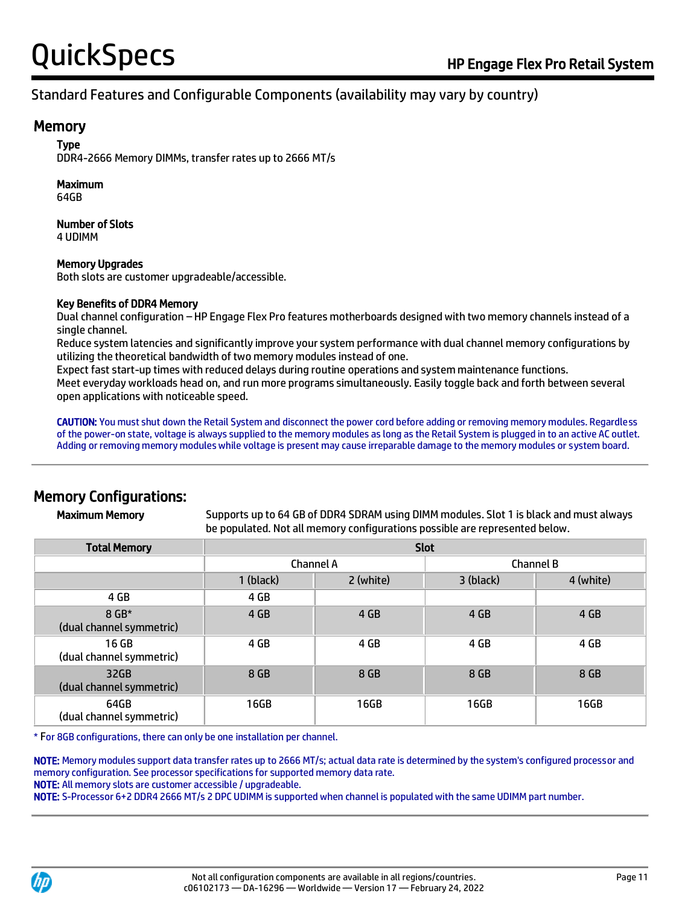## Standard Features and Configurable Components (availability may vary by country)

## Memory

**Type**
DDR4-2666 Memory DIMMs, transfer rates up to 2666 MT/s

**Maximum**
64GB

**Number of Slots**
4 UDIMM

**Memory Upgrades**
Both slots are customer upgradeable/accessible.

**Key Benefits of DDR4 Memory**
Dual channel configuration – HP Engage Flex Pro features motherboards designed with two memory channels instead of a single channel.
Reduce system latencies and significantly improve your system performance with dual channel memory configurations by utilizing the theoretical bandwidth of two memory modules instead of one.
Expect fast start-up times with reduced delays during routine operations and system maintenance functions.
Meet everyday workloads head on, and run more programs simultaneously. Easily toggle back and forth between several open applications with noticeable speed.

**CAUTION:** You must shut down the Retail System and disconnect the power cord before adding or removing memory modules. Regardless of the power-on state, voltage is always supplied to the memory modules as long as the Retail System is plugged in to an active AC outlet. Adding or removing memory modules while voltage is present may cause irreparable damage to the memory modules or system board.

## Memory Configurations:

**Maximum Memory** Supports up to 64 GB of DDR4 SDRAM using DIMM modules. Slot 1 is black and must always be populated. Not all memory configurations possible are represented below.

| Total Memory | Slot | | | |
|---|---|---|---|---|
| | Channel A | | Channel B | |
| | 1 (black) | 2 (white) | 3 (black) | 4 (white) |
| 4 GB | 4 GB | | | |
| 8 GB* (dual channel symmetric) | 4 GB | 4 GB | 4 GB | 4 GB |
| 16 GB (dual channel symmetric) | 4 GB | 4 GB | 4 GB | 4 GB |
| 32GB (dual channel symmetric) | 8 GB | 8 GB | 8 GB | 8 GB |
| 64GB (dual channel symmetric) | 16GB | 16GB | 16GB | 16GB |

* For 8GB configurations, there can only be one installation per channel.

**NOTE:** Memory modules support data transfer rates up to 2666 MT/s; actual data rate is determined by the system's configured processor and memory configuration. See processor specifications for supported memory data rate.
**NOTE:** All memory slots are customer accessible / upgradeable.
**NOTE:** S-Processor 6+2 DDR4 2666 MT/s 2 DPC UDIMM is supported when channel is populated with the same UDIMM part number.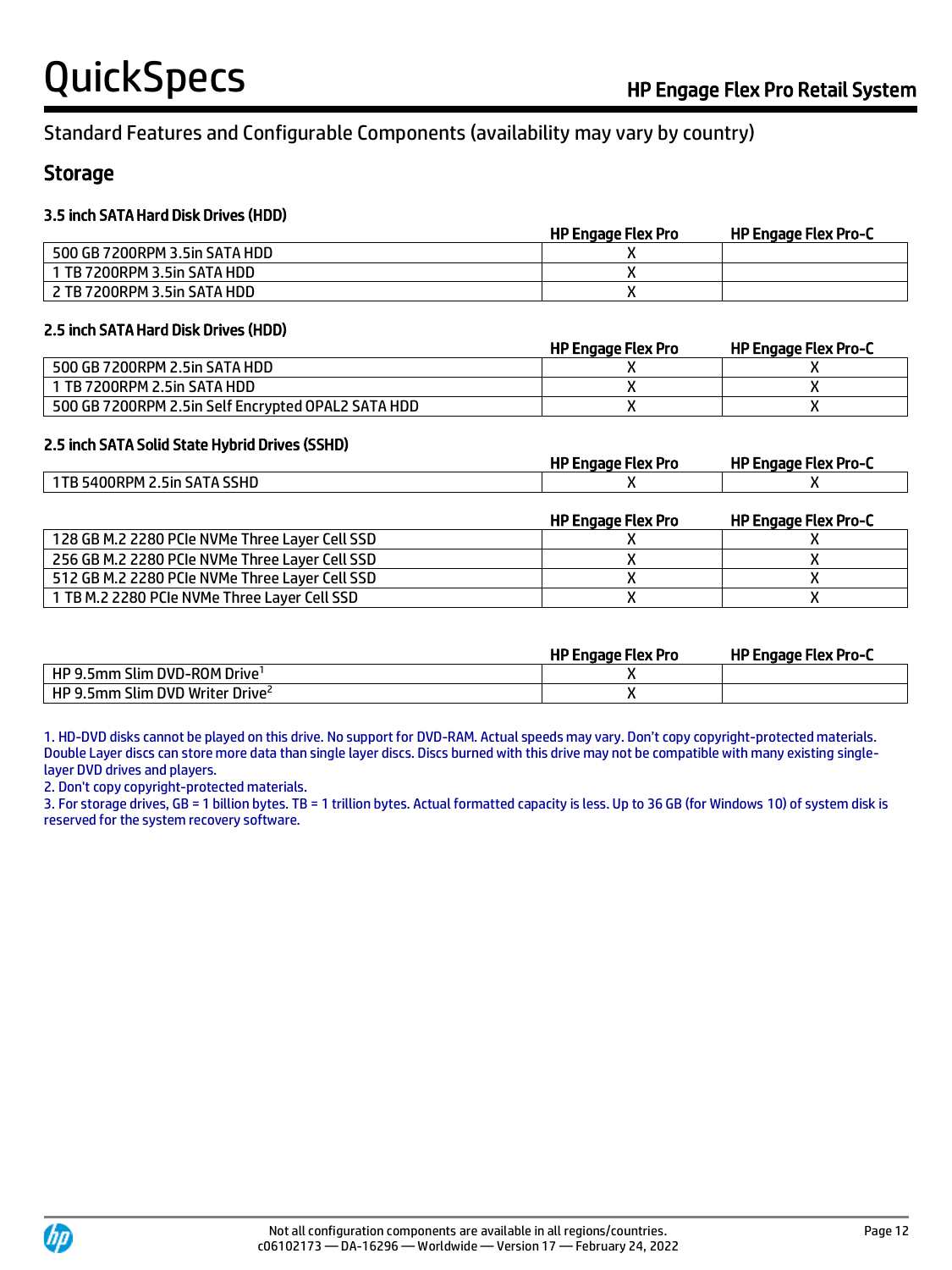Standard Features and Configurable Components (availability may vary by country)

## Storage

### 3.5 inch SATA Hard Disk Drives (HDD)

| | HP Engage Flex Pro | HP Engage Flex Pro-C |
|---|---|---|
| 500 GB 7200RPM 3.5in SATA HDD | X | |
| 1 TB 7200RPM 3.5in SATA HDD | X | |
| 2 TB 7200RPM 3.5in SATA HDD | X | |

### 2.5 inch SATA Hard Disk Drives (HDD)

| | HP Engage Flex Pro | HP Engage Flex Pro-C |
|---|---|---|
| 500 GB 7200RPM 2.5in SATA HDD | X | X |
| 1 TB 7200RPM 2.5in SATA HDD | X | X |
| 500 GB 7200RPM 2.5in Self Encrypted OPAL2 SATA HDD | X | X |

### 2.5 inch SATA Solid State Hybrid Drives (SSHD)

| | HP Engage Flex Pro | HP Engage Flex Pro-C |
|---|---|---|
| 1TB 5400RPM 2.5in SATA SSHD | X | X |

| | HP Engage Flex Pro | HP Engage Flex Pro-C |
|---|---|---|
| 128 GB M.2 2280 PCIe NVMe Three Layer Cell SSD | X | X |
| 256 GB M.2 2280 PCIe NVMe Three Layer Cell SSD | X | X |
| 512 GB M.2 2280 PCIe NVMe Three Layer Cell SSD | X | X |
| 1 TB M.2 2280 PCIe NVMe Three Layer Cell SSD | X | X |

| | HP Engage Flex Pro | HP Engage Flex Pro-C |
|---|---|---|
| HP 9.5mm Slim DVD-ROM Drive[1] | X | |
| HP 9.5mm Slim DVD Writer Drive[2] | X | |

1. HD-DVD disks cannot be played on this drive. No support for DVD-RAM. Actual speeds may vary. Don't copy copyright-protected materials. Double Layer discs can store more data than single layer discs. Discs burned with this drive may not be compatible with many existing single-layer DVD drives and players.
2. Don't copy copyright-protected materials.
3. For storage drives, GB = 1 billion bytes. TB = 1 trillion bytes. Actual formatted capacity is less. Up to 36 GB (for Windows 10) of system disk is reserved for the system recovery software.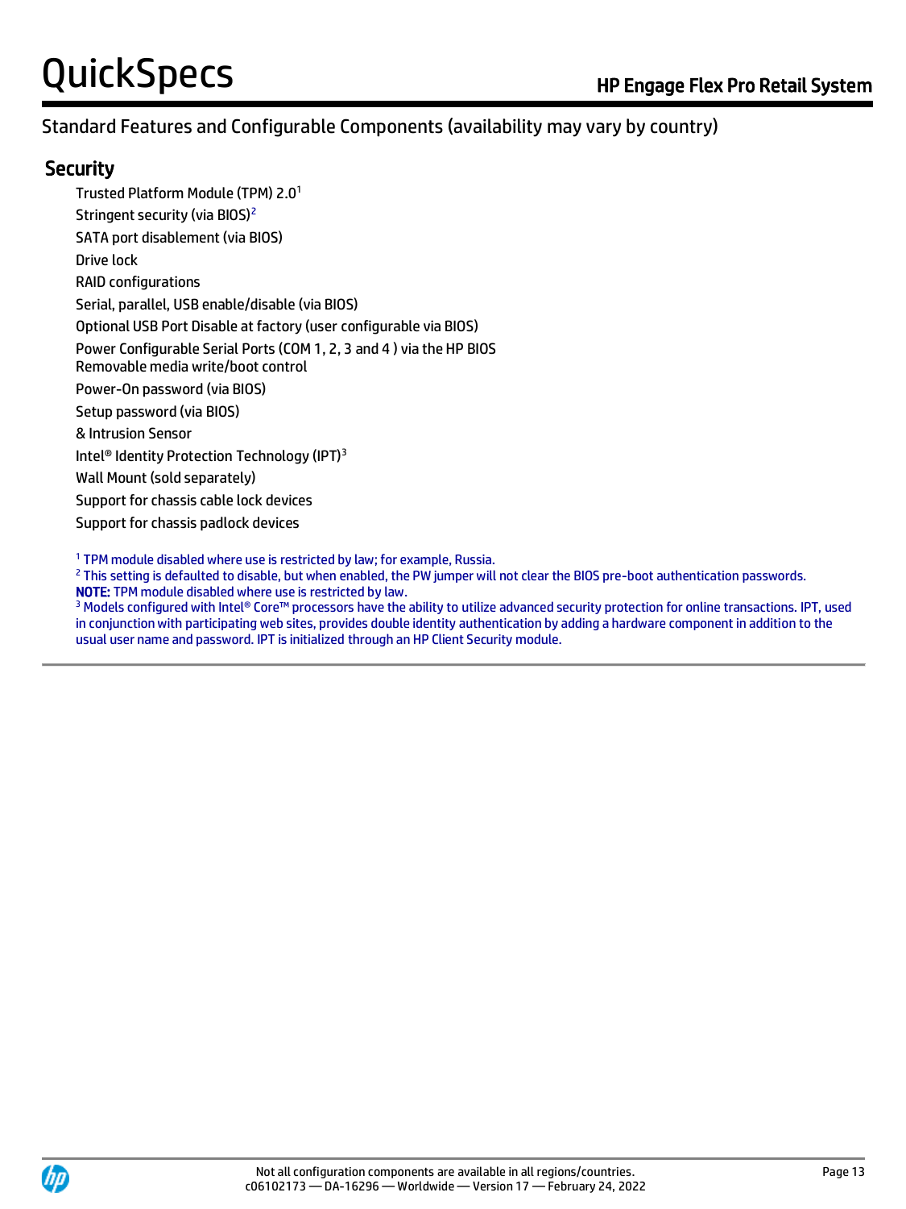## Standard Features and Configurable Components (availability may vary by country)

### Security

Trusted Platform Module (TPM) 2.0[1]
Stringent security (via BIOS)[2]
SATA port disablement (via BIOS)
Drive lock
RAID configurations
Serial, parallel, USB enable/disable (via BIOS)
Optional USB Port Disable at factory (user configurable via BIOS)
Power Configurable Serial Ports (COM 1, 2, 3 and 4 ) via the HP BIOS
Removable media write/boot control
Power-On password (via BIOS)
Setup password (via BIOS)
& Intrusion Sensor
Intel® Identity Protection Technology (IPT)[3]
Wall Mount (sold separately)
Support for chassis cable lock devices
Support for chassis padlock devices

[1] TPM module disabled where use is restricted by law; for example, Russia.
[2] This setting is defaulted to disable, but when enabled, the PW jumper will not clear the BIOS pre-boot authentication passwords.
**NOTE:** TPM module disabled where use is restricted by law.
[3] Models configured with Intel® Core™ processors have the ability to utilize advanced security protection for online transactions. IPT, used in conjunction with participating web sites, provides double identity authentication by adding a hardware component in addition to the usual user name and password. IPT is initialized through an HP Client Security module.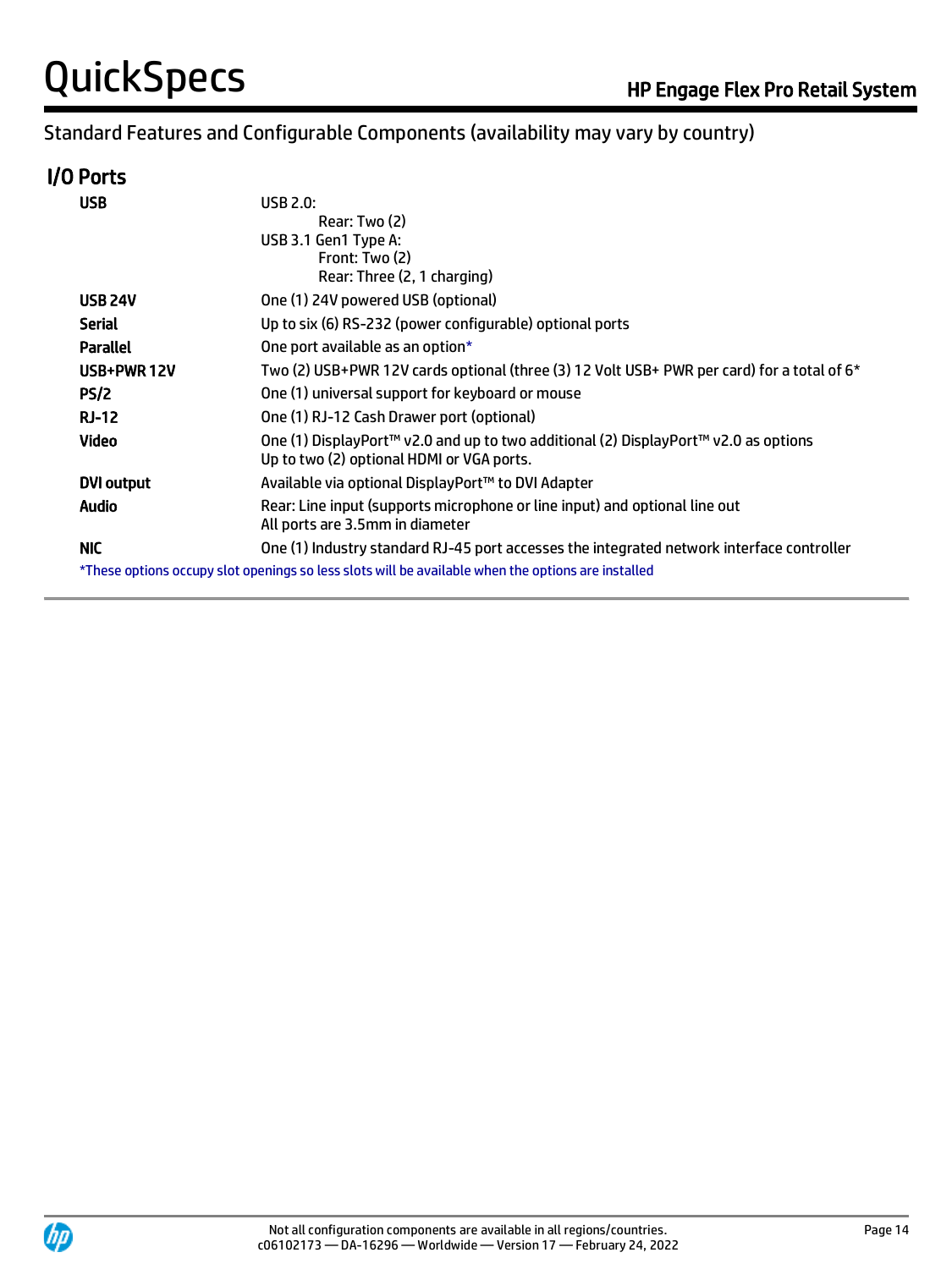Standard Features and Configurable Components (availability may vary by country)

## I/O Ports

| | |
|---|---|
| **USB** | USB 2.0:<br>Rear: Two (2)<br>USB 3.1 Gen1 Type A:<br>Front: Two (2)<br>Rear: Three (2, 1 charging) |
| **USB 24V** | One (1) 24V powered USB (optional) |
| **Serial** | Up to six (6) RS-232 (power configurable) optional ports |
| **Parallel** | One port available as an option* |
| **USB+PWR 12V** | Two (2) USB+PWR 12V cards optional (three (3) 12 Volt USB+ PWR per card) for a total of 6* |
| **PS/2** | One (1) universal support for keyboard or mouse |
| **RJ-12** | One (1) RJ-12 Cash Drawer port (optional) |
| **Video** | One (1) DisplayPort™ v2.0 and up to two additional (2) DisplayPort™ v2.0 as options<br>Up to two (2) optional HDMI or VGA ports. |
| **DVI output** | Available via optional DisplayPort™ to DVI Adapter |
| **Audio** | Rear: Line input (supports microphone or line input) and optional line out<br>All ports are 3.5mm in diameter |
| **NIC** | One (1) Industry standard RJ-45 port accesses the integrated network interface controller |

*These options occupy slot openings so less slots will be available when the options are installed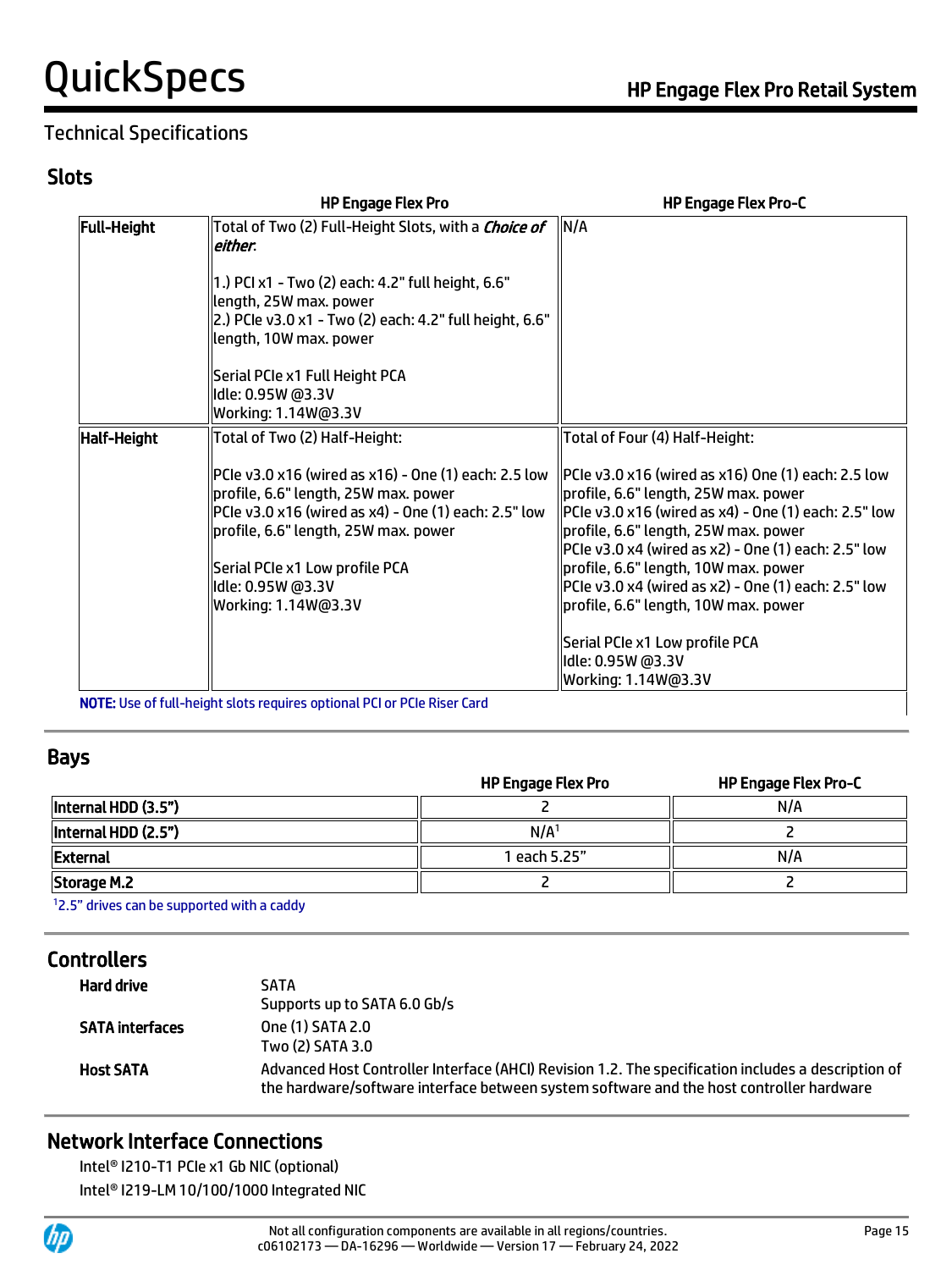## Technical Specifications

### Slots

| | HP Engage Flex Pro | HP Engage Flex Pro-C |
|---|---|---|
| **Full-Height** | Total of Two (2) Full-Height Slots, with a ***Choice of either***:<br><br>1.) PCI x1 - Two (2) each: 4.2" full height, 6.6" length, 25W max. power<br>2.) PCIe v3.0 x1 - Two (2) each: 4.2" full height, 6.6" length, 10W max. power<br><br>Serial PCIe x1 Full Height PCA<br>Idle: 0.95W @3.3V<br>Working: 1.14W@3.3V | N/A |
| **Half-Height** | Total of Two (2) Half-Height:<br><br>PCIe v3.0 x16 (wired as x16) - One (1) each: 2.5 low profile, 6.6" length, 25W max. power<br>PCIe v3.0 x16 (wired as x4) - One (1) each: 2.5" low profile, 6.6" length, 25W max. power<br><br>Serial PCIe x1 Low profile PCA<br>Idle: 0.95W @3.3V<br>Working: 1.14W@3.3V | Total of Four (4) Half-Height:<br><br>PCIe v3.0 x16 (wired as x16) One (1) each: 2.5 low profile, 6.6" length, 25W max. power<br>PCIe v3.0 x16 (wired as x4) - One (1) each: 2.5" low profile, 6.6" length, 25W max. power<br>PCIe v3.0 x4 (wired as x2) - One (1) each: 2.5" low profile, 6.6" length, 10W max. power<br>PCIe v3.0 x4 (wired as x2) - One (1) each: 2.5" low profile, 6.6" length, 10W max. power<br><br>Serial PCIe x1 Low profile PCA<br>Idle: 0.95W @3.3V<br>Working: 1.14W@3.3V |

**NOTE:** Use of full-height slots requires optional PCI or PCIe Riser Card

### Bays

| | HP Engage Flex Pro | HP Engage Flex Pro-C |
|---|---|---|
| **Internal HDD (3.5")** | 2 | N/A |
| **Internal HDD (2.5")** | N/A[1] | 2 |
| **External** | 1 each 5.25" | N/A |
| **Storage M.2** | 2 | 2 |

[1]2.5" drives can be supported with a caddy

### Controllers

| | |
|---|---|
| **Hard drive** | SATA<br>Supports up to SATA 6.0 Gb/s |
| **SATA interfaces** | One (1) SATA 2.0<br>Two (2) SATA 3.0 |
| **Host SATA** | Advanced Host Controller Interface (AHCI) Revision 1.2. The specification includes a description of the hardware/software interface between system software and the host controller hardware |

### Network Interface Connections

Intel® I210-T1 PCIe x1 Gb NIC (optional)
Intel® I219-LM 10/100/1000 Integrated NIC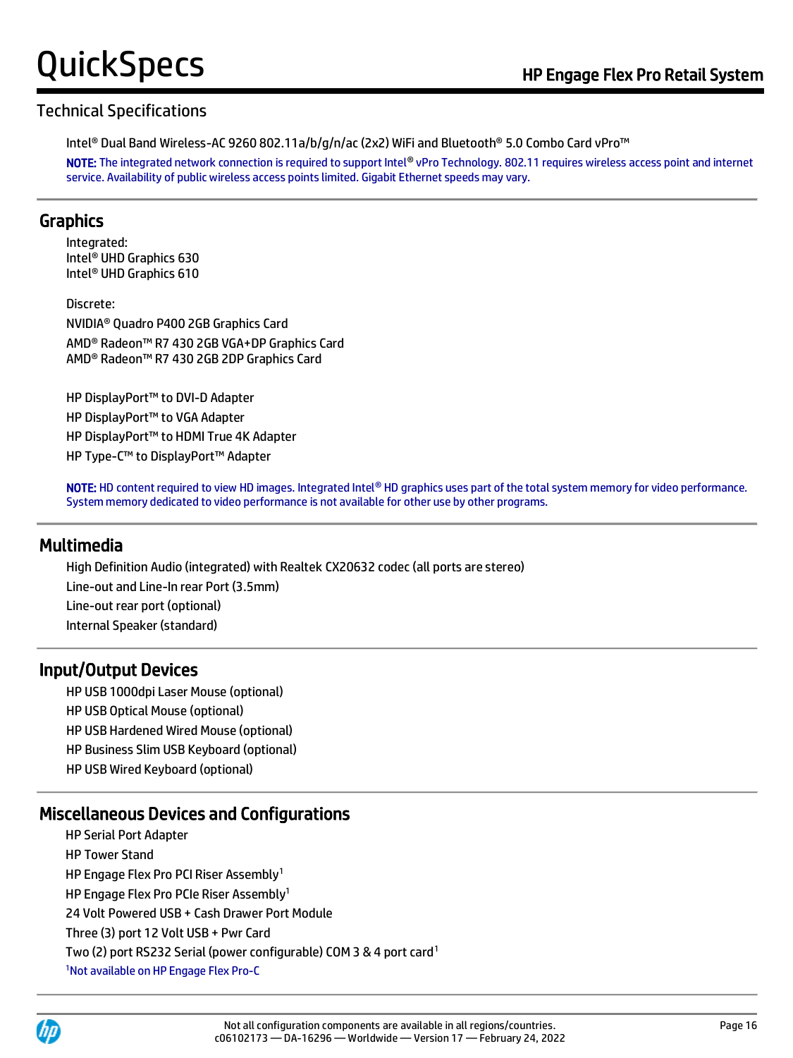## Technical Specifications

Intel® Dual Band Wireless-AC 9260 802.11a/b/g/n/ac (2x2) WiFi and Bluetooth® 5.0 Combo Card vPro™

**NOTE:** The integrated network connection is required to support Intel® vPro Technology. 802.11 requires wireless access point and internet service. Availability of public wireless access points limited. Gigabit Ethernet speeds may vary.

## Graphics

Integrated:
Intel® UHD Graphics 630
Intel® UHD Graphics 610

Discrete:
NVIDIA® Quadro P400 2GB Graphics Card
AMD® Radeon™ R7 430 2GB VGA+DP Graphics Card
AMD® Radeon™ R7 430 2GB 2DP Graphics Card

HP DisplayPort™ to DVI-D Adapter
HP DisplayPort™ to VGA Adapter
HP DisplayPort™ to HDMI True 4K Adapter
HP Type-C™ to DisplayPort™ Adapter

**NOTE:** HD content required to view HD images. Integrated Intel® HD graphics uses part of the total system memory for video performance. System memory dedicated to video performance is not available for other use by other programs.

## Multimedia

High Definition Audio (integrated) with Realtek CX20632 codec (all ports are stereo)
Line-out and Line-In rear Port (3.5mm)
Line-out rear port (optional)
Internal Speaker (standard)

## Input/Output Devices

HP USB 1000dpi Laser Mouse (optional)
HP USB Optical Mouse (optional)
HP USB Hardened Wired Mouse (optional)
HP Business Slim USB Keyboard (optional)
HP USB Wired Keyboard (optional)

## Miscellaneous Devices and Configurations

HP Serial Port Adapter
HP Tower Stand
HP Engage Flex Pro PCI Riser Assembly[1]
HP Engage Flex Pro PCIe Riser Assembly[1]
24 Volt Powered USB + Cash Drawer Port Module
Three (3) port 12 Volt USB + Pwr Card
Two (2) port RS232 Serial (power configurable) COM 3 & 4 port card[1]

[1]Not available on HP Engage Flex Pro-C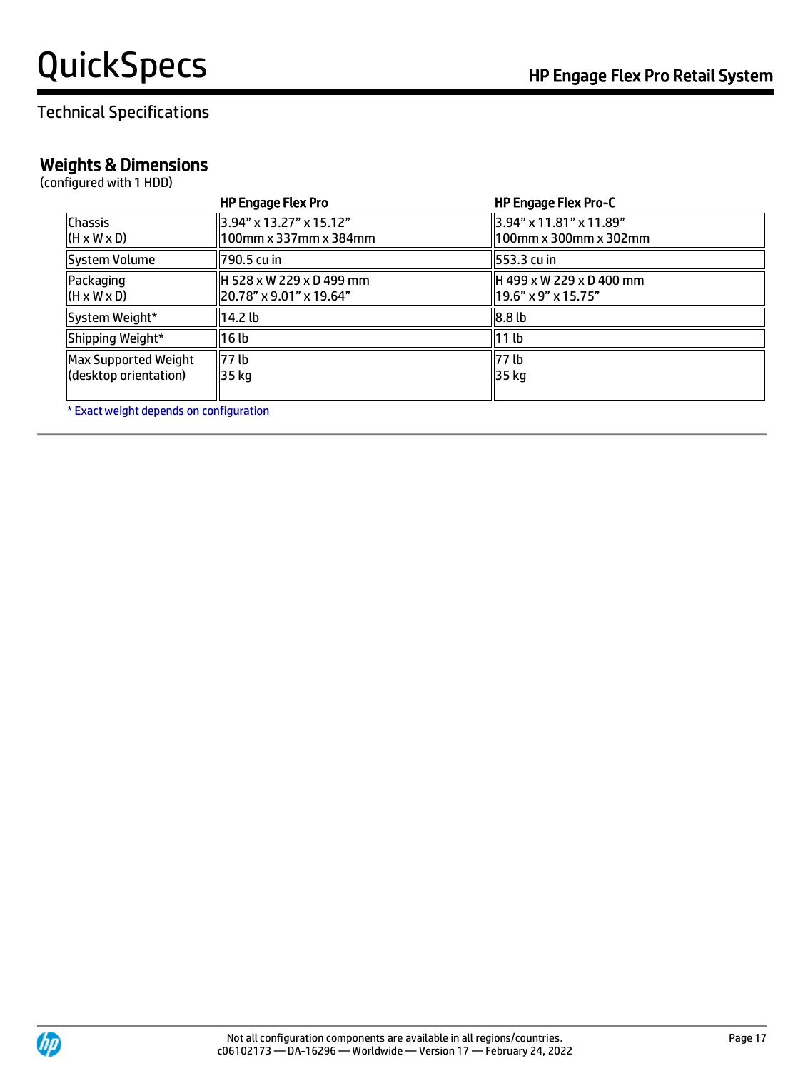Technical Specifications

## Weights & Dimensions

(configured with 1 HDD)

| | HP Engage Flex Pro | HP Engage Flex Pro-C |
|---|---|---|
| Chassis<br>(H x W x D) | 3.94” x 13.27” x 15.12”<br>100mm x 337mm x 384mm | 3.94” x 11.81” x 11.89”<br>100mm x 300mm x 302mm |
| System Volume | 790.5 cu in | 553.3 cu in |
| Packaging<br>(H x W x D) | H 528 x W 229 x D 499 mm<br>20.78” x 9.01” x 19.64” | H 499 x W 229 x D 400 mm<br>19.6” x 9” x 15.75” |
| System Weight* | 14.2 lb | 8.8 lb |
| Shipping Weight* | 16 lb | 11 lb |
| Max Supported Weight<br>(desktop orientation) | 77 lb<br>35 kg | 77 lb<br>35 kg |

* Exact weight depends on configuration

Not all configuration components are available in all regions/countries.
c06102173 — DA-16296 — Worldwide — Version 17 — February 24, 2022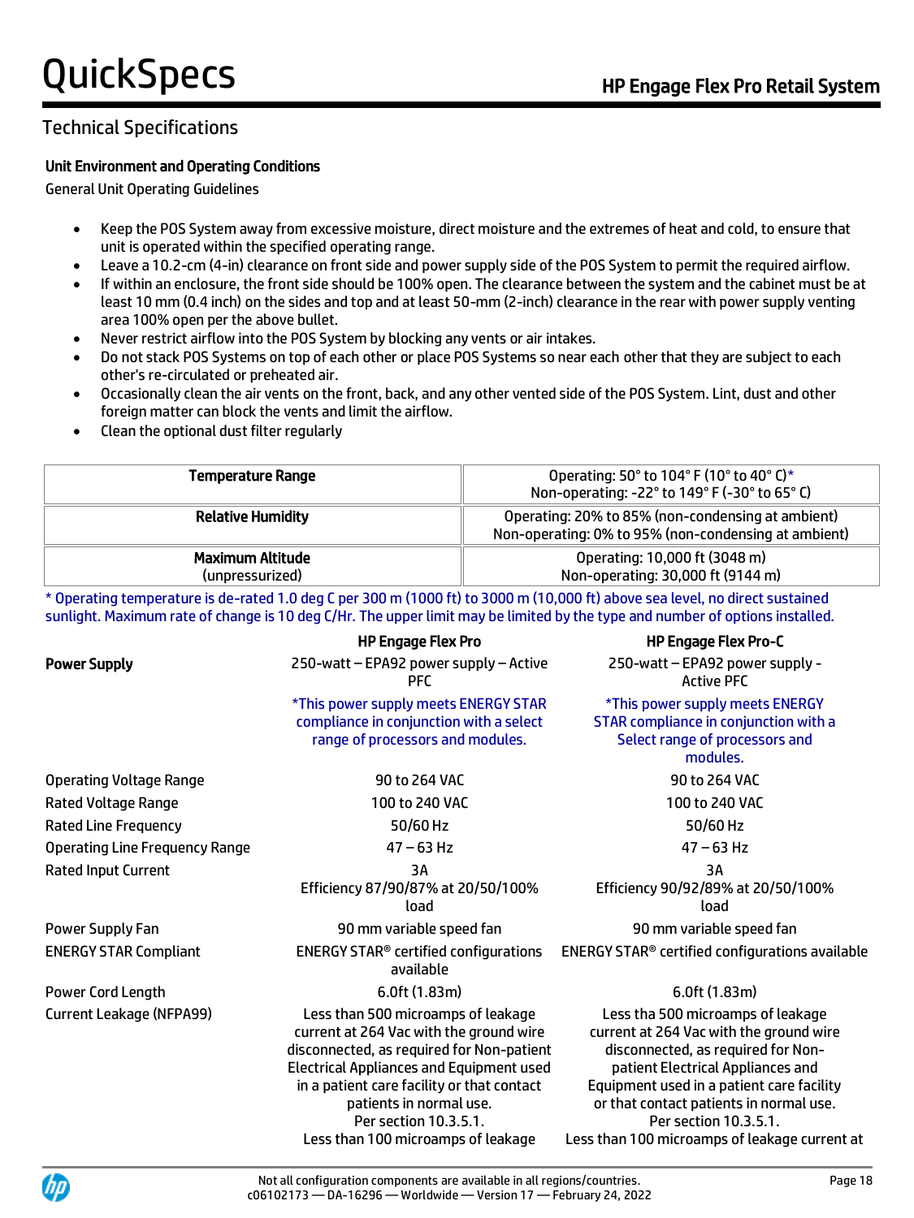## Technical Specifications

### Unit Environment and Operating Conditions

General Unit Operating Guidelines

- Keep the POS System away from excessive moisture, direct moisture and the extremes of heat and cold, to ensure that unit is operated within the specified operating range.
- Leave a 10.2-cm (4-in) clearance on front side and power supply side of the POS System to permit the required airflow.
- If within an enclosure, the front side should be 100% open. The clearance between the system and the cabinet must be at least 10 mm (0.4 inch) on the sides and top and at least 50-mm (2-inch) clearance in the rear with power supply venting area 100% open per the above bullet.
- Never restrict airflow into the POS System by blocking any vents or air intakes.
- Do not stack POS Systems on top of each other or place POS Systems so near each other that they are subject to each other's re-circulated or preheated air.
- Occasionally clean the air vents on the front, back, and any other vented side of the POS System. Lint, dust and other foreign matter can block the vents and limit the airflow.
- Clean the optional dust filter regularly

| | |
|---|---|
| **Temperature Range** | Operating: 50° to 104° F (10° to 40° C)*<br>Non-operating: -22° to 149° F (-30° to 65° C) |
| **Relative Humidity** | Operating: 20% to 85% (non-condensing at ambient)<br>Non-operating: 0% to 95% (non-condensing at ambient) |
| **Maximum Altitude** (unpressurized) | Operating: 10,000 ft (3048 m)<br>Non-operating: 30,000 ft (9144 m) |

\* Operating temperature is de-rated 1.0 deg C per 300 m (1000 ft) to 3000 m (10,000 ft) above sea level, no direct sustained sunlight. Maximum rate of change is 10 deg C/Hr. The upper limit may be limited by the type and number of options installed.

| | HP Engage Flex Pro | HP Engage Flex Pro-C |
|---|---|---|
| **Power Supply** | 250-watt – EPA92 power supply – Active PFC<br>*This power supply meets ENERGY STAR compliance in conjunction with a select range of processors and modules. | 250-watt – EPA92 power supply - Active PFC<br>*This power supply meets ENERGY STAR compliance in conjunction with a Select range of processors and modules. |
| Operating Voltage Range | 90 to 264 VAC | 90 to 264 VAC |
| Rated Voltage Range | 100 to 240 VAC | 100 to 240 VAC |
| Rated Line Frequency | 50/60 Hz | 50/60 Hz |
| Operating Line Frequency Range | 47 – 63 Hz | 47 – 63 Hz |
| Rated Input Current | 3A<br>Efficiency 87/90/87% at 20/50/100% load | 3A<br>Efficiency 90/92/89% at 20/50/100% load |
| Power Supply Fan | 90 mm variable speed fan | 90 mm variable speed fan |
| ENERGY STAR Compliant | ENERGY STAR® certified configurations available | ENERGY STAR® certified configurations available |
| Power Cord Length | 6.0ft (1.83m) | 6.0ft (1.83m) |
| Current Leakage (NFPA99) | Less than 500 microamps of leakage current at 264 Vac with the ground wire disconnected, as required for Non-patient Electrical Appliances and Equipment used in a patient care facility or that contact patients in normal use.<br>Per section 10.3.5.1.<br>Less than 100 microamps of leakage | Less tha 500 microamps of leakage current at 264 Vac with the ground wire disconnected, as required for Non-patient Electrical Appliances and Equipment used in a patient care facility or that contact patients in normal use.<br>Per section 10.3.5.1.<br>Less than 100 microamps of leakage current at |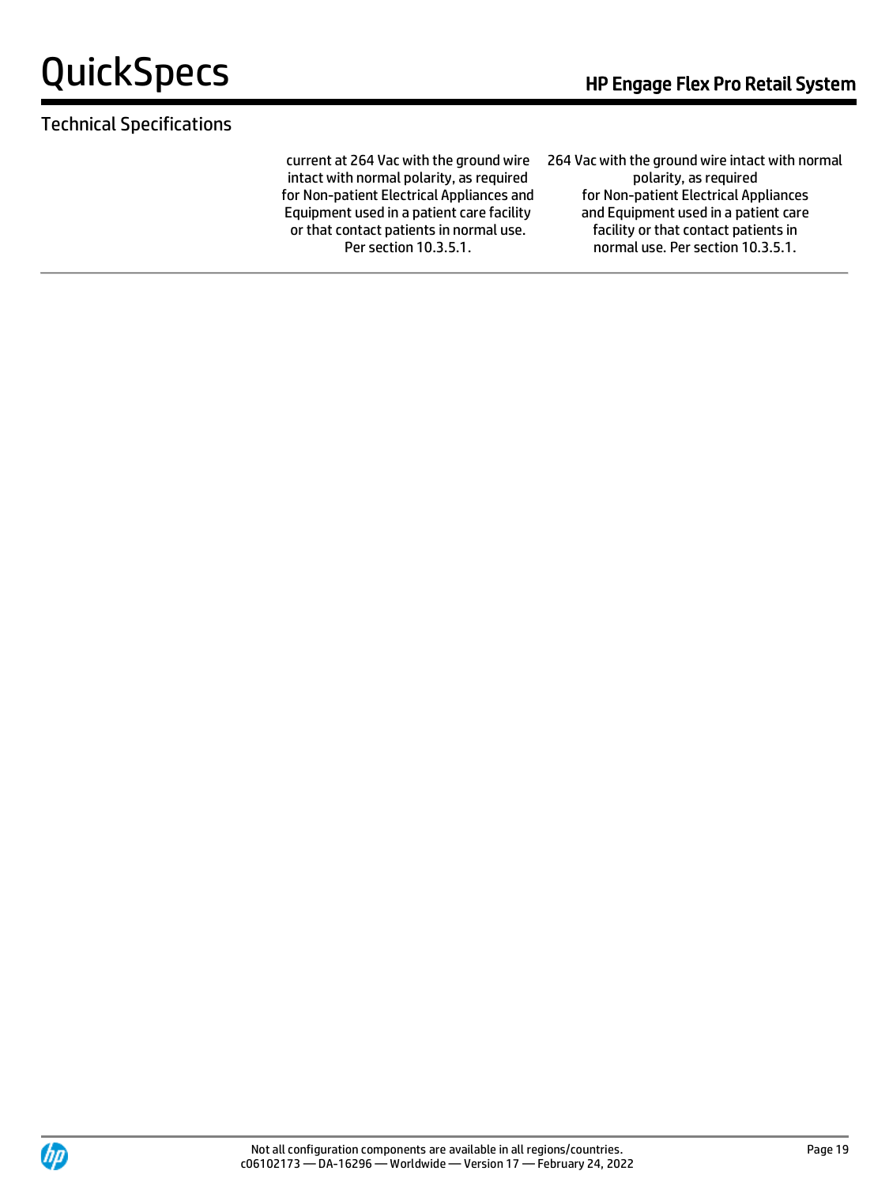## Technical Specifications

| | | |
|---|---|---|
| | current at 264 Vac with the ground wire intact with normal polarity, as required for Non-patient Electrical Appliances and Equipment used in a patient care facility or that contact patients in normal use. Per section 10.3.5.1. | 264 Vac with the ground wire intact with normal polarity, as required for Non-patient Electrical Appliances and Equipment used in a patient care facility or that contact patients in normal use. Per section 10.3.5.1. |

Not all configuration components are available in all regions/countries.
c06102173 — DA-16296 — Worldwide — Version 17 — February 24, 2022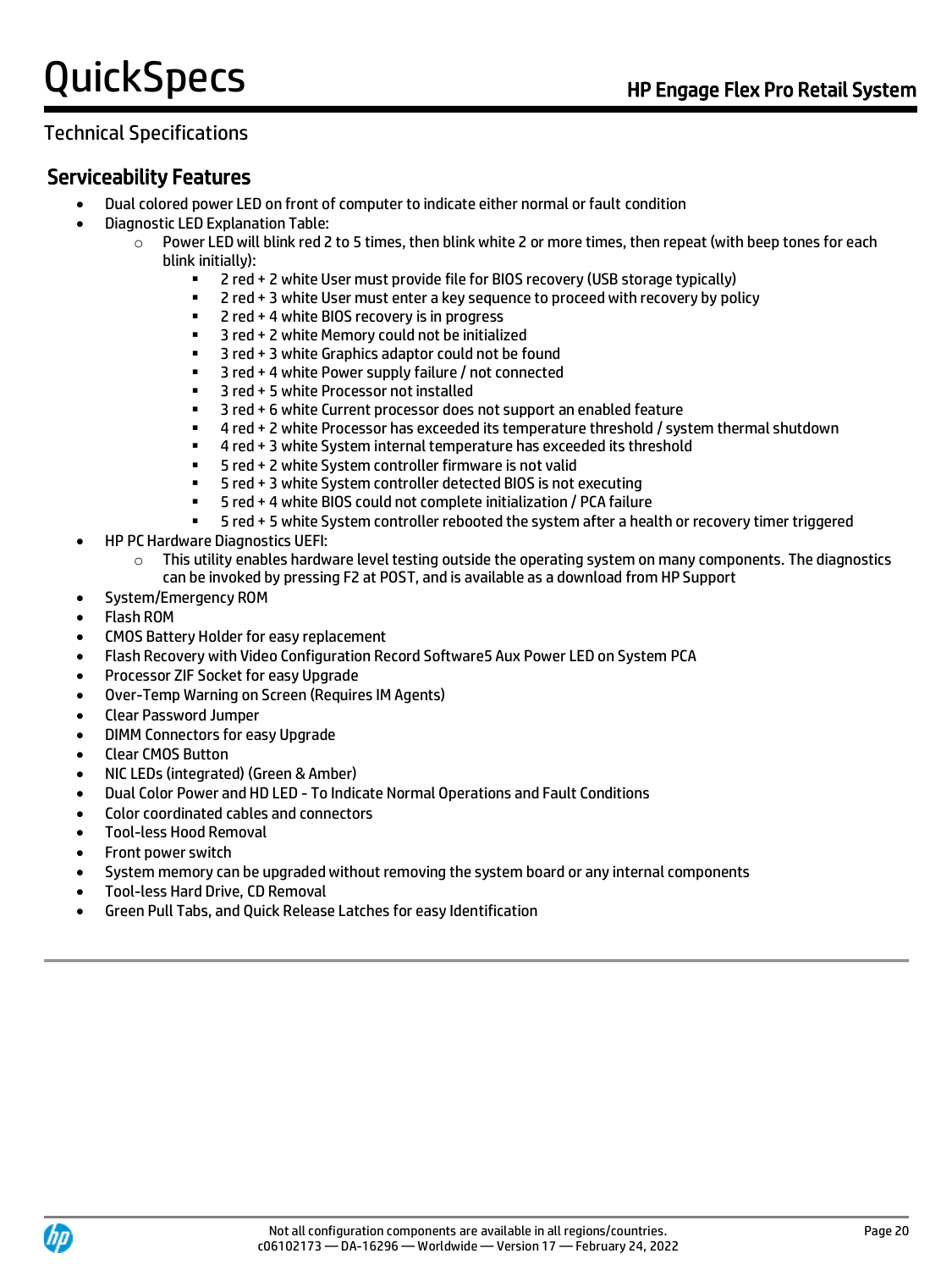## Technical Specifications

### Serviceability Features

- Dual colored power LED on front of computer to indicate either normal or fault condition
- Diagnostic LED Explanation Table:
  - Power LED will blink red 2 to 5 times, then blink white 2 or more times, then repeat (with beep tones for each blink initially):
    - 2 red + 2 white User must provide file for BIOS recovery (USB storage typically)
    - 2 red + 3 white User must enter a key sequence to proceed with recovery by policy
    - 2 red + 4 white BIOS recovery is in progress
    - 3 red + 2 white Memory could not be initialized
    - 3 red + 3 white Graphics adaptor could not be found
    - 3 red + 4 white Power supply failure / not connected
    - 3 red + 5 white Processor not installed
    - 3 red + 6 white Current processor does not support an enabled feature
    - 4 red + 2 white Processor has exceeded its temperature threshold / system thermal shutdown
    - 4 red + 3 white System internal temperature has exceeded its threshold
    - 5 red + 2 white System controller firmware is not valid
    - 5 red + 3 white System controller detected BIOS is not executing
    - 5 red + 4 white BIOS could not complete initialization / PCA failure
    - 5 red + 5 white System controller rebooted the system after a health or recovery timer triggered
- HP PC Hardware Diagnostics UEFI:
  - This utility enables hardware level testing outside the operating system on many components. The diagnostics can be invoked by pressing F2 at POST, and is available as a download from HP Support
- System/Emergency ROM
- Flash ROM
- CMOS Battery Holder for easy replacement
- Flash Recovery with Video Configuration Record Software5 Aux Power LED on System PCA
- Processor ZIF Socket for easy Upgrade
- Over-Temp Warning on Screen (Requires IM Agents)
- Clear Password Jumper
- DIMM Connectors for easy Upgrade
- Clear CMOS Button
- NIC LEDs (integrated) (Green & Amber)
- Dual Color Power and HD LED - To Indicate Normal Operations and Fault Conditions
- Color coordinated cables and connectors
- Tool-less Hood Removal
- Front power switch
- System memory can be upgraded without removing the system board or any internal components
- Tool-less Hard Drive, CD Removal
- Green Pull Tabs, and Quick Release Latches for easy Identification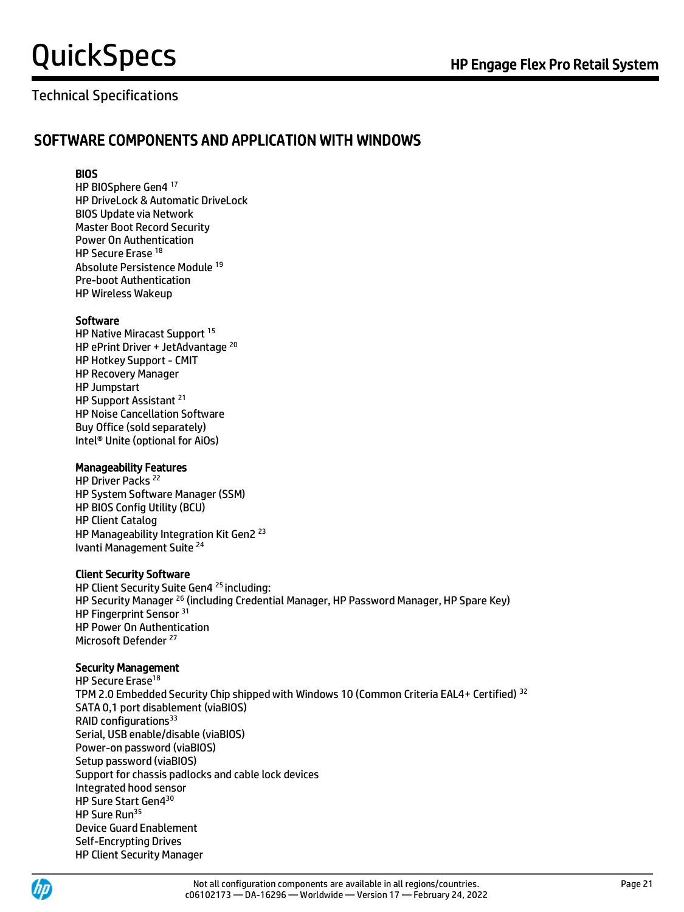## Technical Specifications

## SOFTWARE COMPONENTS AND APPLICATION WITH WINDOWS

**BIOS**

HP BIOSphere Gen4 [17]
HP DriveLock & Automatic DriveLock
BIOS Update via Network
Master Boot Record Security
Power On Authentication
HP Secure Erase [18]
Absolute Persistence Module [19]
Pre-boot Authentication
HP Wireless Wakeup

**Software**

HP Native Miracast Support [15]
HP ePrint Driver + JetAdvantage [20]
HP Hotkey Support - CMIT
HP Recovery Manager
HP Jumpstart
HP Support Assistant [21]
HP Noise Cancellation Software
Buy Office (sold separately)
Intel® Unite (optional for AiOs)

**Manageability Features**

HP Driver Packs [22]
HP System Software Manager (SSM)
HP BIOS Config Utility (BCU)
HP Client Catalog
HP Manageability Integration Kit Gen2 [23]
Ivanti Management Suite [24]

**Client Security Software**

HP Client Security Suite Gen4 [25] including:
HP Security Manager [26] (including Credential Manager, HP Password Manager, HP Spare Key)
HP Fingerprint Sensor [31]
HP Power On Authentication
Microsoft Defender [27]

**Security Management**

HP Secure Erase[18]
TPM 2.0 Embedded Security Chip shipped with Windows 10 (Common Criteria EAL4+ Certified) [32]
SATA 0,1 port disablement (viaBIOS)
RAID configurations[33]
Serial, USB enable/disable (viaBIOS)
Power-on password (viaBIOS)
Setup password (viaBIOS)
Support for chassis padlocks and cable lock devices
Integrated hood sensor
HP Sure Start Gen4[30]
HP Sure Run[35]
Device Guard Enablement
Self-Encrypting Drives
HP Client Security Manager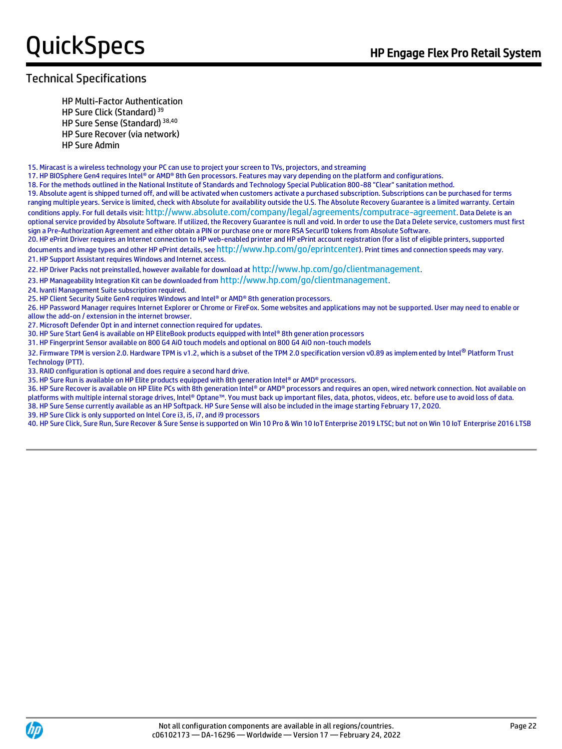## Technical Specifications

HP Multi-Factor Authentication
HP Sure Click (Standard) [39]
HP Sure Sense (Standard) [38,40]
HP Sure Recover (via network)
HP Sure Admin

15. Miracast is a wireless technology your PC can use to project your screen to TVs, projectors, and streaming
17. HP BIOSphere Gen4 requires Intel® or AMD® 8th Gen processors. Features may vary depending on the platform and configurations.
18. For the methods outlined in the National Institute of Standards and Technology Special Publication 800-88 "Clear" sanitation method.
19. Absolute agent is shipped turned off, and will be activated when customers activate a purchased subscription. Subscriptions can be purchased for terms ranging multiple years. Service is limited, check with Absolute for availability outside the U.S. The Absolute Recovery Guarantee is a limited warranty. Certain conditions apply. For full details visit: http://www.absolute.com/company/legal/agreements/computrace-agreement. Data Delete is an optional service provided by Absolute Software. If utilized, the Recovery Guarantee is null and void. In order to use the Data Delete service, customers must first sign a Pre-Authorization Agreement and either obtain a PIN or purchase one or more RSA SecurID tokens from Absolute Software.
20. HP ePrint Driver requires an Internet connection to HP web-enabled printer and HP ePrint account registration (for a list of eligible printers, supported documents and image types and other HP ePrint details, see http://www.hp.com/go/eprintcenter). Print times and connection speeds may vary.
21. HP Support Assistant requires Windows and Internet access.
22. HP Driver Packs not preinstalled, however available for download at http://www.hp.com/go/clientmanagement.
23. HP Manageability Integration Kit can be downloaded from http://www.hp.com/go/clientmanagement.
24. Ivanti Management Suite subscription required.
25. HP Client Security Suite Gen4 requires Windows and Intel® or AMD® 8th generation processors.
26. HP Password Manager requires Internet Explorer or Chrome or FireFox. Some websites and applications may not be supported. User may need to enable or allow the add-on / extension in the internet browser.
27. Microsoft Defender Opt in and internet connection required for updates.
30. HP Sure Start Gen4 is available on HP EliteBook products equipped with Intel® 8th generation processors
31. HP Fingerprint Sensor available on 800 G4 AiO touch models and optional on 800 G4 AiO non-touch models
32. Firmware TPM is version 2.0. Hardware TPM is v1.2, which is a subset of the TPM 2.0 specification version v0.89 as implemented by Intel® Platform Trust Technology (PTT).
33. RAID configuration is optional and does require a second hard drive.
35. HP Sure Run is available on HP Elite products equipped with 8th generation Intel® or AMD® processors.
36. HP Sure Recover is available on HP Elite PCs with 8th generation Intel® or AMD® processors and requires an open, wired network connection. Not available on platforms with multiple internal storage drives, Intel® Optane™. You must back up important files, data, photos, videos, etc. before use to avoid loss of data.
38. HP Sure Sense currently available as an HP Softpack. HP Sure Sense will also be included in the image starting February 17, 2020.
39. HP Sure Click is only supported on Intel Core i3, i5, i7, and i9 processors
40. HP Sure Click, Sure Run, Sure Recover & Sure Sense is supported on Win 10 Pro & Win 10 IoT Enterprise 2019 LTSC; but not on Win 10 IoT Enterprise 2016 LTSB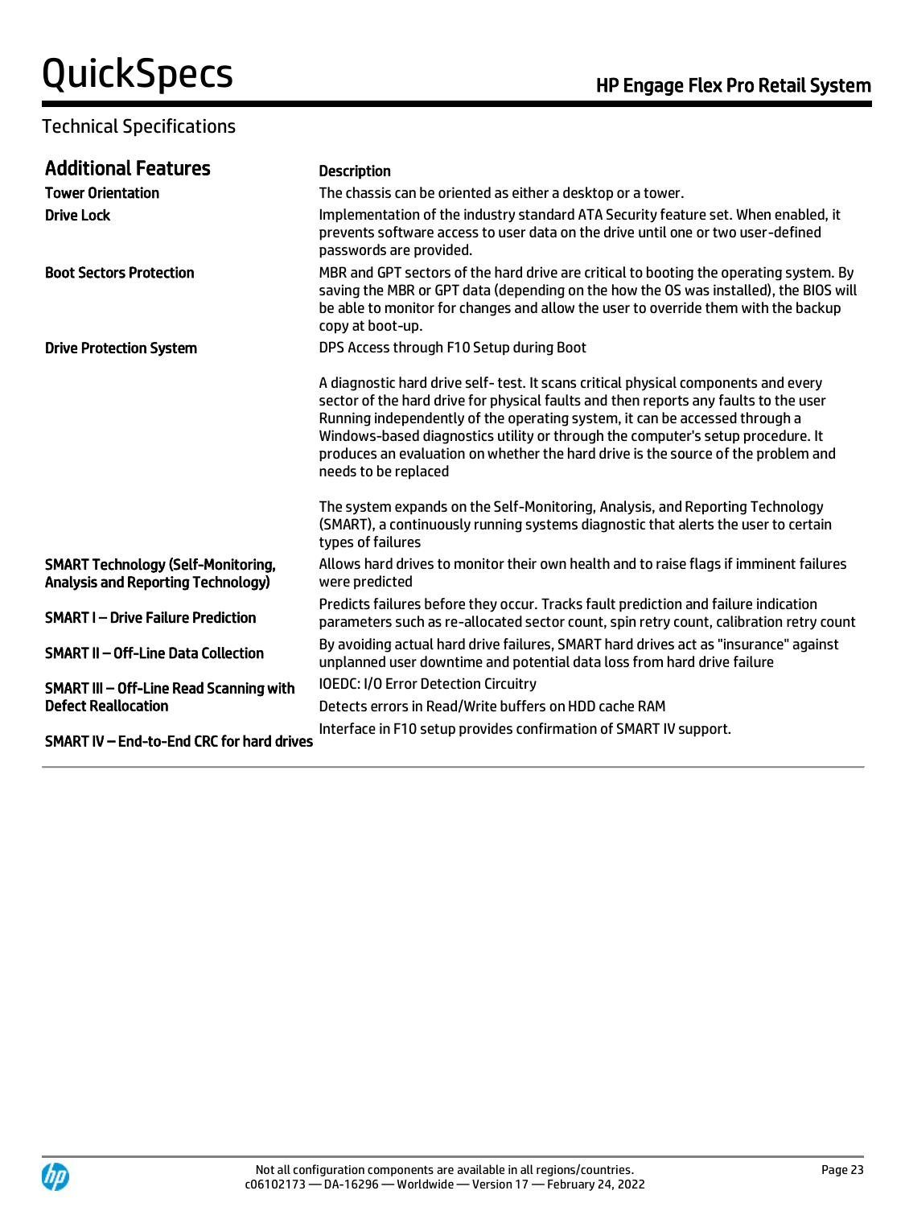## Technical Specifications

| Additional Features | Description |
| --- | --- |
| **Tower Orientation** | The chassis can be oriented as either a desktop or a tower. |
| **Drive Lock** | Implementation of the industry standard ATA Security feature set. When enabled, it prevents software access to user data on the drive until one or two user-defined passwords are provided. |
| **Boot Sectors Protection** | MBR and GPT sectors of the hard drive are critical to booting the operating system. By saving the MBR or GPT data (depending on the how the OS was installed), the BIOS will be able to monitor for changes and allow the user to override them with the backup copy at boot-up. |
| **Drive Protection System** | DPS Access through F10 Setup during Boot<br><br>A diagnostic hard drive self- test. It scans critical physical components and every sector of the hard drive for physical faults and then reports any faults to the user Running independently of the operating system, it can be accessed through a Windows-based diagnostics utility or through the computer's setup procedure. It produces an evaluation on whether the hard drive is the source of the problem and needs to be replaced<br><br>The system expands on the Self-Monitoring, Analysis, and Reporting Technology (SMART), a continuously running systems diagnostic that alerts the user to certain types of failures |
| **SMART Technology (Self-Monitoring, Analysis and Reporting Technology)** | Allows hard drives to monitor their own health and to raise flags if imminent failures were predicted |
| **SMART I – Drive Failure Prediction** | Predicts failures before they occur. Tracks fault prediction and failure indication parameters such as re-allocated sector count, spin retry count, calibration retry count |
| **SMART II – Off-Line Data Collection** | By avoiding actual hard drive failures, SMART hard drives act as "insurance" against unplanned user downtime and potential data loss from hard drive failure |
| **SMART III – Off-Line Read Scanning with Defect Reallocation** | IOEDC: I/O Error Detection Circuitry<br>Detects errors in Read/Write buffers on HDD cache RAM |
| **SMART IV – End-to-End CRC for hard drives** | Interface in F10 setup provides confirmation of SMART IV support. |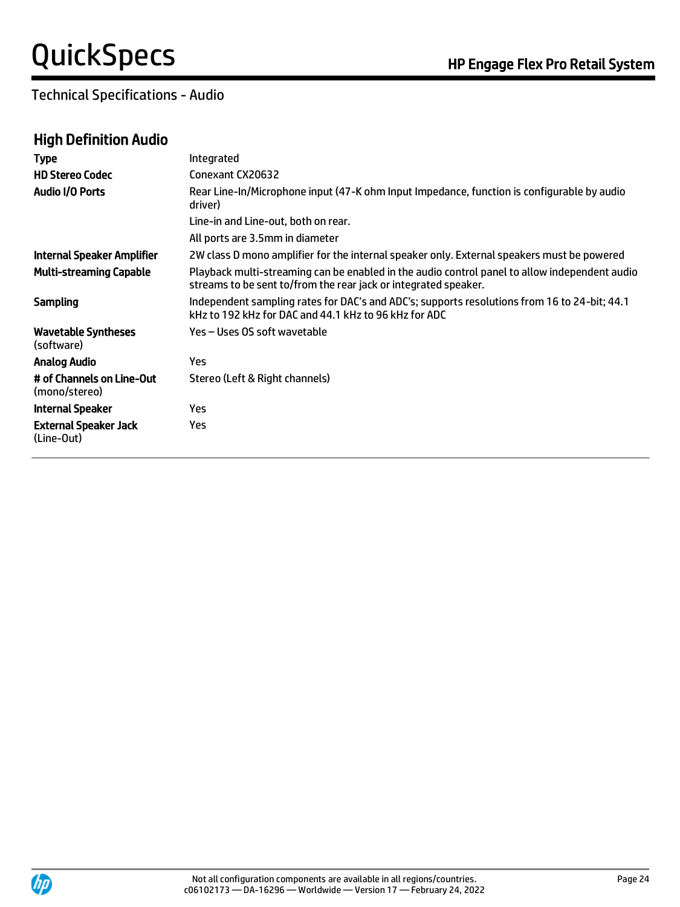## Technical Specifications - Audio

### High Definition Audio

| | |
|---|---|
| **Type** | Integrated |
| **HD Stereo Codec** | Conexant CX20632 |
| **Audio I/O Ports** | Rear Line-In/Microphone input (47-K ohm Input Impedance, function is configurable by audio driver)<br>Line-in and Line-out, both on rear.<br>All ports are 3.5mm in diameter |
| **Internal Speaker Amplifier** | 2W class D mono amplifier for the internal speaker only. External speakers must be powered |
| **Multi-streaming Capable** | Playback multi-streaming can be enabled in the audio control panel to allow independent audio streams to be sent to/from the rear jack or integrated speaker. |
| **Sampling** | Independent sampling rates for DAC's and ADC's; supports resolutions from 16 to 24-bit; 44.1 kHz to 192 kHz for DAC and 44.1 kHz to 96 kHz for ADC |
| **Wavetable Syntheses** (software) | Yes – Uses OS soft wavetable |
| **Analog Audio** | Yes |
| **# of Channels on Line-Out** (mono/stereo) | Stereo (Left & Right channels) |
| **Internal Speaker** | Yes |
| **External Speaker Jack** (Line-Out) | Yes |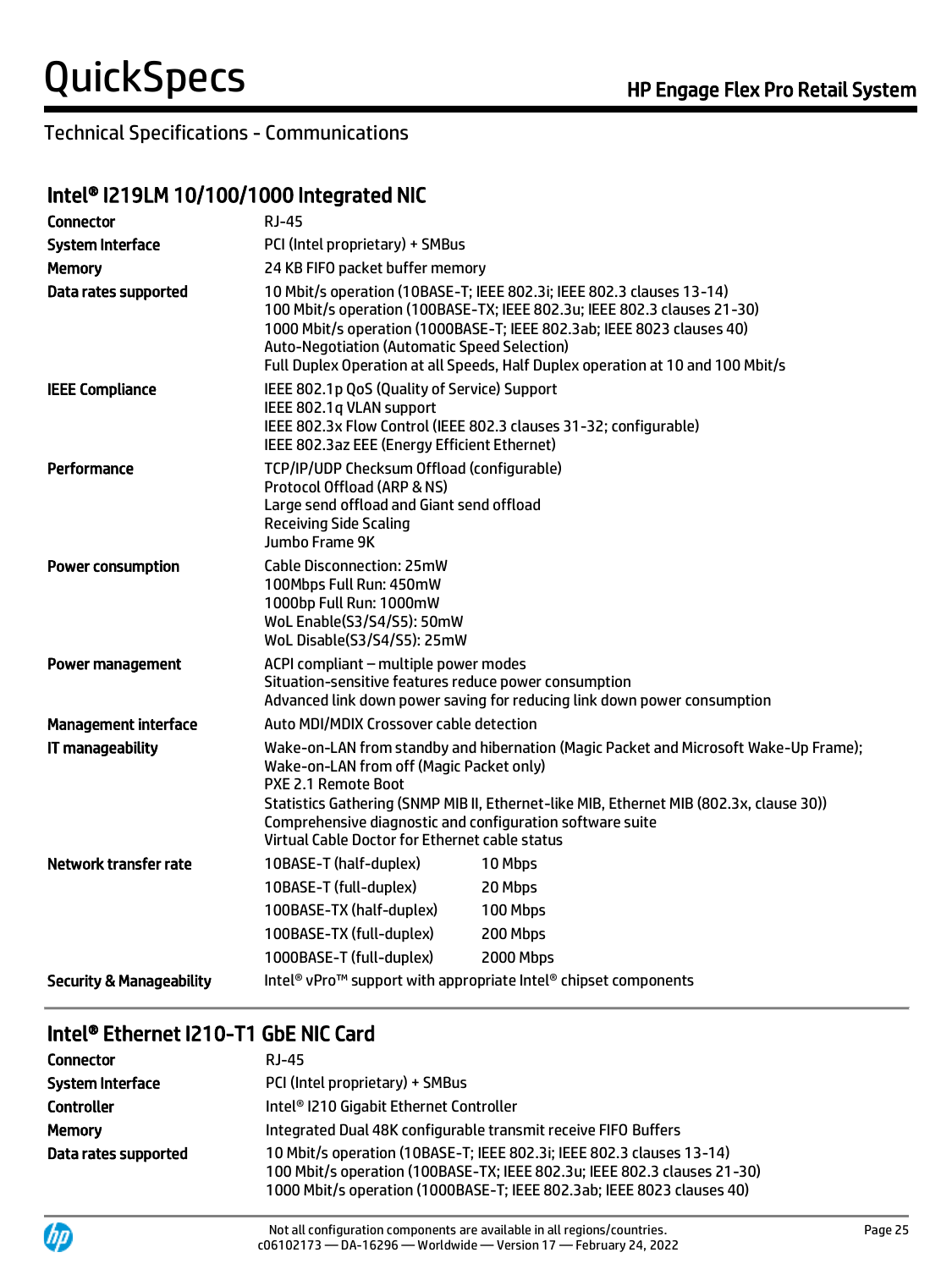# Technical Specifications - Communications

## Intel® I219LM 10/100/1000 Integrated NIC

| | |
|---|---|
| **Connector** | RJ-45 |
| **System Interface** | PCI (Intel proprietary) + SMBus |
| **Memory** | 24 KB FIFO packet buffer memory |
| **Data rates supported** | 10 Mbit/s operation (10BASE-T; IEEE 802.3i; IEEE 802.3 clauses 13-14)<br>100 Mbit/s operation (100BASE-TX; IEEE 802.3u; IEEE 802.3 clauses 21-30)<br>1000 Mbit/s operation (1000BASE-T; IEEE 802.3ab; IEEE 8023 clauses 40)<br>Auto-Negotiation (Automatic Speed Selection)<br>Full Duplex Operation at all Speeds, Half Duplex operation at 10 and 100 Mbit/s |
| **IEEE Compliance** | IEEE 802.1p QoS (Quality of Service) Support<br>IEEE 802.1q VLAN support<br>IEEE 802.3x Flow Control (IEEE 802.3 clauses 31-32; configurable)<br>IEEE 802.3az EEE (Energy Efficient Ethernet) |
| **Performance** | TCP/IP/UDP Checksum Offload (configurable)<br>Protocol Offload (ARP & NS)<br>Large send offload and Giant send offload<br>Receiving Side Scaling<br>Jumbo Frame 9K |
| **Power consumption** | Cable Disconnection: 25mW<br>100Mbps Full Run: 450mW<br>1000bp Full Run: 1000mW<br>WoL Enable(S3/S4/S5): 50mW<br>WoL Disable(S3/S4/S5): 25mW |
| **Power management** | ACPI compliant – multiple power modes<br>Situation-sensitive features reduce power consumption<br>Advanced link down power saving for reducing link down power consumption |
| **Management interface** | Auto MDI/MDIX Crossover cable detection |
| **IT manageability** | Wake-on-LAN from standby and hibernation (Magic Packet and Microsoft Wake-Up Frame);<br>Wake-on-LAN from off (Magic Packet only)<br>PXE 2.1 Remote Boot<br>Statistics Gathering (SNMP MIB II, Ethernet-like MIB, Ethernet MIB (802.3x, clause 30))<br>Comprehensive diagnostic and configuration software suite<br>Virtual Cable Doctor for Ethernet cable status |

| | | |
|---|---|---|
| **Network transfer rate** | 10BASE-T (half-duplex) | 10 Mbps |
| | 10BASE-T (full-duplex) | 20 Mbps |
| | 100BASE-TX (half-duplex) | 100 Mbps |
| | 100BASE-TX (full-duplex) | 200 Mbps |
| | 1000BASE-T (full-duplex) | 2000 Mbps |
| **Security & Manageability** | Intel® vPro™ support with appropriate Intel® chipset components | |

## Intel® Ethernet I210-T1 GbE NIC Card

| | |
|---|---|
| **Connector** | RJ-45 |
| **System Interface** | PCI (Intel proprietary) + SMBus |
| **Controller** | Intel® I210 Gigabit Ethernet Controller |
| **Memory** | Integrated Dual 48K configurable transmit receive FIFO Buffers |
| **Data rates supported** | 10 Mbit/s operation (10BASE-T; IEEE 802.3i; IEEE 802.3 clauses 13-14)<br>100 Mbit/s operation (100BASE-TX; IEEE 802.3u; IEEE 802.3 clauses 21-30)<br>1000 Mbit/s operation (1000BASE-T; IEEE 802.3ab; IEEE 8023 clauses 40) |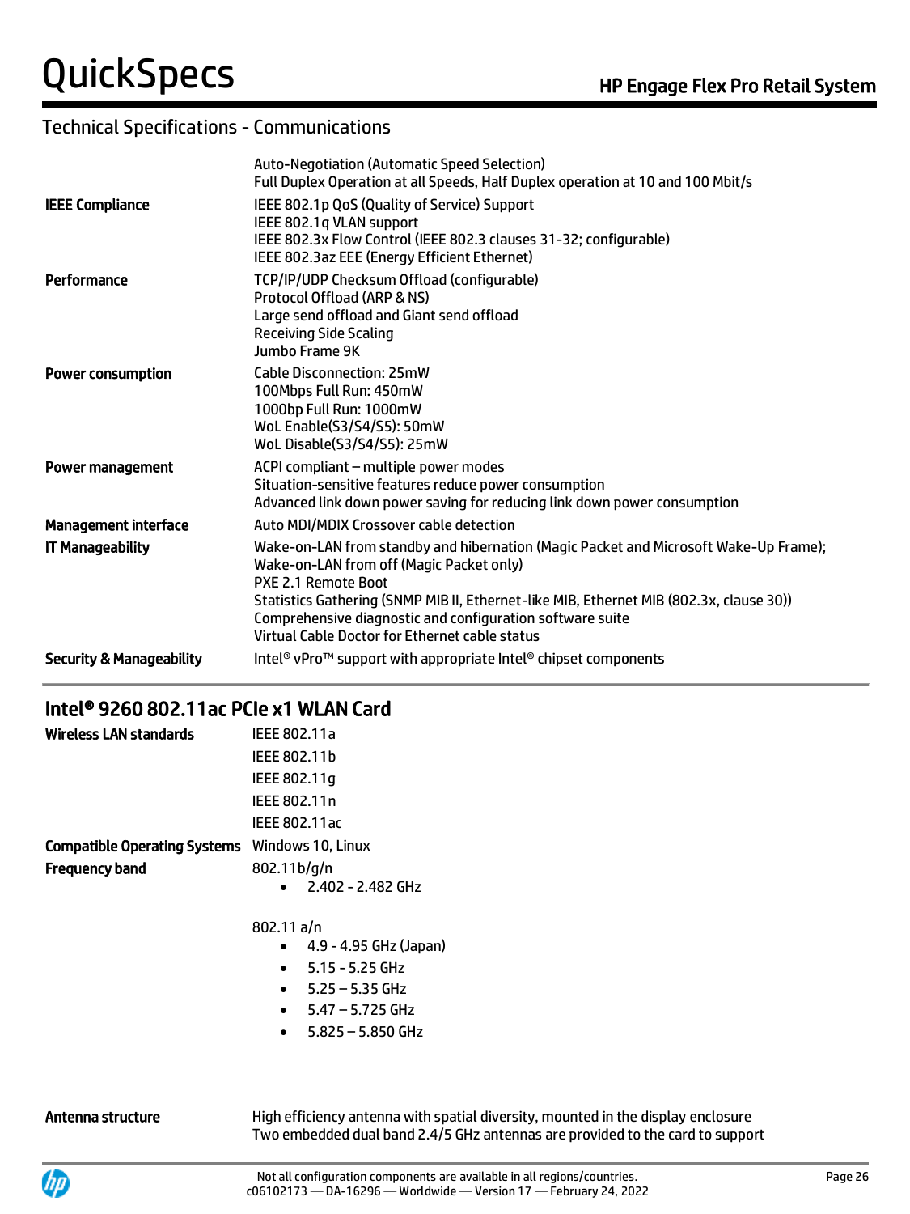## Technical Specifications - Communications

| | |
|---|---|
| | Auto-Negotiation (Automatic Speed Selection)<br>Full Duplex Operation at all Speeds, Half Duplex operation at 10 and 100 Mbit/s |
| **IEEE Compliance** | IEEE 802.1p QoS (Quality of Service) Support<br>IEEE 802.1q VLAN support<br>IEEE 802.3x Flow Control (IEEE 802.3 clauses 31-32; configurable)<br>IEEE 802.3az EEE (Energy Efficient Ethernet) |
| **Performance** | TCP/IP/UDP Checksum Offload (configurable)<br>Protocol Offload (ARP & NS)<br>Large send offload and Giant send offload<br>Receiving Side Scaling<br>Jumbo Frame 9K |
| **Power consumption** | Cable Disconnection: 25mW<br>100Mbps Full Run: 450mW<br>1000bp Full Run: 1000mW<br>WoL Enable(S3/S4/S5): 50mW<br>WoL Disable(S3/S4/S5): 25mW |
| **Power management** | ACPI compliant – multiple power modes<br>Situation-sensitive features reduce power consumption<br>Advanced link down power saving for reducing link down power consumption |
| **Management interface** | Auto MDI/MDIX Crossover cable detection |
| **IT Manageability** | Wake-on-LAN from standby and hibernation (Magic Packet and Microsoft Wake-Up Frame);<br>Wake-on-LAN from off (Magic Packet only)<br>PXE 2.1 Remote Boot<br>Statistics Gathering (SNMP MIB II, Ethernet-like MIB, Ethernet MIB (802.3x, clause 30))<br>Comprehensive diagnostic and configuration software suite<br>Virtual Cable Doctor for Ethernet cable status |
| **Security & Manageability** | Intel® vPro™ support with appropriate Intel® chipset components |

## Intel® 9260 802.11ac PCIe x1 WLAN Card

**Wireless LAN standards**

IEEE 802.11a
IEEE 802.11b
IEEE 802.11g
IEEE 802.11n
IEEE 802.11ac

**Compatible Operating Systems** Windows 10, Linux

**Frequency band**

802.11b/g/n

- 2.402 - 2.482 GHz

802.11 a/n

- 4.9 - 4.95 GHz (Japan)
- 5.15 - 5.25 GHz
- 5.25 – 5.35 GHz
- 5.47 – 5.725 GHz
- 5.825 – 5.850 GHz

**Antenna structure**

High efficiency antenna with spatial diversity, mounted in the display enclosure
Two embedded dual band 2.4/5 GHz antennas are provided to the card to support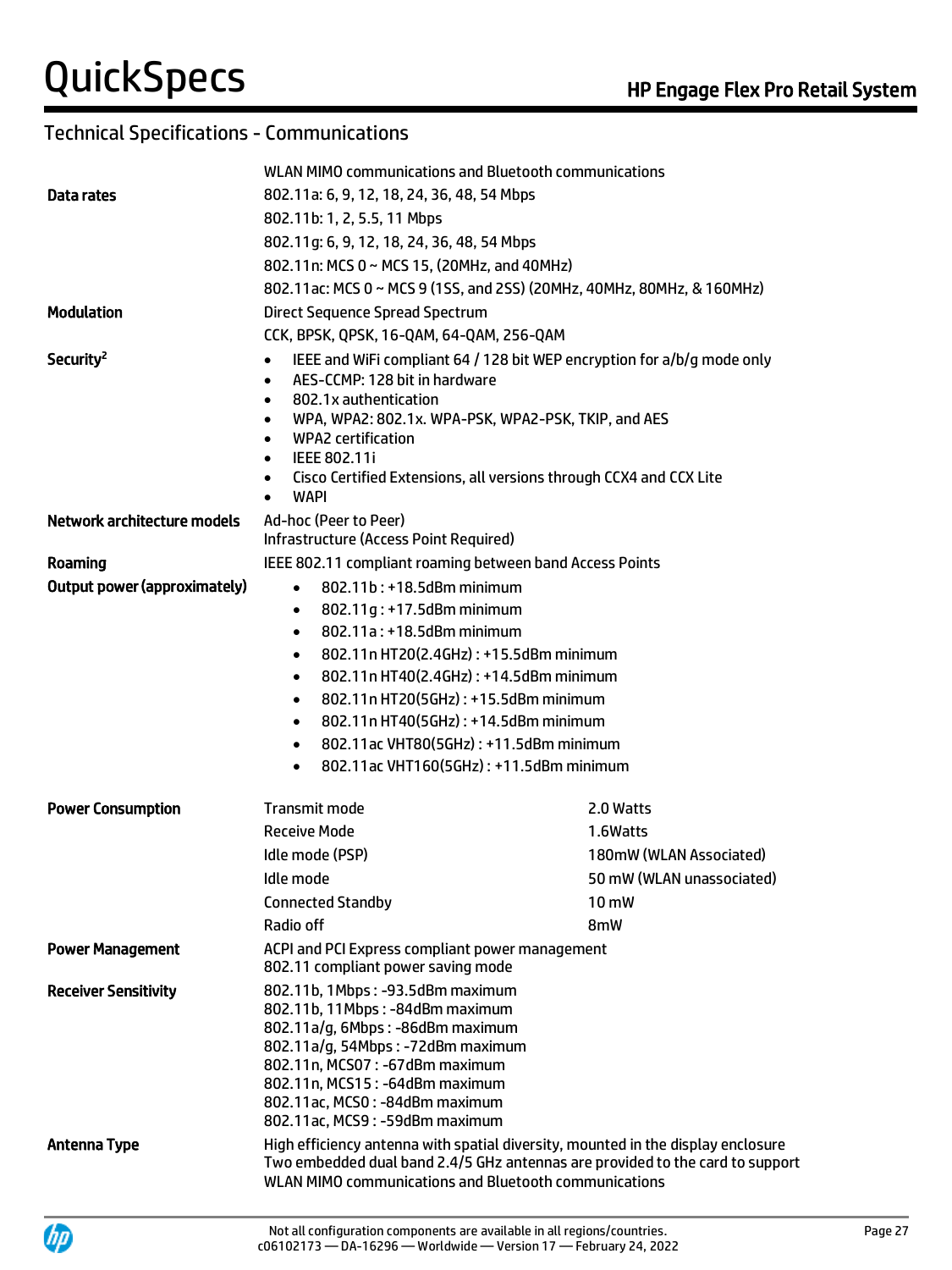## Technical Specifications - Communications

| | |
|---|---|
| | WLAN MIMO communications and Bluetooth communications |
| **Data rates** | 802.11a: 6, 9, 12, 18, 24, 36, 48, 54 Mbps<br>802.11b: 1, 2, 5.5, 11 Mbps<br>802.11g: 6, 9, 12, 18, 24, 36, 48, 54 Mbps<br>802.11n: MCS 0 ~ MCS 15, (20MHz, and 40MHz)<br>802.11ac: MCS 0 ~ MCS 9 (1SS, and 2SS) (20MHz, 40MHz, 80MHz, & 160MHz) |
| **Modulation** | Direct Sequence Spread Spectrum<br>CCK, BPSK, QPSK, 16-QAM, 64-QAM, 256-QAM |
| **Security**[2] | • IEEE and WiFi compliant 64 / 128 bit WEP encryption for a/b/g mode only<br>• AES-CCMP: 128 bit in hardware<br>• 802.1x authentication<br>• WPA, WPA2: 802.1x. WPA-PSK, WPA2-PSK, TKIP, and AES<br>• WPA2 certification<br>• IEEE 802.11i<br>• Cisco Certified Extensions, all versions through CCX4 and CCX Lite<br>• WAPI |
| **Network architecture models** | Ad-hoc (Peer to Peer)<br>Infrastructure (Access Point Required) |
| **Roaming** | IEEE 802.11 compliant roaming between band Access Points |
| **Output power (approximately)** | • 802.11b : +18.5dBm minimum<br>• 802.11g : +17.5dBm minimum<br>• 802.11a : +18.5dBm minimum<br>• 802.11n HT20(2.4GHz) : +15.5dBm minimum<br>• 802.11n HT40(2.4GHz) : +14.5dBm minimum<br>• 802.11n HT20(5GHz) : +15.5dBm minimum<br>• 802.11n HT40(5GHz) : +14.5dBm minimum<br>• 802.11ac VHT80(5GHz) : +11.5dBm minimum<br>• 802.11ac VHT160(5GHz) : +11.5dBm minimum |

| | | |
|---|---|---|
| **Power Consumption** | Transmit mode | 2.0 Watts |
| | Receive Mode | 1.6Watts |
| | Idle mode (PSP) | 180mW (WLAN Associated) |
| | Idle mode | 50 mW (WLAN unassociated) |
| | Connected Standby | 10 mW |
| | Radio off | 8mW |

| | |
|---|---|
| **Power Management** | ACPI and PCI Express compliant power management<br>802.11 compliant power saving mode |
| **Receiver Sensitivity** | 802.11b, 1Mbps : -93.5dBm maximum<br>802.11b, 11Mbps : -84dBm maximum<br>802.11a/g, 6Mbps : -86dBm maximum<br>802.11a/g, 54Mbps : -72dBm maximum<br>802.11n, MCS07 : -67dBm maximum<br>802.11n, MCS15 : -64dBm maximum<br>802.11ac, MCS0 : -84dBm maximum<br>802.11ac, MCS9 : -59dBm maximum |
| **Antenna Type** | High efficiency antenna with spatial diversity, mounted in the display enclosure<br>Two embedded dual band 2.4/5 GHz antennas are provided to the card to support WLAN MIMO communications and Bluetooth communications |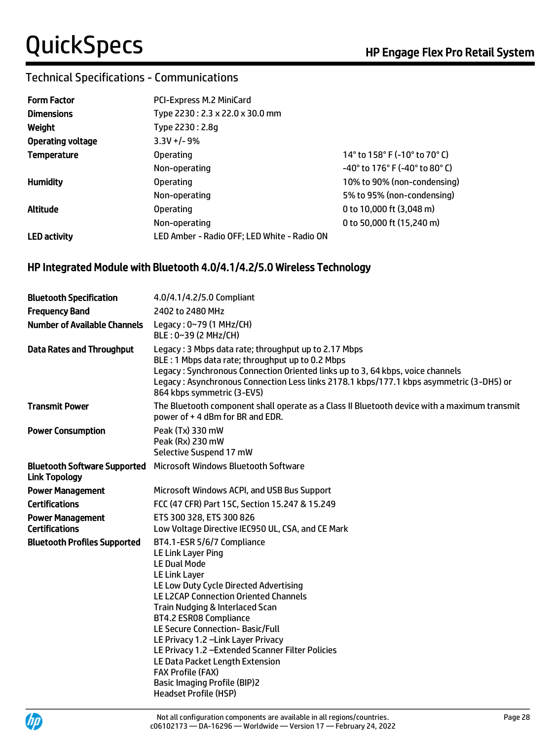## Technical Specifications - Communications

| | | |
|---|---|---|
| **Form Factor** | PCI-Express M.2 MiniCard | |
| **Dimensions** | Type 2230 : 2.3 x 22.0 x 30.0 mm | |
| **Weight** | Type 2230 : 2.8g | |
| **Operating voltage** | 3.3V +/- 9% | |
| **Temperature** | Operating | 14° to 158° F (-10° to 70° C) |
| | Non-operating | -40° to 176° F (-40° to 80° C) |
| **Humidity** | Operating | 10% to 90% (non-condensing) |
| | Non-operating | 5% to 95% (non-condensing) |
| **Altitude** | Operating | 0 to 10,000 ft (3,048 m) |
| | Non-operating | 0 to 50,000 ft (15,240 m) |
| **LED activity** | LED Amber - Radio OFF; LED White - Radio ON | |

### HP Integrated Module with Bluetooth 4.0/4.1/4.2/5.0 Wireless Technology

| | |
|---|---|
| **Bluetooth Specification** | 4.0/4.1/4.2/5.0 Compliant |
| **Frequency Band** | 2402 to 2480 MHz |
| **Number of Available Channels** | Legacy : 0~79 (1 MHz/CH)<br>BLE : 0~39 (2 MHz/CH) |
| **Data Rates and Throughput** | Legacy : 3 Mbps data rate; throughput up to 2.17 Mbps<br>BLE : 1 Mbps data rate; throughput up to 0.2 Mbps<br>Legacy : Synchronous Connection Oriented links up to 3, 64 kbps, voice channels<br>Legacy : Asynchronous Connection Less links 2178.1 kbps/177.1 kbps asymmetric (3-DH5) or 864 kbps symmetric (3-EV5) |
| **Transmit Power** | The Bluetooth component shall operate as a Class II Bluetooth device with a maximum transmit power of + 4 dBm for BR and EDR. |
| **Power Consumption** | Peak (Tx) 330 mW<br>Peak (Rx) 230 mW<br>Selective Suspend 17 mW |
| **Bluetooth Software Supported Link Topology** | Microsoft Windows Bluetooth Software |
| **Power Management** | Microsoft Windows ACPI, and USB Bus Support |
| **Certifications** | FCC (47 CFR) Part 15C, Section 15.247 & 15.249 |
| **Power Management Certifications** | ETS 300 328, ETS 300 826<br>Low Voltage Directive IEC950 UL, CSA, and CE Mark |
| **Bluetooth Profiles Supported** | BT4.1-ESR 5/6/7 Compliance<br>LE Link Layer Ping<br>LE Dual Mode<br>LE Link Layer<br>LE Low Duty Cycle Directed Advertising<br>LE L2CAP Connection Oriented Channels<br>Train Nudging & Interlaced Scan<br>BT4.2 ESR08 Compliance<br>LE Secure Connection- Basic/Full<br>LE Privacy 1.2 –Link Layer Privacy<br>LE Privacy 1.2 –Extended Scanner Filter Policies<br>LE Data Packet Length Extension<br>FAX Profile (FAX)<br>Basic Imaging Profile (BIP)2<br>Headset Profile (HSP) |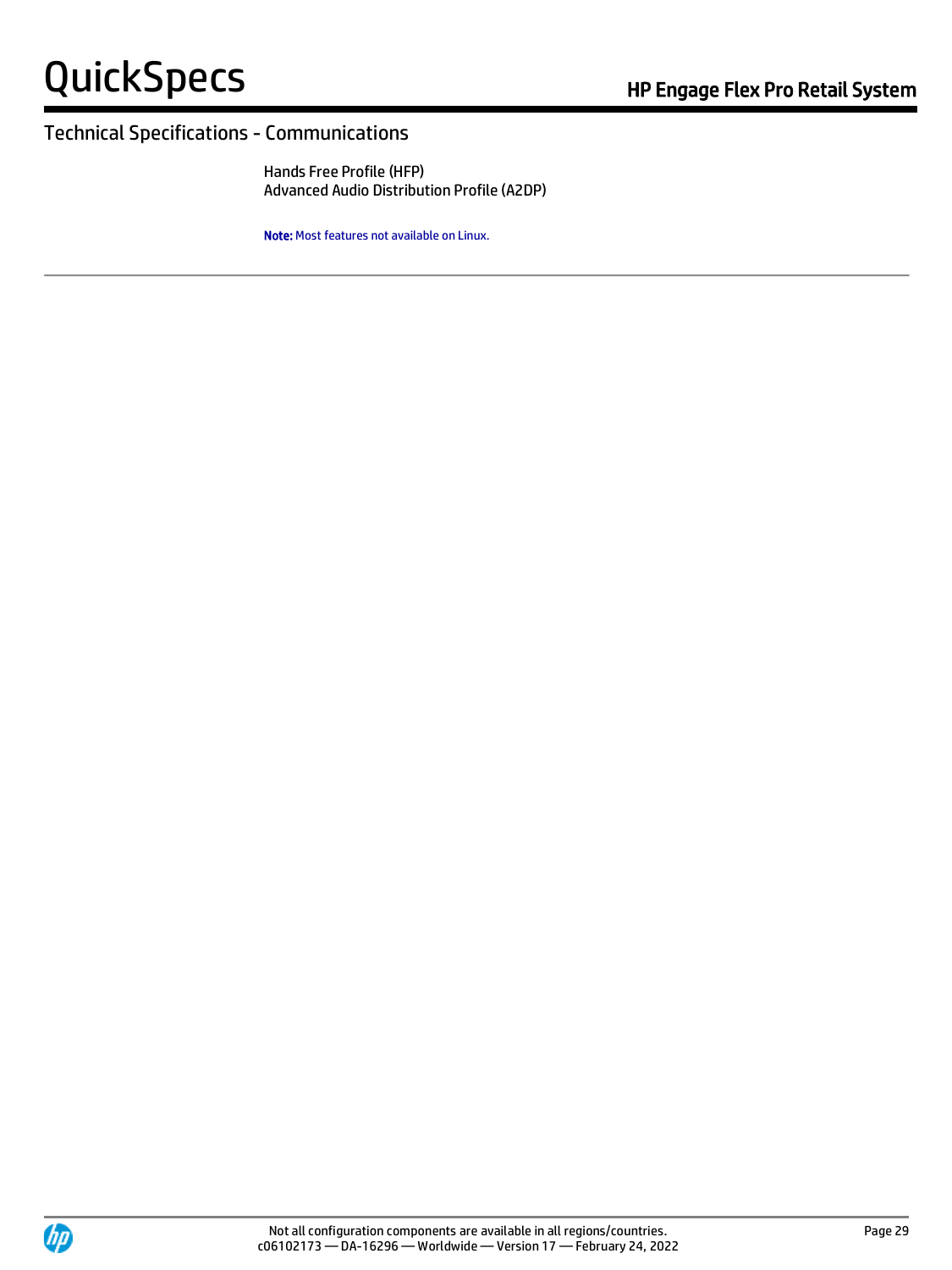## Technical Specifications - Communications

Hands Free Profile (HFP)
Advanced Audio Distribution Profile (A2DP)

**Note:** Most features not available on Linux.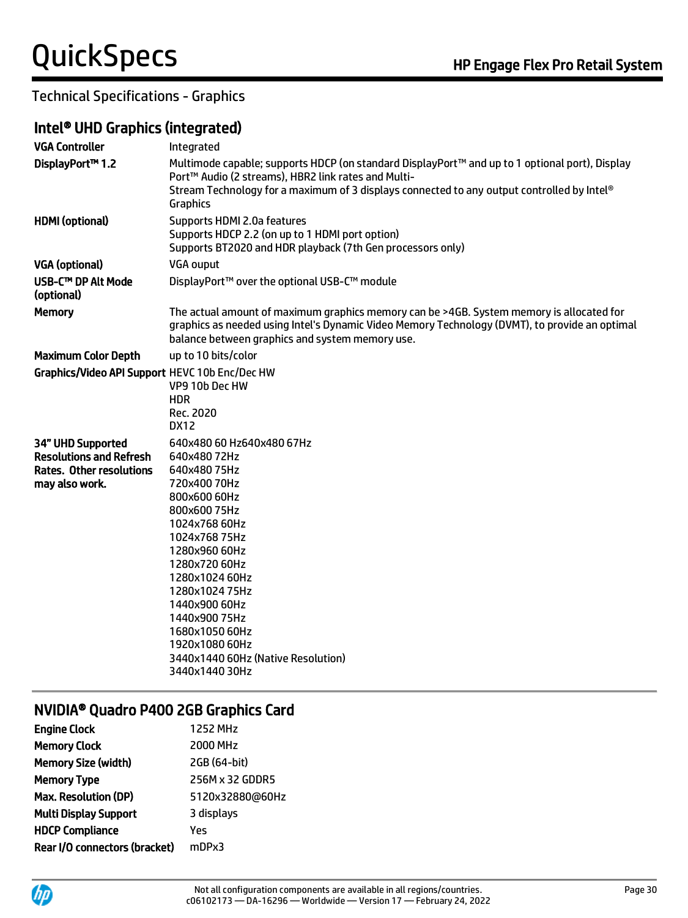## Technical Specifications - Graphics

### Intel® UHD Graphics (integrated)

| | |
|---|---|
| **VGA Controller** | Integrated |
| **DisplayPort™ 1.2** | Multimode capable; supports HDCP (on standard DisplayPort™ and up to 1 optional port), Display Port™ Audio (2 streams), HBR2 link rates and Multi-<br>Stream Technology for a maximum of 3 displays connected to any output controlled by Intel® Graphics |
| **HDMI (optional)** | Supports HDMI 2.0a features<br>Supports HDCP 2.2 (on up to 1 HDMI port option)<br>Supports BT2020 and HDR playback (7th Gen processors only) |
| **VGA (optional)** | VGA ouput |
| **USB-C™ DP Alt Mode (optional)** | DisplayPort™ over the optional USB-C™ module |
| **Memory** | The actual amount of maximum graphics memory can be >4GB. System memory is allocated for graphics as needed using Intel's Dynamic Video Memory Technology (DVMT), to provide an optimal balance between graphics and system memory use. |
| **Maximum Color Depth** | up to 10 bits/color |
| **Graphics/Video API Support** | HEVC 10b Enc/Dec HW<br>VP9 10b Dec HW<br>HDR<br>Rec. 2020<br>DX12 |
| **34" UHD Supported Resolutions and Refresh Rates. Other resolutions may also work.** | 640x480 60 Hz640x480 67Hz<br>640x480 72Hz<br>640x480 75Hz<br>720x400 70Hz<br>800x600 60Hz<br>800x600 75Hz<br>1024x768 60Hz<br>1024x768 75Hz<br>1280x960 60Hz<br>1280x720 60Hz<br>1280x1024 60Hz<br>1280x1024 75Hz<br>1440x900 60Hz<br>1440x900 75Hz<br>1680x1050 60Hz<br>1920x1080 60Hz<br>3440x1440 60Hz (Native Resolution)<br>3440x1440 30Hz |

### NVIDIA® Quadro P400 2GB Graphics Card

| | |
|---|---|
| **Engine Clock** | 1252 MHz |
| **Memory Clock** | 2000 MHz |
| **Memory Size (width)** | 2GB (64-bit) |
| **Memory Type** | 256M x 32 GDDR5 |
| **Max. Resolution (DP)** | 5120x32880@60Hz |
| **Multi Display Support** | 3 displays |
| **HDCP Compliance** | Yes |
| **Rear I/O connectors (bracket)** | mDPx3 |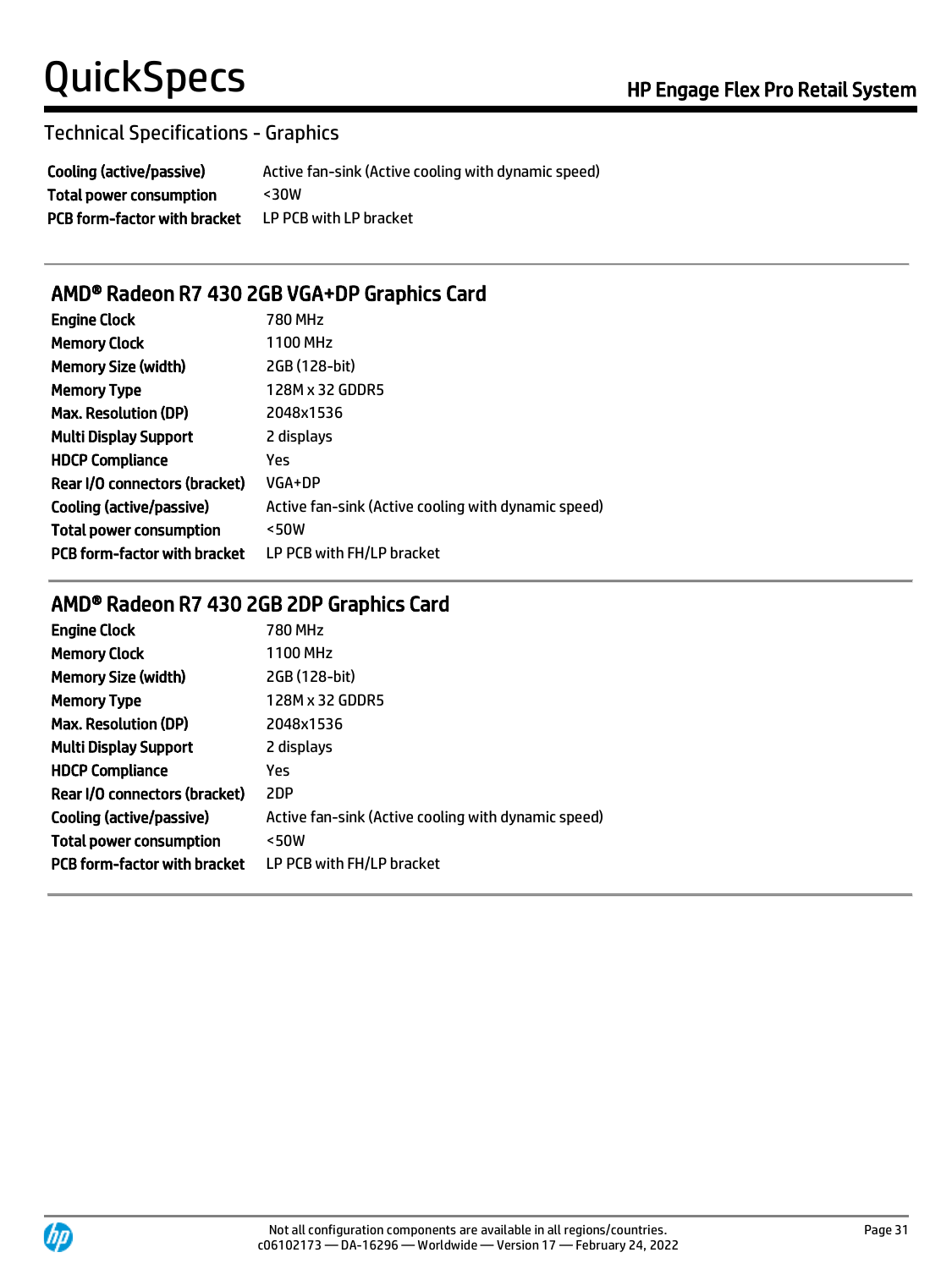## Technical Specifications - Graphics

| | |
|---|---|
| **Cooling (active/passive)** | Active fan-sink (Active cooling with dynamic speed) |
| **Total power consumption** | <30W |
| **PCB form-factor with bracket** | LP PCB with LP bracket |

### AMD® Radeon R7 430 2GB VGA+DP Graphics Card

| | |
|---|---|
| **Engine Clock** | 780 MHz |
| **Memory Clock** | 1100 MHz |
| **Memory Size (width)** | 2GB (128-bit) |
| **Memory Type** | 128M x 32 GDDR5 |
| **Max. Resolution (DP)** | 2048x1536 |
| **Multi Display Support** | 2 displays |
| **HDCP Compliance** | Yes |
| **Rear I/O connectors (bracket)** | VGA+DP |
| **Cooling (active/passive)** | Active fan-sink (Active cooling with dynamic speed) |
| **Total power consumption** | <50W |
| **PCB form-factor with bracket** | LP PCB with FH/LP bracket |

### AMD® Radeon R7 430 2GB 2DP Graphics Card

| | |
|---|---|
| **Engine Clock** | 780 MHz |
| **Memory Clock** | 1100 MHz |
| **Memory Size (width)** | 2GB (128-bit) |
| **Memory Type** | 128M x 32 GDDR5 |
| **Max. Resolution (DP)** | 2048x1536 |
| **Multi Display Support** | 2 displays |
| **HDCP Compliance** | Yes |
| **Rear I/O connectors (bracket)** | 2DP |
| **Cooling (active/passive)** | Active fan-sink (Active cooling with dynamic speed) |
| **Total power consumption** | <50W |
| **PCB form-factor with bracket** | LP PCB with FH/LP bracket |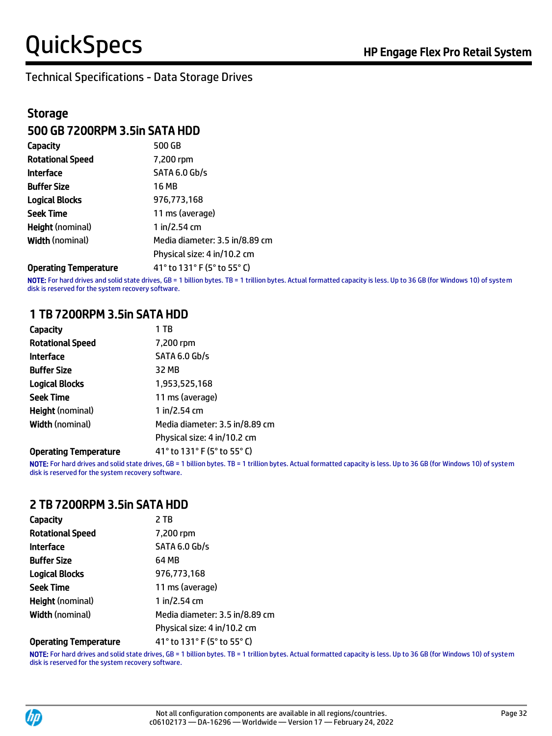## Technical Specifications - Data Storage Drives

### Storage

#### 500 GB 7200RPM 3.5in SATA HDD

| | |
|---|---|
| **Capacity** | 500 GB |
| **Rotational Speed** | 7,200 rpm |
| **Interface** | SATA 6.0 Gb/s |
| **Buffer Size** | 16 MB |
| **Logical Blocks** | 976,773,168 |
| **Seek Time** | 11 ms (average) |
| **Height** (nominal) | 1 in/2.54 cm |
| **Width** (nominal) | Media diameter: 3.5 in/8.89 cm |
| | Physical size: 4 in/10.2 cm |
| **Operating Temperature** | 41° to 131° F (5° to 55° C) |

**NOTE:** For hard drives and solid state drives, GB = 1 billion bytes. TB = 1 trillion bytes. Actual formatted capacity is less. Up to 36 GB (for Windows 10) of system disk is reserved for the system recovery software.

#### 1 TB 7200RPM 3.5in SATA HDD

| | |
|---|---|
| **Capacity** | 1 TB |
| **Rotational Speed** | 7,200 rpm |
| **Interface** | SATA 6.0 Gb/s |
| **Buffer Size** | 32 MB |
| **Logical Blocks** | 1,953,525,168 |
| **Seek Time** | 11 ms (average) |
| **Height** (nominal) | 1 in/2.54 cm |
| **Width** (nominal) | Media diameter: 3.5 in/8.89 cm |
| | Physical size: 4 in/10.2 cm |
| **Operating Temperature** | 41° to 131° F (5° to 55° C) |

**NOTE:** For hard drives and solid state drives, GB = 1 billion bytes. TB = 1 trillion bytes. Actual formatted capacity is less. Up to 36 GB (for Windows 10) of system disk is reserved for the system recovery software.

#### 2 TB 7200RPM 3.5in SATA HDD

| | |
|---|---|
| **Capacity** | 2 TB |
| **Rotational Speed** | 7,200 rpm |
| **Interface** | SATA 6.0 Gb/s |
| **Buffer Size** | 64 MB |
| **Logical Blocks** | 976,773,168 |
| **Seek Time** | 11 ms (average) |
| **Height** (nominal) | 1 in/2.54 cm |
| **Width** (nominal) | Media diameter: 3.5 in/8.89 cm |
| | Physical size: 4 in/10.2 cm |
| **Operating Temperature** | 41° to 131° F (5° to 55° C) |

**NOTE:** For hard drives and solid state drives, GB = 1 billion bytes. TB = 1 trillion bytes. Actual formatted capacity is less. Up to 36 GB (for Windows 10) of system disk is reserved for the system recovery software.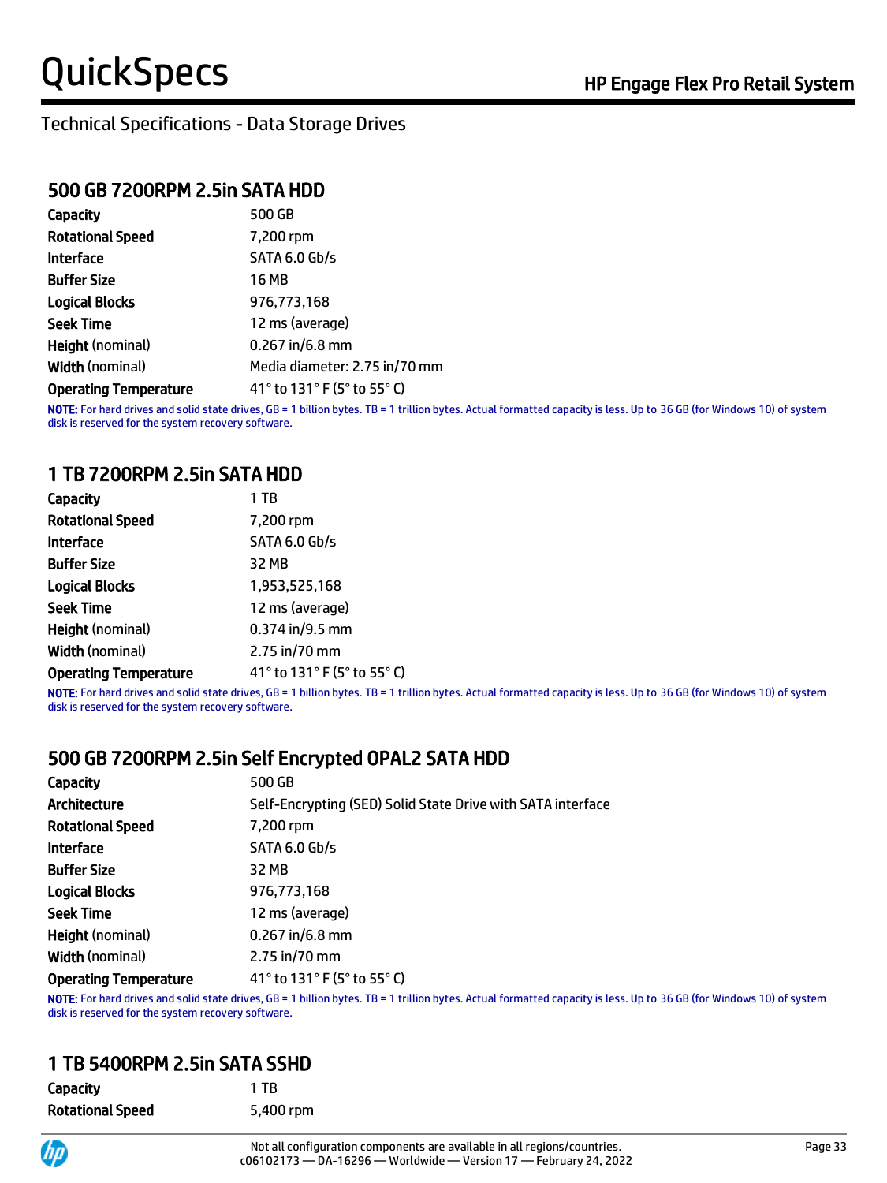# Technical Specifications - Data Storage Drives

## 500 GB 7200RPM 2.5in SATA HDD

| | |
|---|---|
| **Capacity** | 500 GB |
| **Rotational Speed** | 7,200 rpm |
| **Interface** | SATA 6.0 Gb/s |
| **Buffer Size** | 16 MB |
| **Logical Blocks** | 976,773,168 |
| **Seek Time** | 12 ms (average) |
| **Height** (nominal) | 0.267 in/6.8 mm |
| **Width** (nominal) | Media diameter: 2.75 in/70 mm |
| **Operating Temperature** | 41° to 131° F (5° to 55° C) |

**NOTE:** For hard drives and solid state drives, GB = 1 billion bytes. TB = 1 trillion bytes. Actual formatted capacity is less. Up to 36 GB (for Windows 10) of system disk is reserved for the system recovery software.

## 1 TB 7200RPM 2.5in SATA HDD

| | |
|---|---|
| **Capacity** | 1 TB |
| **Rotational Speed** | 7,200 rpm |
| **Interface** | SATA 6.0 Gb/s |
| **Buffer Size** | 32 MB |
| **Logical Blocks** | 1,953,525,168 |
| **Seek Time** | 12 ms (average) |
| **Height** (nominal) | 0.374 in/9.5 mm |
| **Width** (nominal) | 2.75 in/70 mm |
| **Operating Temperature** | 41° to 131° F (5° to 55° C) |

**NOTE:** For hard drives and solid state drives, GB = 1 billion bytes. TB = 1 trillion bytes. Actual formatted capacity is less. Up to 36 GB (for Windows 10) of system disk is reserved for the system recovery software.

## 500 GB 7200RPM 2.5in Self Encrypted OPAL2 SATA HDD

| | |
|---|---|
| **Capacity** | 500 GB |
| **Architecture** | Self-Encrypting (SED) Solid State Drive with SATA interface |
| **Rotational Speed** | 7,200 rpm |
| **Interface** | SATA 6.0 Gb/s |
| **Buffer Size** | 32 MB |
| **Logical Blocks** | 976,773,168 |
| **Seek Time** | 12 ms (average) |
| **Height** (nominal) | 0.267 in/6.8 mm |
| **Width** (nominal) | 2.75 in/70 mm |
| **Operating Temperature** | 41° to 131° F (5° to 55° C) |

**NOTE:** For hard drives and solid state drives, GB = 1 billion bytes. TB = 1 trillion bytes. Actual formatted capacity is less. Up to 36 GB (for Windows 10) of system disk is reserved for the system recovery software.

## 1 TB 5400RPM 2.5in SATA SSHD

| | |
|---|---|
| **Capacity** | 1 TB |
| **Rotational Speed** | 5,400 rpm |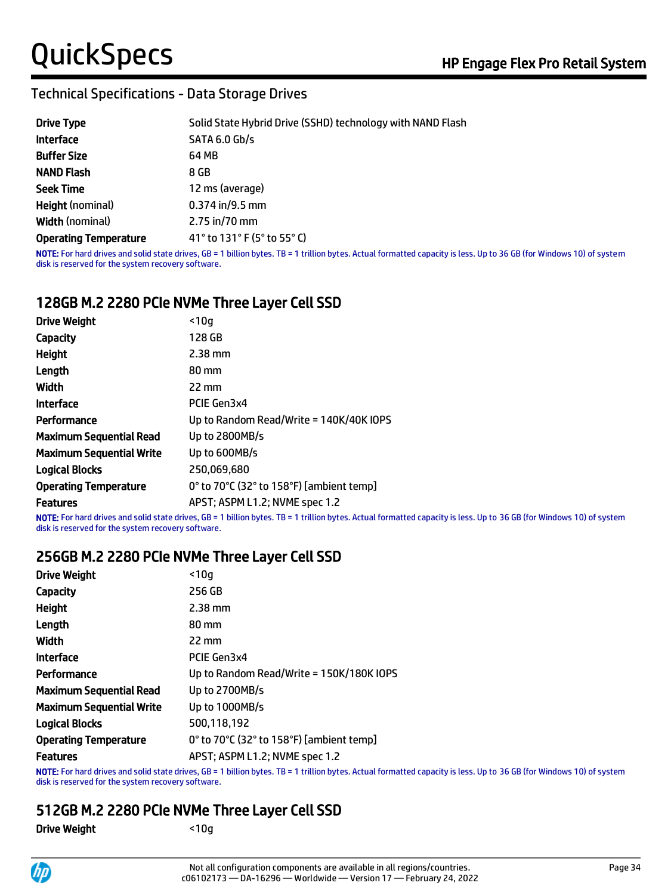## Technical Specifications - Data Storage Drives

| | |
|---|---|
| **Drive Type** | Solid State Hybrid Drive (SSHD) technology with NAND Flash |
| **Interface** | SATA 6.0 Gb/s |
| **Buffer Size** | 64 MB |
| **NAND Flash** | 8 GB |
| **Seek Time** | 12 ms (average) |
| **Height** (nominal) | 0.374 in/9.5 mm |
| **Width** (nominal) | 2.75 in/70 mm |
| **Operating Temperature** | 41° to 131° F (5° to 55° C) |

**NOTE:** For hard drives and solid state drives, GB = 1 billion bytes. TB = 1 trillion bytes. Actual formatted capacity is less. Up to 36 GB (for Windows 10) of system disk is reserved for the system recovery software.

### 128GB M.2 2280 PCIe NVMe Three Layer Cell SSD

| | |
|---|---|
| **Drive Weight** | <10g |
| **Capacity** | 128 GB |
| **Height** | 2.38 mm |
| **Length** | 80 mm |
| **Width** | 22 mm |
| **Interface** | PCIE Gen3x4 |
| **Performance** | Up to Random Read/Write = 140K/40K IOPS |
| **Maximum Sequential Read** | Up to 2800MB/s |
| **Maximum Sequential Write** | Up to 600MB/s |
| **Logical Blocks** | 250,069,680 |
| **Operating Temperature** | 0° to 70°C (32° to 158°F) [ambient temp] |
| **Features** | APST; ASPM L1.2; NVME spec 1.2 |

**NOTE:** For hard drives and solid state drives, GB = 1 billion bytes. TB = 1 trillion bytes. Actual formatted capacity is less. Up to 36 GB (for Windows 10) of system disk is reserved for the system recovery software.

### 256GB M.2 2280 PCIe NVMe Three Layer Cell SSD

| | |
|---|---|
| **Drive Weight** | <10g |
| **Capacity** | 256 GB |
| **Height** | 2.38 mm |
| **Length** | 80 mm |
| **Width** | 22 mm |
| **Interface** | PCIE Gen3x4 |
| **Performance** | Up to Random Read/Write = 150K/180K IOPS |
| **Maximum Sequential Read** | Up to 2700MB/s |
| **Maximum Sequential Write** | Up to 1000MB/s |
| **Logical Blocks** | 500,118,192 |
| **Operating Temperature** | 0° to 70°C (32° to 158°F) [ambient temp] |
| **Features** | APST; ASPM L1.2; NVME spec 1.2 |

**NOTE:** For hard drives and solid state drives, GB = 1 billion bytes. TB = 1 trillion bytes. Actual formatted capacity is less. Up to 36 GB (for Windows 10) of system disk is reserved for the system recovery software.

### 512GB M.2 2280 PCIe NVMe Three Layer Cell SSD

| | |
|---|---|
| **Drive Weight** | <10g |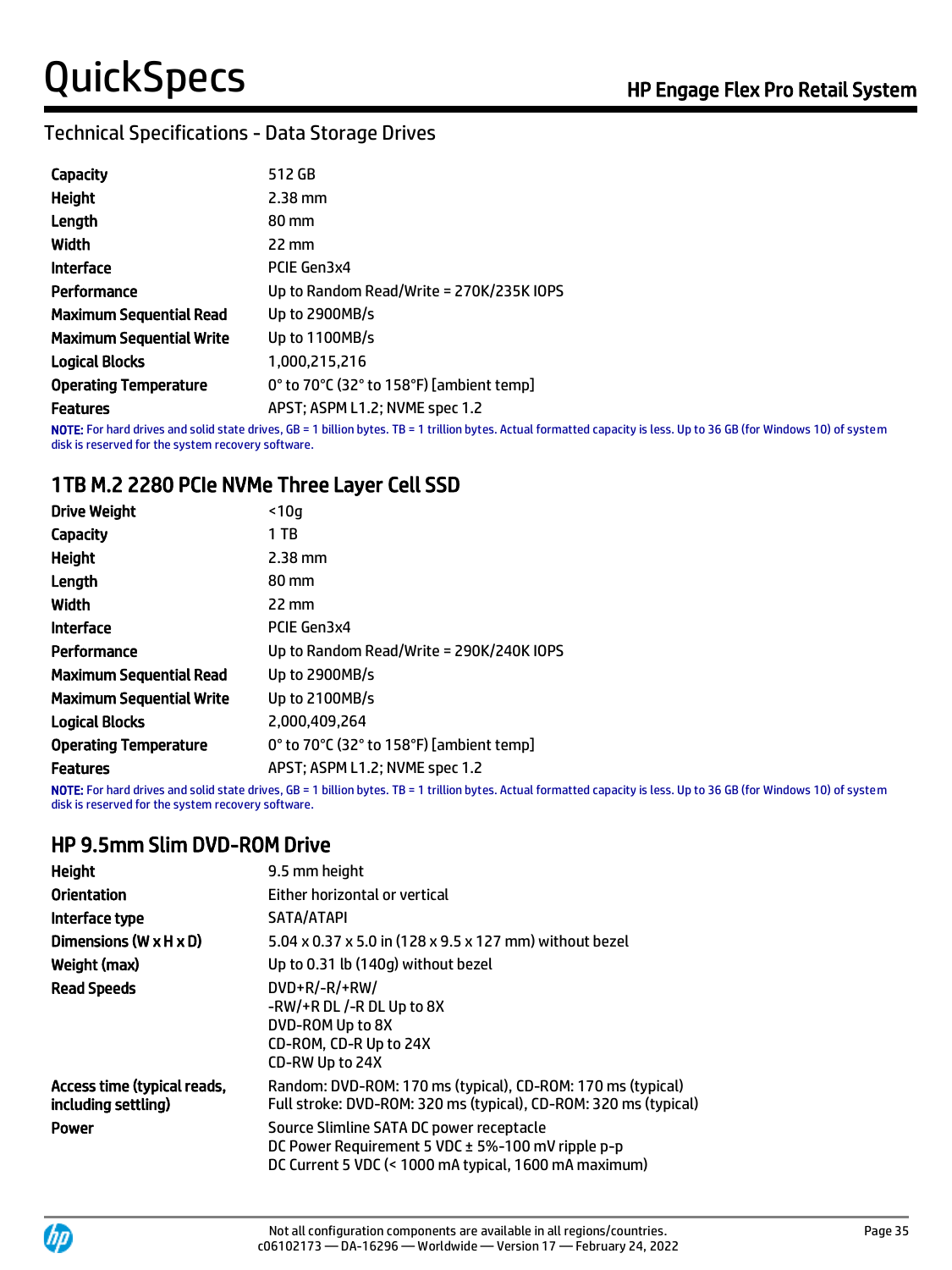## Technical Specifications - Data Storage Drives

| | |
|---|---|
| **Capacity** | 512 GB |
| **Height** | 2.38 mm |
| **Length** | 80 mm |
| **Width** | 22 mm |
| **Interface** | PCIE Gen3x4 |
| **Performance** | Up to Random Read/Write = 270K/235K IOPS |
| **Maximum Sequential Read** | Up to 2900MB/s |
| **Maximum Sequential Write** | Up to 1100MB/s |
| **Logical Blocks** | 1,000,215,216 |
| **Operating Temperature** | 0° to 70°C (32° to 158°F) [ambient temp] |
| **Features** | APST; ASPM L1.2; NVME spec 1.2 |

**NOTE:** For hard drives and solid state drives, GB = 1 billion bytes. TB = 1 trillion bytes. Actual formatted capacity is less. Up to 36 GB (for Windows 10) of system disk is reserved for the system recovery software.

## 1TB M.2 2280 PCIe NVMe Three Layer Cell SSD

| | |
|---|---|
| **Drive Weight** | <10g |
| **Capacity** | 1 TB |
| **Height** | 2.38 mm |
| **Length** | 80 mm |
| **Width** | 22 mm |
| **Interface** | PCIE Gen3x4 |
| **Performance** | Up to Random Read/Write = 290K/240K IOPS |
| **Maximum Sequential Read** | Up to 2900MB/s |
| **Maximum Sequential Write** | Up to 2100MB/s |
| **Logical Blocks** | 2,000,409,264 |
| **Operating Temperature** | 0° to 70°C (32° to 158°F) [ambient temp] |
| **Features** | APST; ASPM L1.2; NVME spec 1.2 |

**NOTE:** For hard drives and solid state drives, GB = 1 billion bytes. TB = 1 trillion bytes. Actual formatted capacity is less. Up to 36 GB (for Windows 10) of system disk is reserved for the system recovery software.

## HP 9.5mm Slim DVD-ROM Drive

| | |
|---|---|
| **Height** | 9.5 mm height |
| **Orientation** | Either horizontal or vertical |
| **Interface type** | SATA/ATAPI |
| **Dimensions (W x H x D)** | 5.04 x 0.37 x 5.0 in (128 x 9.5 x 127 mm) without bezel |
| **Weight (max)** | Up to 0.31 lb (140g) without bezel |
| **Read Speeds** | DVD+R/-R/+RW/<br>-RW/+R DL /-R DL Up to 8X<br>DVD-ROM Up to 8X<br>CD-ROM, CD-R Up to 24X<br>CD-RW Up to 24X |
| **Access time (typical reads, including settling)** | Random: DVD-ROM: 170 ms (typical), CD-ROM: 170 ms (typical)<br>Full stroke: DVD-ROM: 320 ms (typical), CD-ROM: 320 ms (typical) |
| **Power** | Source Slimline SATA DC power receptacle<br>DC Power Requirement 5 VDC ± 5%-100 mV ripple p-p<br>DC Current 5 VDC (< 1000 mA typical, 1600 mA maximum) |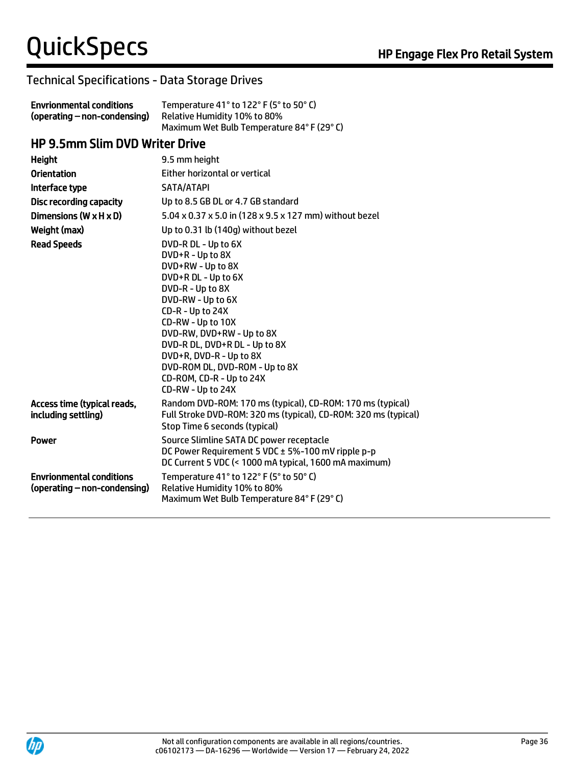## Technical Specifications - Data Storage Drives

| | |
|---|---|
| **Envrionmental conditions (operating – non-condensing)** | Temperature 41° to 122° F (5° to 50° C)<br>Relative Humidity 10% to 80%<br>Maximum Wet Bulb Temperature 84° F (29° C) |

### HP 9.5mm Slim DVD Writer Drive

| | |
|---|---|
| **Height** | 9.5 mm height |
| **Orientation** | Either horizontal or vertical |
| **Interface type** | SATA/ATAPI |
| **Disc recording capacity** | Up to 8.5 GB DL or 4.7 GB standard |
| **Dimensions (W x H x D)** | 5.04 x 0.37 x 5.0 in (128 x 9.5 x 127 mm) without bezel |
| **Weight (max)** | Up to 0.31 lb (140g) without bezel |
| **Read Speeds** | DVD-R DL - Up to 6X<br>DVD+R - Up to 8X<br>DVD+RW - Up to 8X<br>DVD+R DL - Up to 6X<br>DVD-R - Up to 8X<br>DVD-RW - Up to 6X<br>CD-R - Up to 24X<br>CD-RW - Up to 10X<br>DVD-RW, DVD+RW - Up to 8X<br>DVD-R DL, DVD+R DL - Up to 8X<br>DVD+R, DVD-R - Up to 8X<br>DVD-ROM DL, DVD-ROM - Up to 8X<br>CD-ROM, CD-R - Up to 24X<br>CD-RW - Up to 24X |
| **Access time (typical reads, including settling)** | Random DVD-ROM: 170 ms (typical), CD-ROM: 170 ms (typical)<br>Full Stroke DVD-ROM: 320 ms (typical), CD-ROM: 320 ms (typical)<br>Stop Time 6 seconds (typical) |
| **Power** | Source Slimline SATA DC power receptacle<br>DC Power Requirement 5 VDC ± 5%-100 mV ripple p-p<br>DC Current 5 VDC (< 1000 mA typical, 1600 mA maximum) |
| **Envrionmental conditions (operating – non-condensing)** | Temperature 41° to 122° F (5° to 50° C)<br>Relative Humidity 10% to 80%<br>Maximum Wet Bulb Temperature 84° F (29° C) |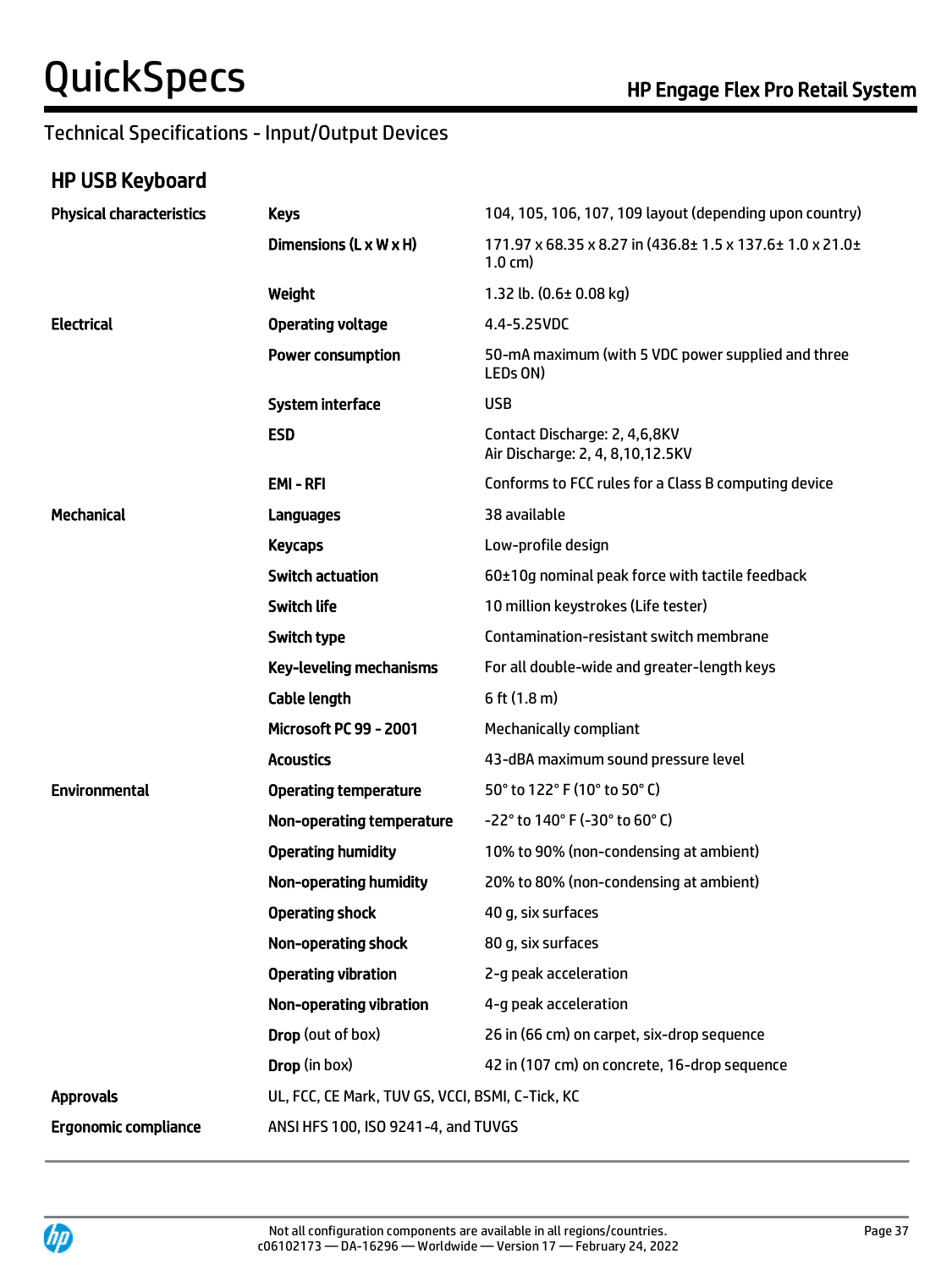## Technical Specifications - Input/Output Devices

### HP USB Keyboard

| | | |
|---|---|---|
| **Physical characteristics** | **Keys** | 104, 105, 106, 107, 109 layout (depending upon country) |
| | **Dimensions (L x W x H)** | 171.97 x 68.35 x 8.27 in (436.8± 1.5 x 137.6± 1.0 x 21.0± 1.0 cm) |
| | **Weight** | 1.32 lb. (0.6± 0.08 kg) |
| **Electrical** | **Operating voltage** | 4.4-5.25VDC |
| | **Power consumption** | 50-mA maximum (with 5 VDC power supplied and three LEDs ON) |
| | **System interface** | USB |
| | **ESD** | Contact Discharge: 2, 4,6,8KV<br>Air Discharge: 2, 4, 8,10,12.5KV |
| | **EMI - RFI** | Conforms to FCC rules for a Class B computing device |
| **Mechanical** | **Languages** | 38 available |
| | **Keycaps** | Low-profile design |
| | **Switch actuation** | 60±10g nominal peak force with tactile feedback |
| | **Switch life** | 10 million keystrokes (Life tester) |
| | **Switch type** | Contamination-resistant switch membrane |
| | **Key-leveling mechanisms** | For all double-wide and greater-length keys |
| | **Cable length** | 6 ft (1.8 m) |
| | **Microsoft PC 99 - 2001** | Mechanically compliant |
| | **Acoustics** | 43-dBA maximum sound pressure level |
| **Environmental** | **Operating temperature** | 50° to 122° F (10° to 50° C) |
| | **Non-operating temperature** | -22° to 140° F (-30° to 60° C) |
| | **Operating humidity** | 10% to 90% (non-condensing at ambient) |
| | **Non-operating humidity** | 20% to 80% (non-condensing at ambient) |
| | **Operating shock** | 40 g, six surfaces |
| | **Non-operating shock** | 80 g, six surfaces |
| | **Operating vibration** | 2-g peak acceleration |
| | **Non-operating vibration** | 4-g peak acceleration |
| | **Drop** (out of box) | 26 in (66 cm) on carpet, six-drop sequence |
| | **Drop** (in box) | 42 in (107 cm) on concrete, 16-drop sequence |
| **Approvals** | UL, FCC, CE Mark, TUV GS, VCCI, BSMI, C-Tick, KC | |
| **Ergonomic compliance** | ANSI HFS 100, ISO 9241-4, and TUVGS | |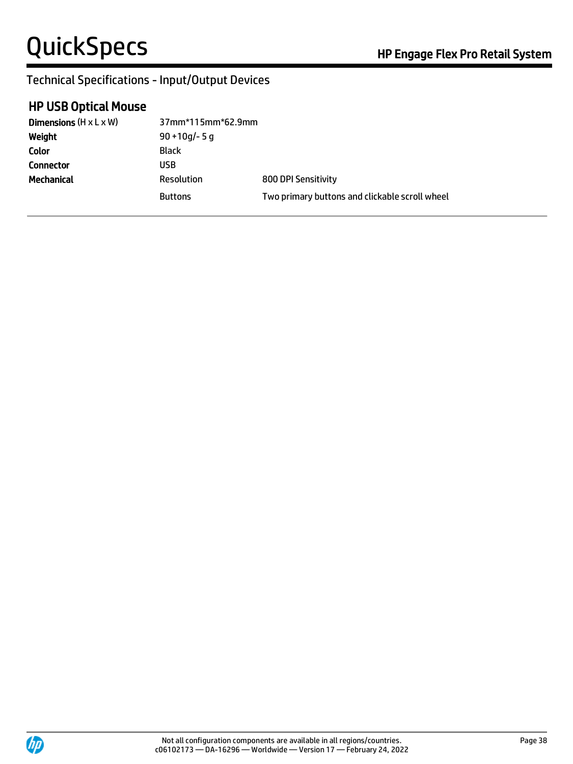## Technical Specifications - Input/Output Devices

### HP USB Optical Mouse

| | | |
|---|---|---|
| **Dimensions** (H x L x W) | 37mm*115mm*62.9mm | |
| **Weight** | 90 +10g/- 5 g | |
| **Color** | Black | |
| **Connector** | USB | |
| **Mechanical** | Resolution | 800 DPI Sensitivity |
| | Buttons | Two primary buttons and clickable scroll wheel |

Not all configuration components are available in all regions/countries.
c06102173 — DA-16296 — Worldwide — Version 17 — February 24, 2022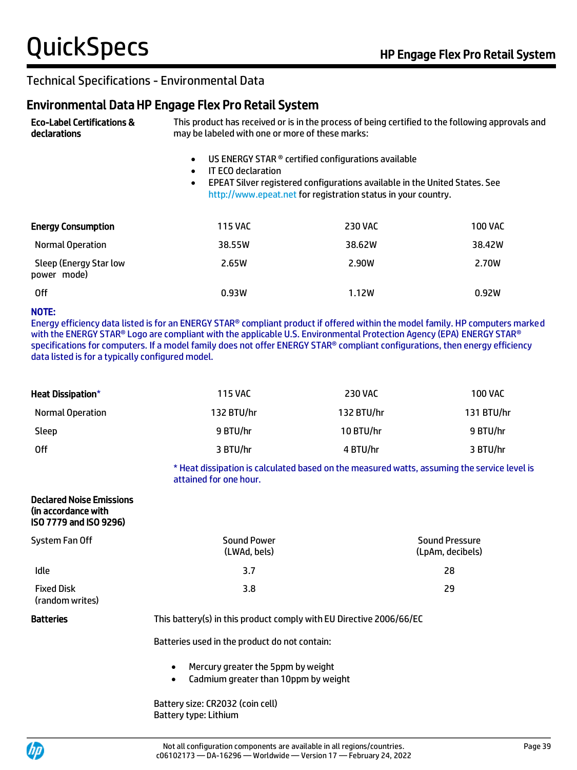Technical Specifications - Environmental Data

## Environmental Data HP Engage Flex Pro Retail System

**Eco-Label Certifications & declarations**

This product has received or is in the process of being certified to the following approvals and may be labeled with one or more of these marks:

- US ENERGY STAR ® certified configurations available
- IT ECO declaration
- EPEAT Silver registered configurations available in the United States. See http://www.epeat.net for registration status in your country.

| Energy Consumption | 115 VAC | 230 VAC | 100 VAC |
|---|---|---|---|
| Normal Operation | 38.55W | 38.62W | 38.42W |
| Sleep (Energy Star low power mode) | 2.65W | 2.90W | 2.70W |
| Off | 0.93W | 1.12W | 0.92W |

**NOTE:**
Energy efficiency data listed is for an ENERGY STAR® compliant product if offered within the model family. HP computers marked with the ENERGY STAR® Logo are compliant with the applicable U.S. Environmental Protection Agency (EPA) ENERGY STAR® specifications for computers. If a model family does not offer ENERGY STAR® compliant configurations, then energy efficiency data listed is for a typically configured model.

| Heat Dissipation* | 115 VAC | 230 VAC | 100 VAC |
|---|---|---|---|
| Normal Operation | 132 BTU/hr | 132 BTU/hr | 131 BTU/hr |
| Sleep | 9 BTU/hr | 10 BTU/hr | 9 BTU/hr |
| Off | 3 BTU/hr | 4 BTU/hr | 3 BTU/hr |

* Heat dissipation is calculated based on the measured watts, assuming the service level is attained for one hour.

**Declared Noise Emissions (in accordance with ISO 7779 and ISO 9296)**

| System Fan Off | Sound Power (LWAd, bels) | Sound Pressure (LpAm, decibels) |
|---|---|---|
| Idle | 3.7 | 28 |
| Fixed Disk (random writes) | 3.8 | 29 |

**Batteries**

This battery(s) in this product comply with EU Directive 2006/66/EC

Batteries used in the product do not contain:

- Mercury greater the 5ppm by weight
- Cadmium greater than 10ppm by weight

Battery size: CR2032 (coin cell)
Battery type: Lithium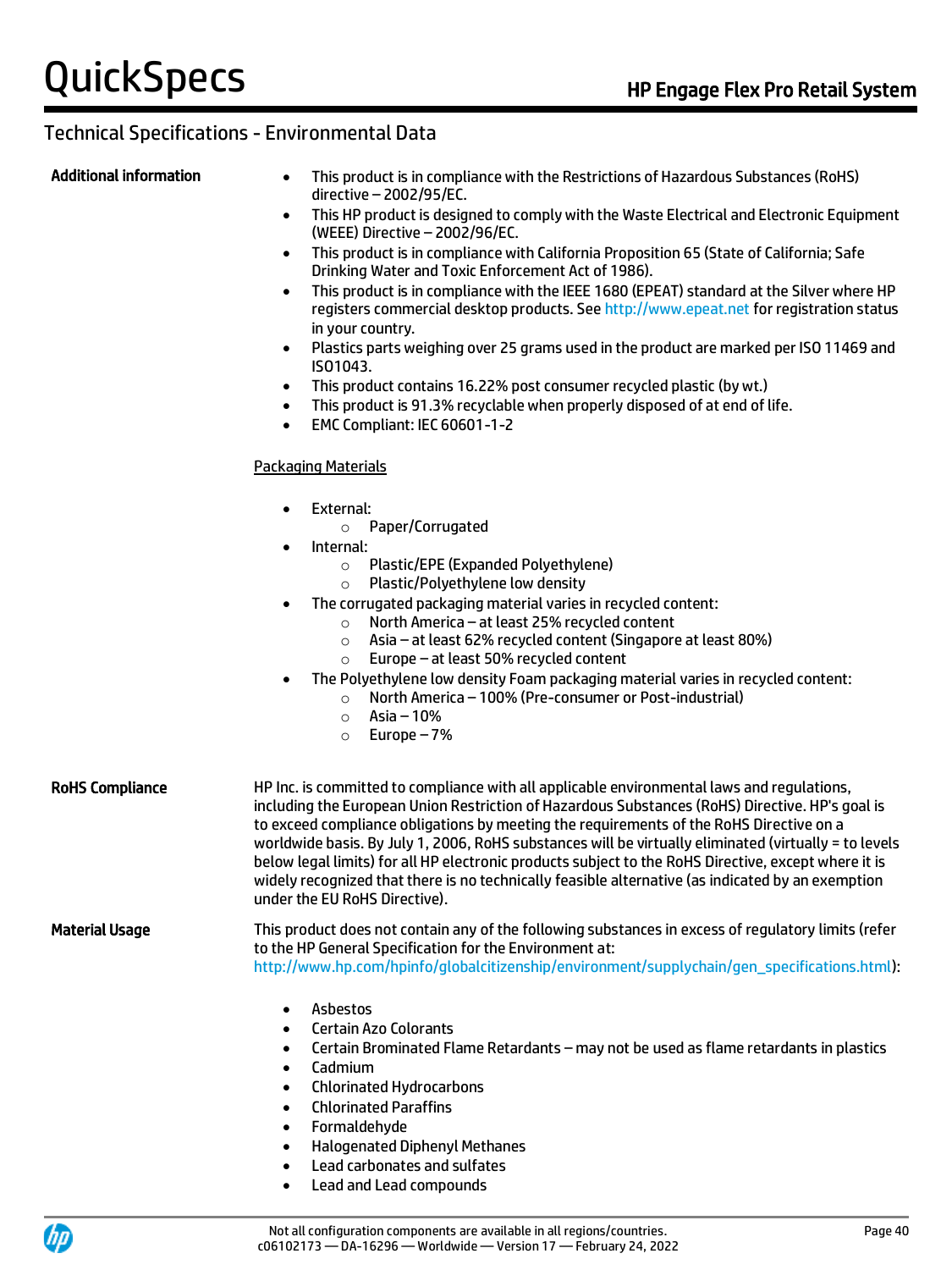## Technical Specifications - Environmental Data

**Additional information**

- This product is in compliance with the Restrictions of Hazardous Substances (RoHS) directive – 2002/95/EC.
- This HP product is designed to comply with the Waste Electrical and Electronic Equipment (WEEE) Directive – 2002/96/EC.
- This product is in compliance with California Proposition 65 (State of California; Safe Drinking Water and Toxic Enforcement Act of 1986).
- This product is in compliance with the IEEE 1680 (EPEAT) standard at the Silver where HP registers commercial desktop products. See http://www.epeat.net for registration status in your country.
- Plastics parts weighing over 25 grams used in the product are marked per ISO 11469 and ISO1043.
- This product contains 16.22% post consumer recycled plastic (by wt.)
- This product is 91.3% recyclable when properly disposed of at end of life.
- EMC Compliant: IEC 60601-1-2

Packaging Materials

- External:
  - Paper/Corrugated
- Internal:
  - Plastic/EPE (Expanded Polyethylene)
  - Plastic/Polyethylene low density
- The corrugated packaging material varies in recycled content:
  - North America – at least 25% recycled content
  - Asia – at least 62% recycled content (Singapore at least 80%)
  - Europe – at least 50% recycled content
- The Polyethylene low density Foam packaging material varies in recycled content:
  - North America – 100% (Pre-consumer or Post-industrial)
  - Asia – 10%
  - Europe – 7%

**RoHS Compliance**

HP Inc. is committed to compliance with all applicable environmental laws and regulations, including the European Union Restriction of Hazardous Substances (RoHS) Directive. HP's goal is to exceed compliance obligations by meeting the requirements of the RoHS Directive on a worldwide basis. By July 1, 2006, RoHS substances will be virtually eliminated (virtually = to levels below legal limits) for all HP electronic products subject to the RoHS Directive, except where it is widely recognized that there is no technically feasible alternative (as indicated by an exemption under the EU RoHS Directive).

**Material Usage**

This product does not contain any of the following substances in excess of regulatory limits (refer to the HP General Specification for the Environment at: http://www.hp.com/hpinfo/globalcitizenship/environment/supplychain/gen_specifications.html):

- Asbestos
- Certain Azo Colorants
- Certain Brominated Flame Retardants – may not be used as flame retardants in plastics
- Cadmium
- Chlorinated Hydrocarbons
- Chlorinated Paraffins
- Formaldehyde
- Halogenated Diphenyl Methanes
- Lead carbonates and sulfates
- Lead and Lead compounds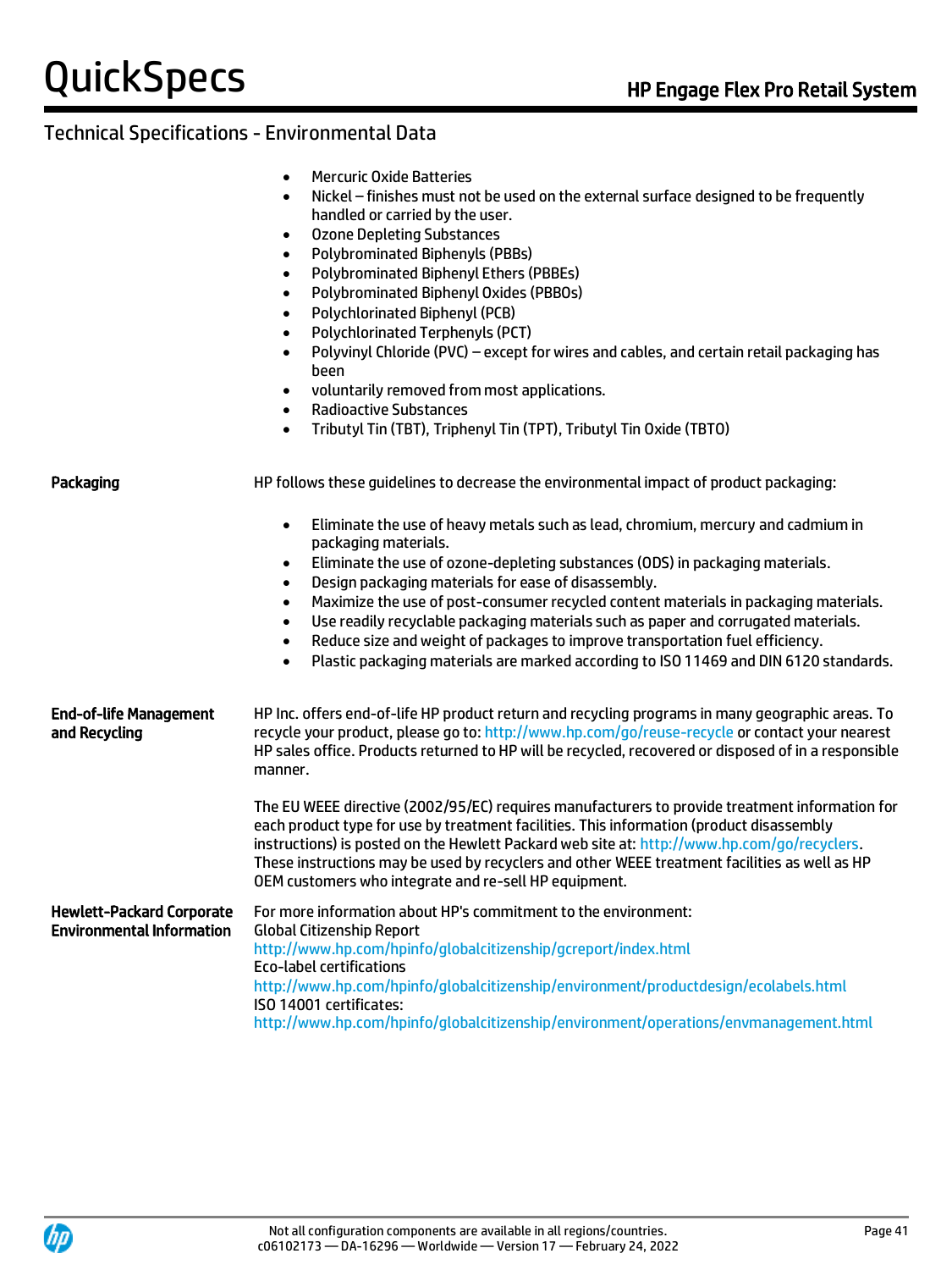## Technical Specifications - Environmental Data

- Mercuric Oxide Batteries
- Nickel – finishes must not be used on the external surface designed to be frequently handled or carried by the user.
- Ozone Depleting Substances
- Polybrominated Biphenyls (PBBs)
- Polybrominated Biphenyl Ethers (PBBEs)
- Polybrominated Biphenyl Oxides (PBBOs)
- Polychlorinated Biphenyl (PCB)
- Polychlorinated Terphenyls (PCT)
- Polyvinyl Chloride (PVC) – except for wires and cables, and certain retail packaging has been
- voluntarily removed from most applications.
- Radioactive Substances
- Tributyl Tin (TBT), Triphenyl Tin (TPT), Tributyl Tin Oxide (TBTO)

**Packaging**

HP follows these guidelines to decrease the environmental impact of product packaging:

- Eliminate the use of heavy metals such as lead, chromium, mercury and cadmium in packaging materials.
- Eliminate the use of ozone-depleting substances (ODS) in packaging materials.
- Design packaging materials for ease of disassembly.
- Maximize the use of post-consumer recycled content materials in packaging materials.
- Use readily recyclable packaging materials such as paper and corrugated materials.
- Reduce size and weight of packages to improve transportation fuel efficiency.
- Plastic packaging materials are marked according to ISO 11469 and DIN 6120 standards.

**End-of-life Management and Recycling**

HP Inc. offers end-of-life HP product return and recycling programs in many geographic areas. To recycle your product, please go to: http://www.hp.com/go/reuse-recycle or contact your nearest HP sales office. Products returned to HP will be recycled, recovered or disposed of in a responsible manner.

The EU WEEE directive (2002/95/EC) requires manufacturers to provide treatment information for each product type for use by treatment facilities. This information (product disassembly instructions) is posted on the Hewlett Packard web site at: http://www.hp.com/go/recyclers. These instructions may be used by recyclers and other WEEE treatment facilities as well as HP OEM customers who integrate and re-sell HP equipment.

**Hewlett-Packard Corporate Environmental Information**

For more information about HP's commitment to the environment:
Global Citizenship Report
http://www.hp.com/hpinfo/globalcitizenship/gcreport/index.html
Eco-label certifications
http://www.hp.com/hpinfo/globalcitizenship/environment/productdesign/ecolabels.html
ISO 14001 certificates:
http://www.hp.com/hpinfo/globalcitizenship/environment/operations/envmanagement.html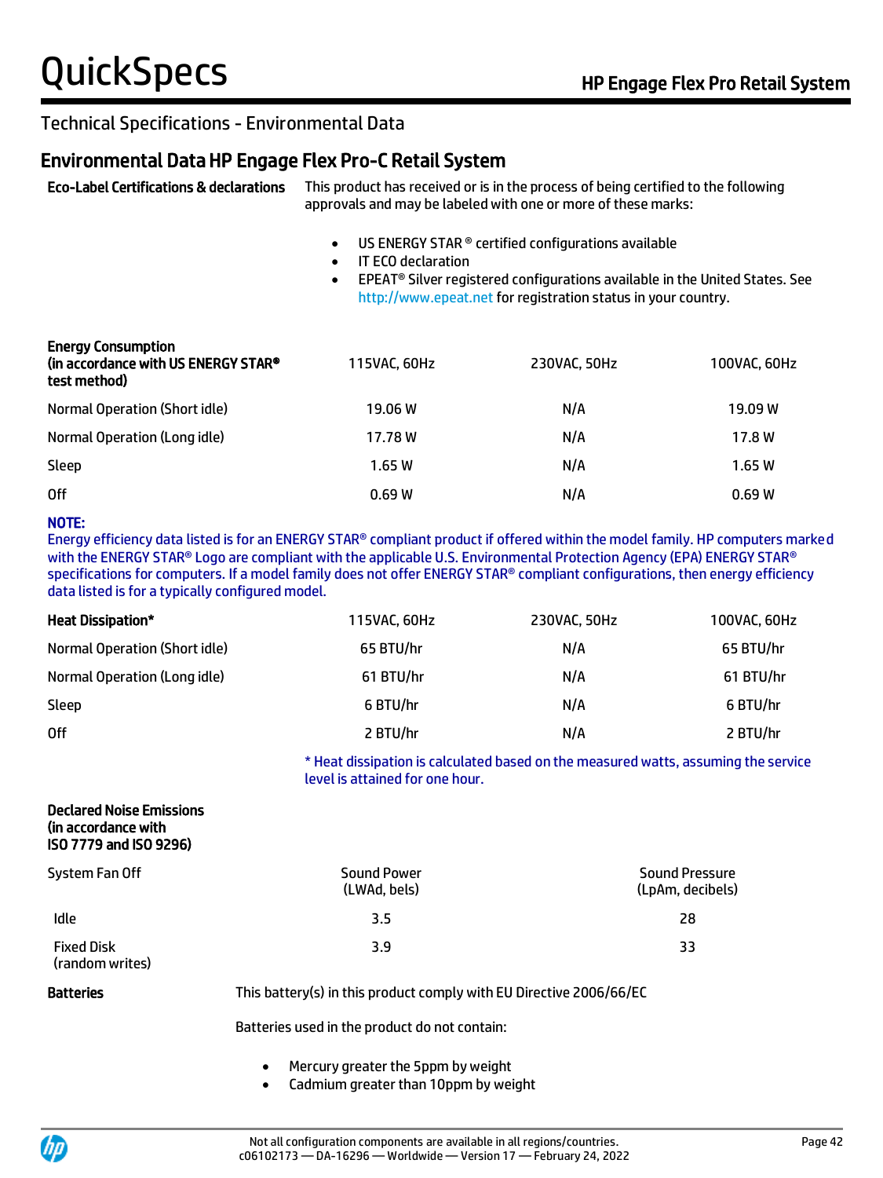## Technical Specifications - Environmental Data

### Environmental Data HP Engage Flex Pro-C Retail System

**Eco-Label Certifications & declarations**

This product has received or is in the process of being certified to the following approvals and may be labeled with one or more of these marks:

- US ENERGY STAR ® certified configurations available
- IT ECO declaration
- EPEAT® Silver registered configurations available in the United States. See http://www.epeat.net for registration status in your country.

| **Energy Consumption (in accordance with US ENERGY STAR® test method)** | 115VAC, 60Hz | 230VAC, 50Hz | 100VAC, 60Hz |
|---|---|---|---|
| Normal Operation (Short idle) | 19.06 W | N/A | 19.09 W |
| Normal Operation (Long idle) | 17.78 W | N/A | 17.8 W |
| Sleep | 1.65 W | N/A | 1.65 W |
| Off | 0.69 W | N/A | 0.69 W |

**NOTE:**
Energy efficiency data listed is for an ENERGY STAR® compliant product if offered within the model family. HP computers marked with the ENERGY STAR® Logo are compliant with the applicable U.S. Environmental Protection Agency (EPA) ENERGY STAR® specifications for computers. If a model family does not offer ENERGY STAR® compliant configurations, then energy efficiency data listed is for a typically configured model.

| **Heat Dissipation*** | 115VAC, 60Hz | 230VAC, 50Hz | 100VAC, 60Hz |
|---|---|---|---|
| Normal Operation (Short idle) | 65 BTU/hr | N/A | 65 BTU/hr |
| Normal Operation (Long idle) | 61 BTU/hr | N/A | 61 BTU/hr |
| Sleep | 6 BTU/hr | N/A | 6 BTU/hr |
| Off | 2 BTU/hr | N/A | 2 BTU/hr |

* Heat dissipation is calculated based on the measured watts, assuming the service level is attained for one hour.

**Declared Noise Emissions (in accordance with ISO 7779 and ISO 9296)**

| System Fan Off | Sound Power (LWAd, bels) | Sound Pressure (LpAm, decibels) |
|---|---|---|
| Idle | 3.5 | 28 |
| Fixed Disk (random writes) | 3.9 | 33 |

**Batteries**

This battery(s) in this product comply with EU Directive 2006/66/EC

Batteries used in the product do not contain:

- Mercury greater the 5ppm by weight
- Cadmium greater than 10ppm by weight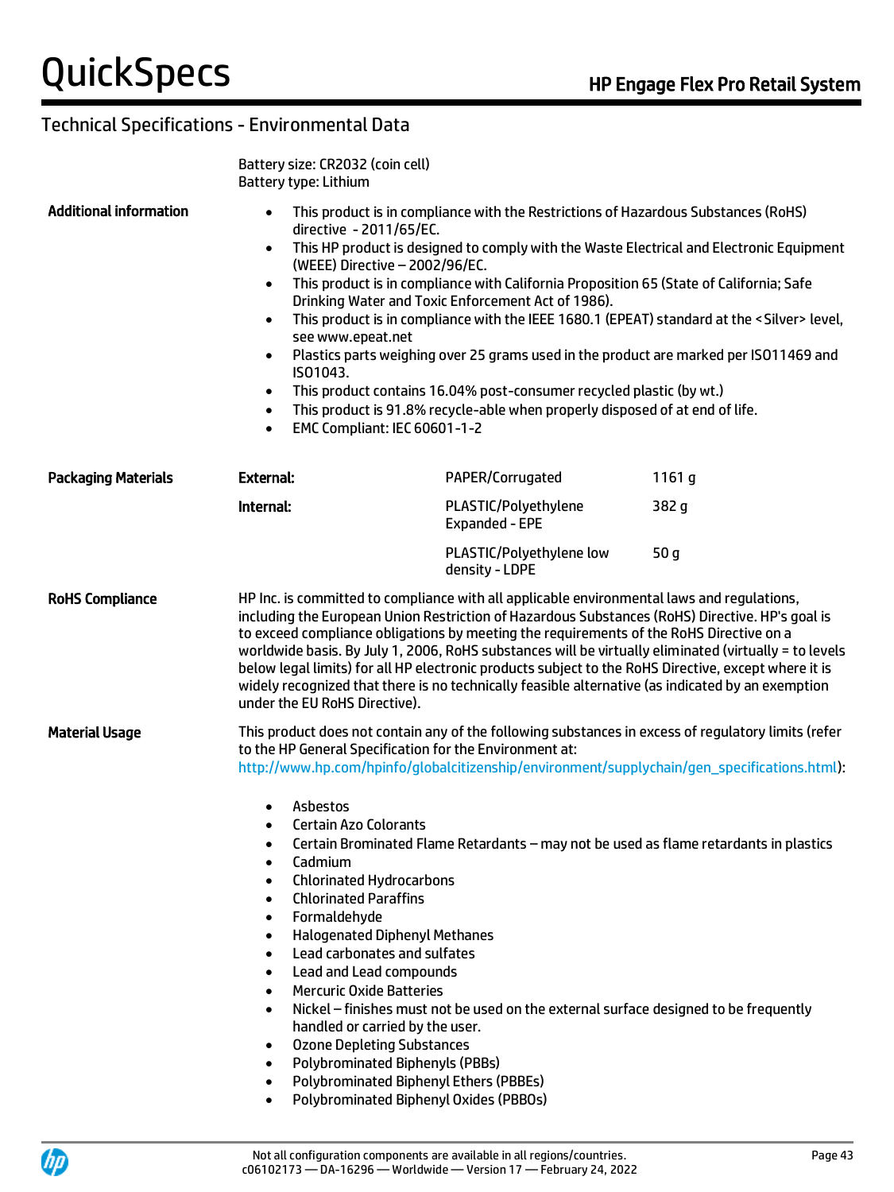## Technical Specifications - Environmental Data

Battery size: CR2032 (coin cell)
Battery type: Lithium

**Additional information**

- This product is in compliance with the Restrictions of Hazardous Substances (RoHS) directive - 2011/65/EC.
- This HP product is designed to comply with the Waste Electrical and Electronic Equipment (WEEE) Directive – 2002/96/EC.
- This product is in compliance with California Proposition 65 (State of California; Safe Drinking Water and Toxic Enforcement Act of 1986).
- This product is in compliance with the IEEE 1680.1 (EPEAT) standard at the <Silver> level, see www.epeat.net
- Plastics parts weighing over 25 grams used in the product are marked per ISO11469 and ISO1043.
- This product contains 16.04% post-consumer recycled plastic (by wt.)
- This product is 91.8% recycle-able when properly disposed of at end of life.
- EMC Compliant: IEC 60601-1-2

| **Packaging Materials** | | | |
|---|---|---|---|
| | **External:** | PAPER/Corrugated | 1161 g |
| | **Internal:** | PLASTIC/Polyethylene Expanded - EPE | 382 g |
| | | PLASTIC/Polyethylene low density - LDPE | 50 g |

**RoHS Compliance**

HP Inc. is committed to compliance with all applicable environmental laws and regulations, including the European Union Restriction of Hazardous Substances (RoHS) Directive. HP's goal is to exceed compliance obligations by meeting the requirements of the RoHS Directive on a worldwide basis. By July 1, 2006, RoHS substances will be virtually eliminated (virtually = to levels below legal limits) for all HP electronic products subject to the RoHS Directive, except where it is widely recognized that there is no technically feasible alternative (as indicated by an exemption under the EU RoHS Directive).

**Material Usage**

This product does not contain any of the following substances in excess of regulatory limits (refer to the HP General Specification for the Environment at: http://www.hp.com/hpinfo/globalcitizenship/environment/supplychain/gen_specifications.html):

- Asbestos
- Certain Azo Colorants
- Certain Brominated Flame Retardants – may not be used as flame retardants in plastics
- Cadmium
- Chlorinated Hydrocarbons
- Chlorinated Paraffins
- Formaldehyde
- Halogenated Diphenyl Methanes
- Lead carbonates and sulfates
- Lead and Lead compounds
- Mercuric Oxide Batteries
- Nickel – finishes must not be used on the external surface designed to be frequently handled or carried by the user.
- Ozone Depleting Substances
- Polybrominated Biphenyls (PBBs)
- Polybrominated Biphenyl Ethers (PBBEs)
- Polybrominated Biphenyl Oxides (PBBOs)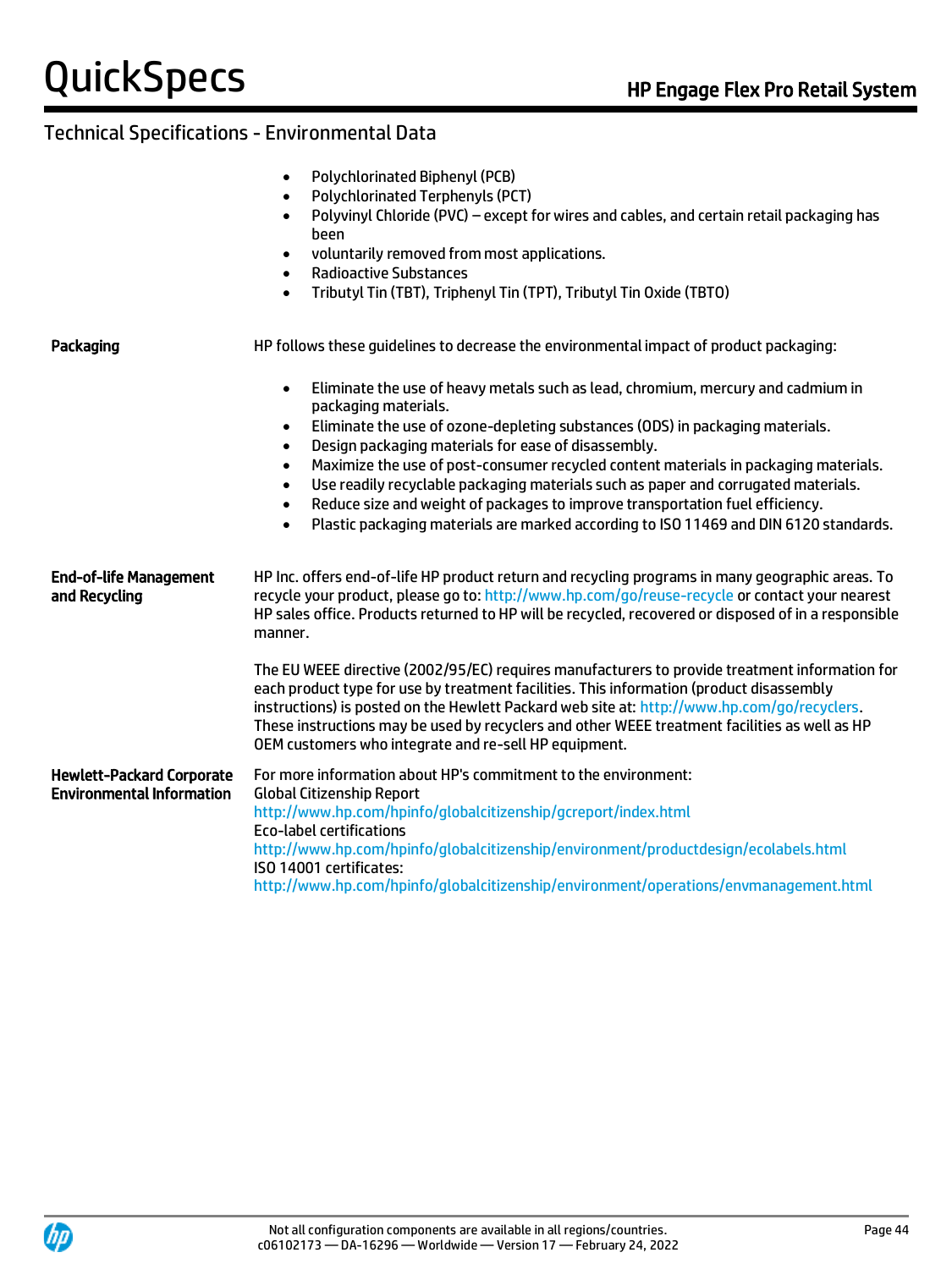## Technical Specifications - Environmental Data

- Polychlorinated Biphenyl (PCB)
- Polychlorinated Terphenyls (PCT)
- Polyvinyl Chloride (PVC) – except for wires and cables, and certain retail packaging has been
- voluntarily removed from most applications.
- Radioactive Substances
- Tributyl Tin (TBT), Triphenyl Tin (TPT), Tributyl Tin Oxide (TBTO)

**Packaging**

HP follows these guidelines to decrease the environmental impact of product packaging:

- Eliminate the use of heavy metals such as lead, chromium, mercury and cadmium in packaging materials.
- Eliminate the use of ozone-depleting substances (ODS) in packaging materials.
- Design packaging materials for ease of disassembly.
- Maximize the use of post-consumer recycled content materials in packaging materials.
- Use readily recyclable packaging materials such as paper and corrugated materials.
- Reduce size and weight of packages to improve transportation fuel efficiency.
- Plastic packaging materials are marked according to ISO 11469 and DIN 6120 standards.

**End-of-life Management and Recycling**

HP Inc. offers end-of-life HP product return and recycling programs in many geographic areas. To recycle your product, please go to: http://www.hp.com/go/reuse-recycle or contact your nearest HP sales office. Products returned to HP will be recycled, recovered or disposed of in a responsible manner.

The EU WEEE directive (2002/95/EC) requires manufacturers to provide treatment information for each product type for use by treatment facilities. This information (product disassembly instructions) is posted on the Hewlett Packard web site at: http://www.hp.com/go/recyclers. These instructions may be used by recyclers and other WEEE treatment facilities as well as HP OEM customers who integrate and re-sell HP equipment.

**Hewlett-Packard Corporate Environmental Information**

For more information about HP's commitment to the environment:
Global Citizenship Report
http://www.hp.com/hpinfo/globalcitizenship/gcreport/index.html
Eco-label certifications
http://www.hp.com/hpinfo/globalcitizenship/environment/productdesign/ecolabels.html
ISO 14001 certificates:
http://www.hp.com/hpinfo/globalcitizenship/environment/operations/envmanagement.html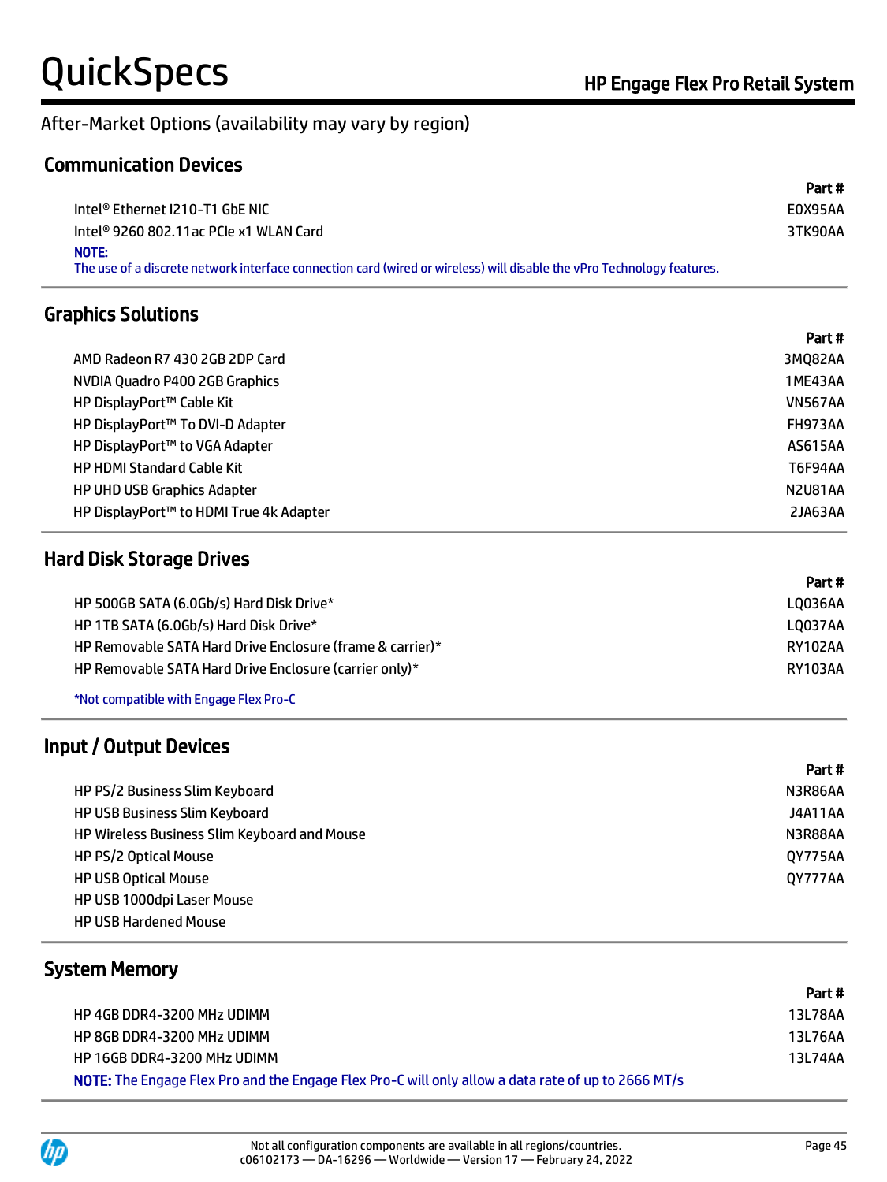After-Market Options (availability may vary by region)

## Communication Devices

| | Part # |
|---|---|
| Intel® Ethernet I210-T1 GbE NIC | E0X95AA |
| Intel® 9260 802.11ac PCIe x1 WLAN Card | 3TK90AA |

**NOTE:**
The use of a discrete network interface connection card (wired or wireless) will disable the vPro Technology features.

## Graphics Solutions

| | Part # |
|---|---|
| AMD Radeon R7 430 2GB 2DP Card | 3MQ82AA |
| NVDIA Quadro P400 2GB Graphics | 1ME43AA |
| HP DisplayPort™ Cable Kit | VN567AA |
| HP DisplayPort™ To DVI-D Adapter | FH973AA |
| HP DisplayPort™ to VGA Adapter | AS615AA |
| HP HDMI Standard Cable Kit | T6F94AA |
| HP UHD USB Graphics Adapter | N2U81AA |
| HP DisplayPort™ to HDMI True 4k Adapter | 2JA63AA |

## Hard Disk Storage Drives

| | Part # |
|---|---|
| HP 500GB SATA (6.0Gb/s) Hard Disk Drive* | LQ036AA |
| HP 1TB SATA (6.0Gb/s) Hard Disk Drive* | LQ037AA |
| HP Removable SATA Hard Drive Enclosure (frame & carrier)* | RY102AA |
| HP Removable SATA Hard Drive Enclosure (carrier only)* | RY103AA |

*Not compatible with Engage Flex Pro-C

## Input / Output Devices

| | Part # |
|---|---|
| HP PS/2 Business Slim Keyboard | N3R86AA |
| HP USB Business Slim Keyboard | J4A11AA |
| HP Wireless Business Slim Keyboard and Mouse | N3R88AA |
| HP PS/2 Optical Mouse | QY775AA |
| HP USB Optical Mouse | QY777AA |
| HP USB 1000dpi Laser Mouse | |
| HP USB Hardened Mouse | |

## System Memory

| | Part # |
|---|---|
| HP 4GB DDR4-3200 MHz UDIMM | 13L78AA |
| HP 8GB DDR4-3200 MHz UDIMM | 13L76AA |
| HP 16GB DDR4-3200 MHz UDIMM | 13L74AA |

**NOTE:** The Engage Flex Pro and the Engage Flex Pro-C will only allow a data rate of up to 2666 MT/s

Not all configuration components are available in all regions/countries.
c06102173 — DA-16296 — Worldwide — Version 17 — February 24, 2022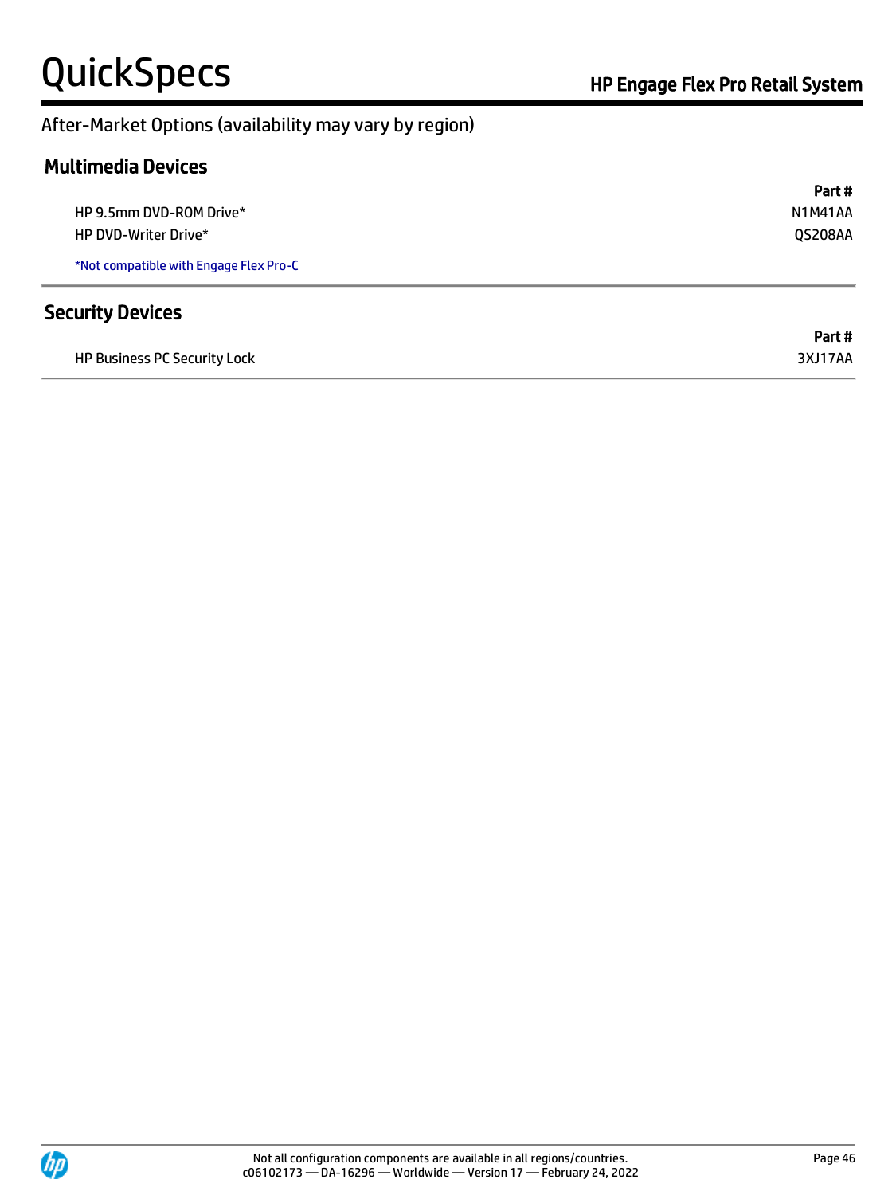## After-Market Options (availability may vary by region)

### Multimedia Devices

| | Part # |
|---|---|
| HP 9.5mm DVD-ROM Drive* | N1M41AA |
| HP DVD-Writer Drive* | QS208AA |

*Not compatible with Engage Flex Pro-C

### Security Devices

| | Part # |
|---|---|
| HP Business PC Security Lock | 3XJ17AA |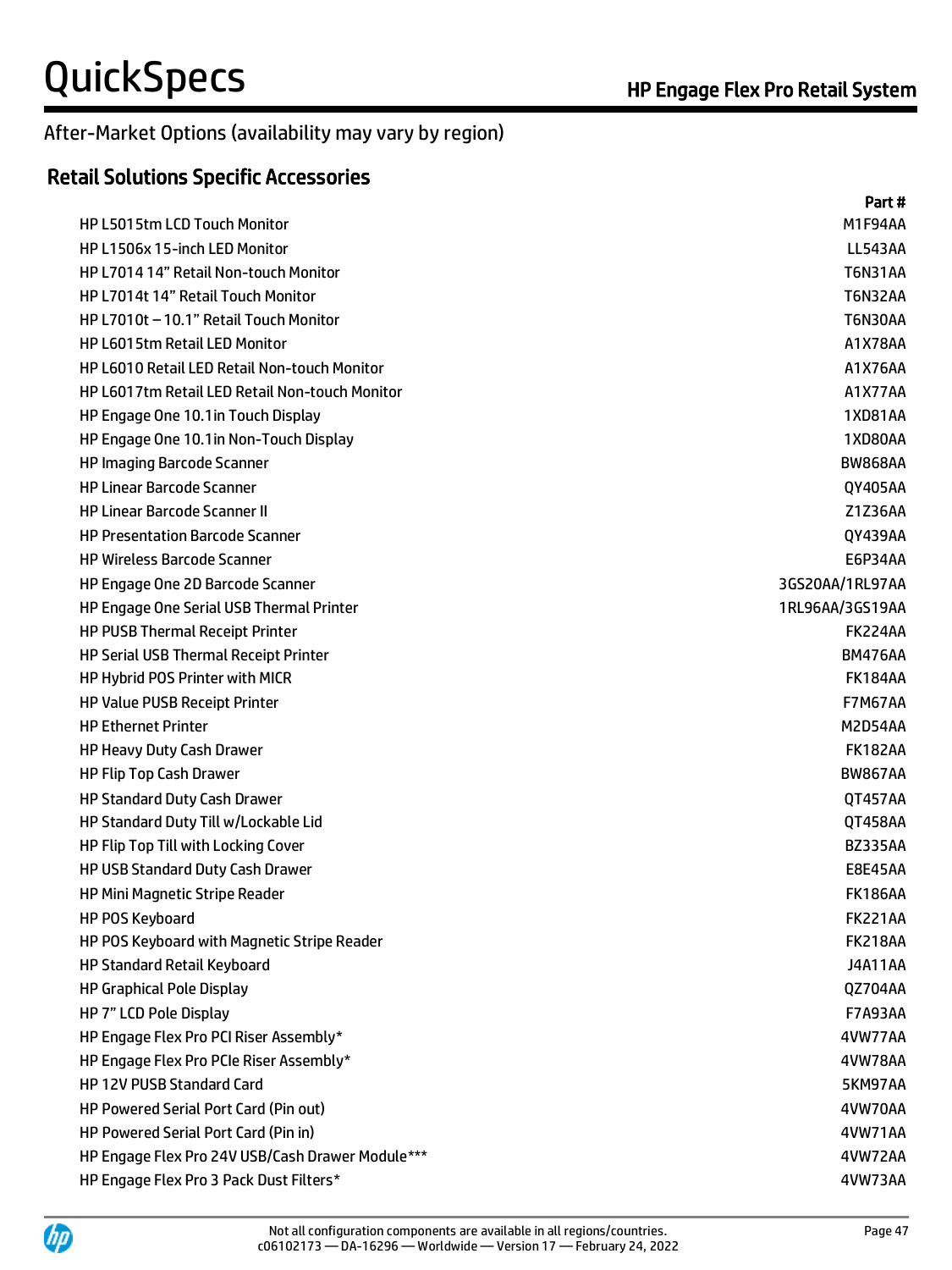## After-Market Options (availability may vary by region)

### Retail Solutions Specific Accessories

| | Part # |
|---|---|
| HP L5015tm LCD Touch Monitor | M1F94AA |
| HP L1506x 15-inch LED Monitor | LL543AA |
| HP L7014 14” Retail Non-touch Monitor | T6N31AA |
| HP L7014t 14” Retail Touch Monitor | T6N32AA |
| HP L7010t – 10.1” Retail Touch Monitor | T6N30AA |
| HP L6015tm Retail LED Monitor | A1X78AA |
| HP L6010 Retail LED Retail Non-touch Monitor | A1X76AA |
| HP L6017tm Retail LED Retail Non-touch Monitor | A1X77AA |
| HP Engage One 10.1in Touch Display | 1XD81AA |
| HP Engage One 10.1in Non-Touch Display | 1XD80AA |
| HP Imaging Barcode Scanner | BW868AA |
| HP Linear Barcode Scanner | QY405AA |
| HP Linear Barcode Scanner II | Z1Z36AA |
| HP Presentation Barcode Scanner | QY439AA |
| HP Wireless Barcode Scanner | E6P34AA |
| HP Engage One 2D Barcode Scanner | 3GS20AA/1RL97AA |
| HP Engage One Serial USB Thermal Printer | 1RL96AA/3GS19AA |
| HP PUSB Thermal Receipt Printer | FK224AA |
| HP Serial USB Thermal Receipt Printer | BM476AA |
| HP Hybrid POS Printer with MICR | FK184AA |
| HP Value PUSB Receipt Printer | F7M67AA |
| HP Ethernet Printer | M2D54AA |
| HP Heavy Duty Cash Drawer | FK182AA |
| HP Flip Top Cash Drawer | BW867AA |
| HP Standard Duty Cash Drawer | QT457AA |
| HP Standard Duty Till w/Lockable Lid | QT458AA |
| HP Flip Top Till with Locking Cover | BZ335AA |
| HP USB Standard Duty Cash Drawer | E8E45AA |
| HP Mini Magnetic Stripe Reader | FK186AA |
| HP POS Keyboard | FK221AA |
| HP POS Keyboard with Magnetic Stripe Reader | FK218AA |
| HP Standard Retail Keyboard | J4A11AA |
| HP Graphical Pole Display | QZ704AA |
| HP 7” LCD Pole Display | F7A93AA |
| HP Engage Flex Pro PCI Riser Assembly* | 4VW77AA |
| HP Engage Flex Pro PCIe Riser Assembly* | 4VW78AA |
| HP 12V PUSB Standard Card | 5KM97AA |
| HP Powered Serial Port Card (Pin out) | 4VW70AA |
| HP Powered Serial Port Card (Pin in) | 4VW71AA |
| HP Engage Flex Pro 24V USB/Cash Drawer Module*** | 4VW72AA |
| HP Engage Flex Pro 3 Pack Dust Filters* | 4VW73AA |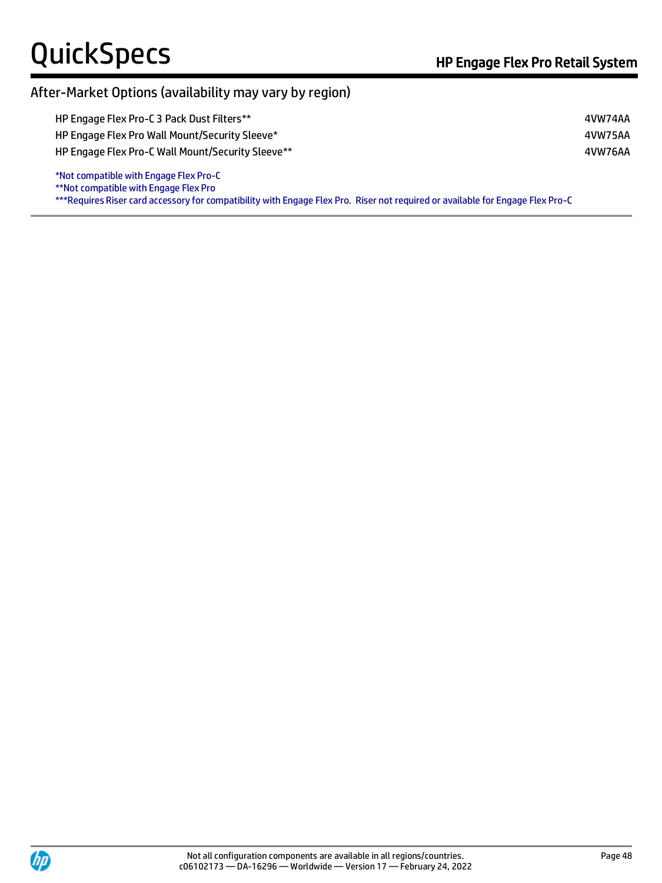## After-Market Options (availability may vary by region)

| | |
|---|---|
| HP Engage Flex Pro-C 3 Pack Dust Filters** | 4VW74AA |
| HP Engage Flex Pro Wall Mount/Security Sleeve* | 4VW75AA |
| HP Engage Flex Pro-C Wall Mount/Security Sleeve** | 4VW76AA |

*Not compatible with Engage Flex Pro-C
**Not compatible with Engage Flex Pro
***Requires Riser card accessory for compatibility with Engage Flex Pro. Riser not required or available for Engage Flex Pro-C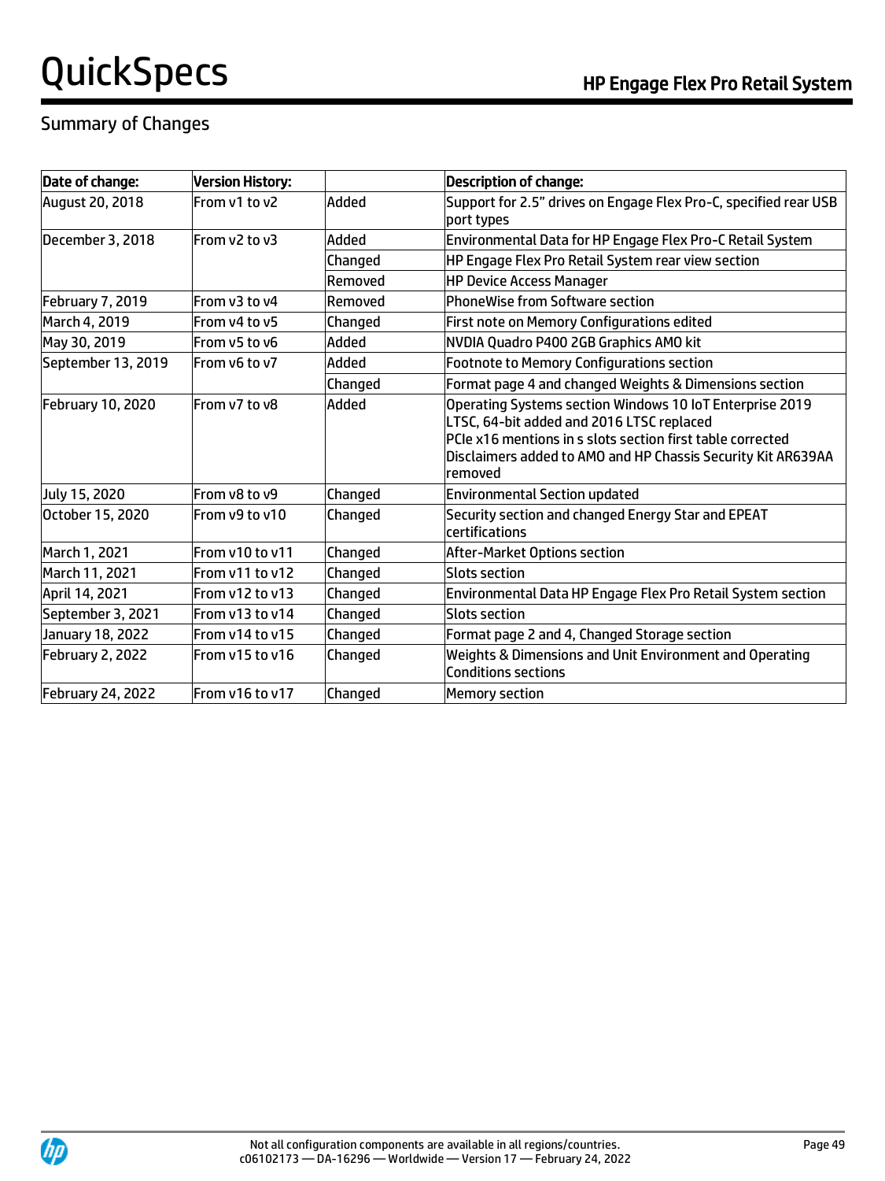## Summary of Changes

| Date of change: | Version History: | | Description of change: |
|---|---|---|---|
| August 20, 2018 | From v1 to v2 | Added | Support for 2.5" drives on Engage Flex Pro-C, specified rear USB port types |
| December 3, 2018 | From v2 to v3 | Added | Environmental Data for HP Engage Flex Pro-C Retail System |
| | | Changed | HP Engage Flex Pro Retail System rear view section |
| | | Removed | HP Device Access Manager |
| February 7, 2019 | From v3 to v4 | Removed | PhoneWise from Software section |
| March 4, 2019 | From v4 to v5 | Changed | First note on Memory Configurations edited |
| May 30, 2019 | From v5 to v6 | Added | NVDIA Quadro P400 2GB Graphics AMO kit |
| September 13, 2019 | From v6 to v7 | Added | Footnote to Memory Configurations section |
| | | Changed | Format page 4 and changed Weights & Dimensions section |
| February 10, 2020 | From v7 to v8 | Added | Operating Systems section Windows 10 IoT Enterprise 2019 LTSC, 64-bit added and 2016 LTSC replaced<br>PCIe x16 mentions in s slots section first table corrected<br>Disclaimers added to AMO and HP Chassis Security Kit AR639AA removed |
| July 15, 2020 | From v8 to v9 | Changed | Environmental Section updated |
| October 15, 2020 | From v9 to v10 | Changed | Security section and changed Energy Star and EPEAT certifications |
| March 1, 2021 | From v10 to v11 | Changed | After-Market Options section |
| March 11, 2021 | From v11 to v12 | Changed | Slots section |
| April 14, 2021 | From v12 to v13 | Changed | Environmental Data HP Engage Flex Pro Retail System section |
| September 3, 2021 | From v13 to v14 | Changed | Slots section |
| January 18, 2022 | From v14 to v15 | Changed | Format page 2 and 4, Changed Storage section |
| February 2, 2022 | From v15 to v16 | Changed | Weights & Dimensions and Unit Environment and Operating Conditions sections |
| February 24, 2022 | From v16 to v17 | Changed | Memory section |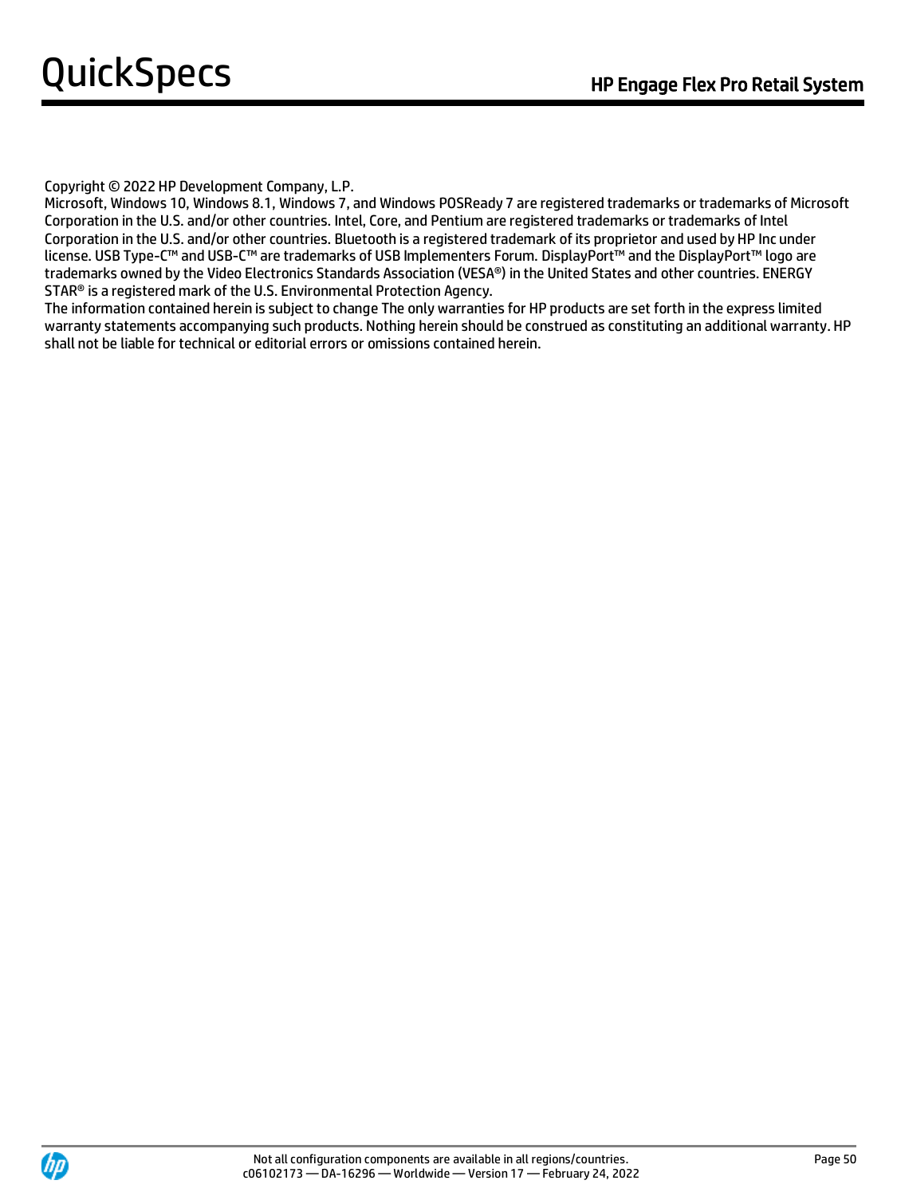Copyright © 2022 HP Development Company, L.P.
Microsoft, Windows 10, Windows 8.1, Windows 7, and Windows POSReady 7 are registered trademarks or trademarks of Microsoft Corporation in the U.S. and/or other countries. Intel, Core, and Pentium are registered trademarks or trademarks of Intel Corporation in the U.S. and/or other countries. Bluetooth is a registered trademark of its proprietor and used by HP Inc under license. USB Type-C™ and USB-C™ are trademarks of USB Implementers Forum. DisplayPort™ and the DisplayPort™ logo are trademarks owned by the Video Electronics Standards Association (VESA®) in the United States and other countries. ENERGY STAR® is a registered mark of the U.S. Environmental Protection Agency.
The information contained herein is subject to change The only warranties for HP products are set forth in the express limited warranty statements accompanying such products. Nothing herein should be construed as constituting an additional warranty. HP shall not be liable for technical or editorial errors or omissions contained herein.